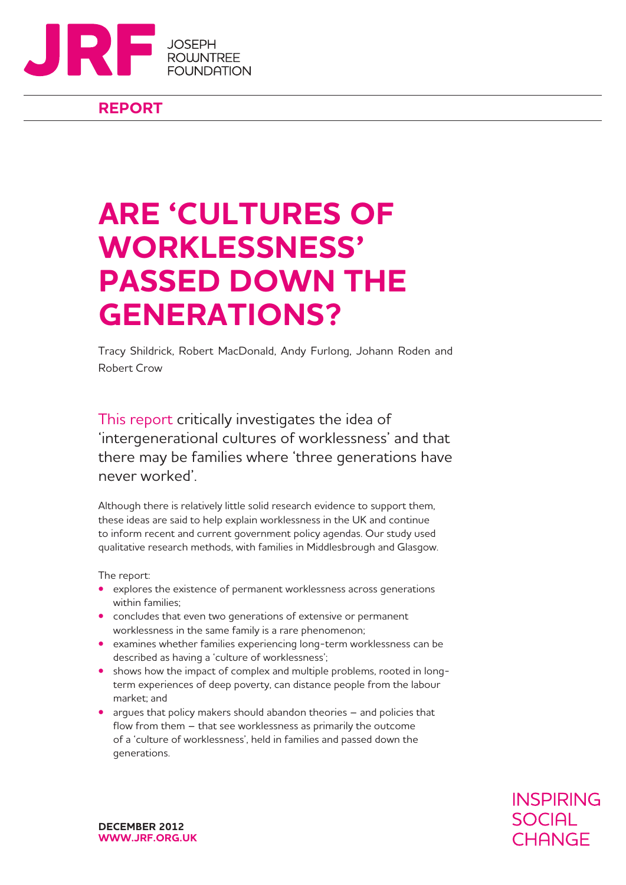JOSEPH ROWNTREE FOUNDATION

**REPORT**

# ARE 'CULTURES OF WORKLESSNESS' PASSED DOWN THE GENERATIONS?

Tracy Shildrick, Robert MacDonald, Andy Furlong, Johann Roden and Robert Crow

This report critically investigates the idea of 'intergenerational cultures of worklessness' and that there may be families where 'three generations have never worked'.

Although there is relatively little solid research evidence to support them, these ideas are said to help explain worklessness in the UK and continue to inform recent and current government policy agendas. Our study used qualitative research methods, with families in Middlesbrough and Glasgow.

The report:

- explores the existence of permanent worklessness across generations within families;
- concludes that even two generations of extensive or permanent worklessness in the same family is a rare phenomenon;
- examines whether families experiencing long-term worklessness can be described as having a 'culture of worklessness';
- shows how the impact of complex and multiple problems, rooted in long-term experiences of deep poverty, can distance people from the labour market; and
- argues that policy makers should abandon theories – and policies that flow from them – that see worklessness as primarily the outcome of a 'culture of worklessness', held in families and passed down the generations.

**DECEMBER 2012**
**WWW.JRF.ORG.UK**

INSPIRING SOCIAL CHANGE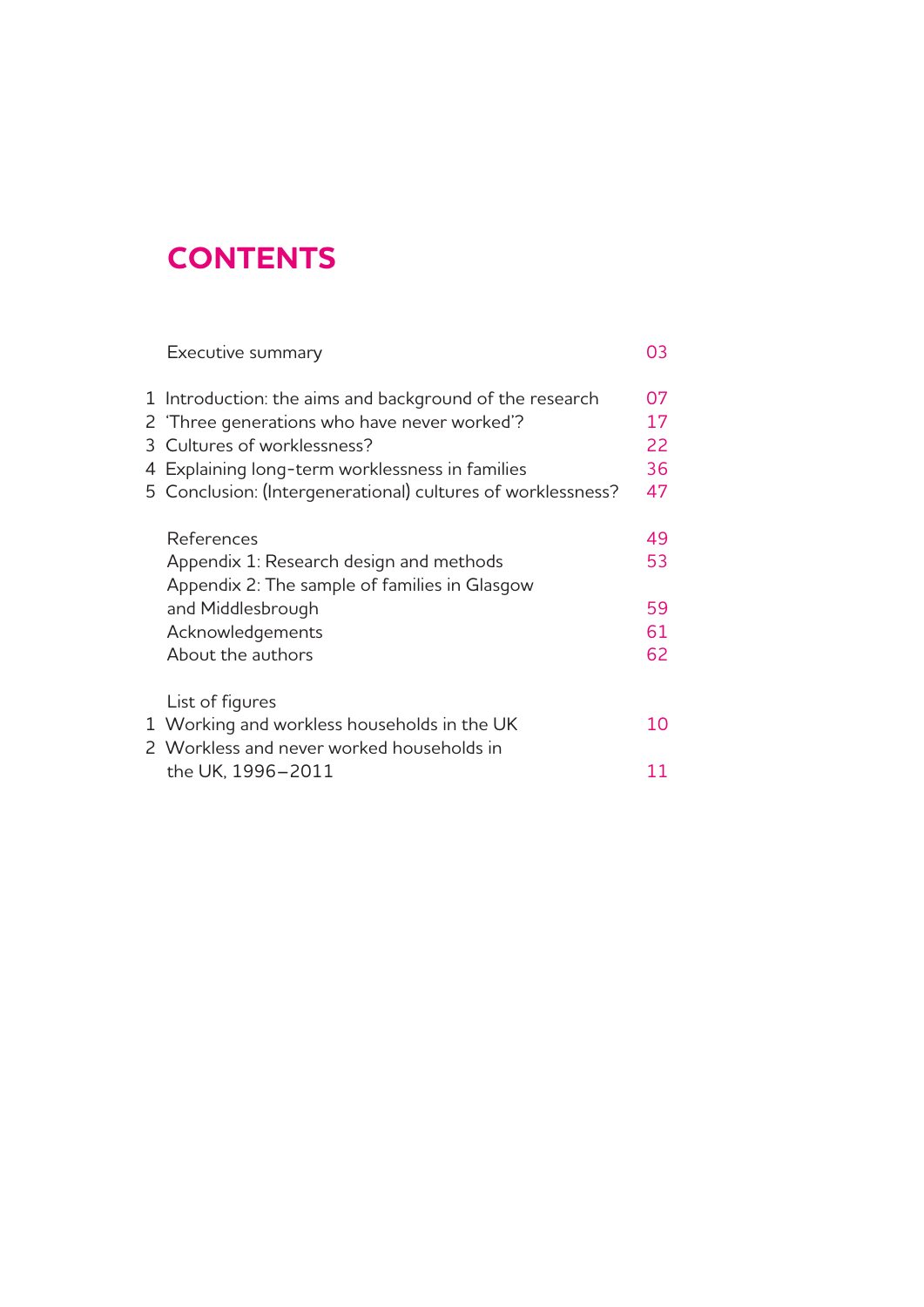# CONTENTS

| | |
|---|---|
| Executive summary | 03 |
| 1 Introduction: the aims and background of the research | 07 |
| 2 'Three generations who have never worked'? | 17 |
| 3 Cultures of worklessness? | 22 |
| 4 Explaining long-term worklessness in families | 36 |
| 5 Conclusion: (Intergenerational) cultures of worklessness? | 47 |
| References | 49 |
| Appendix 1: Research design and methods | 53 |
| Appendix 2: The sample of families in Glasgow and Middlesbrough | 59 |
| Acknowledgements | 61 |
| About the authors | 62 |

List of figures

| | |
|---|---|
| 1 Working and workless households in the UK | 10 |
| 2 Workless and never worked households in the UK, 1996–2011 | 11 |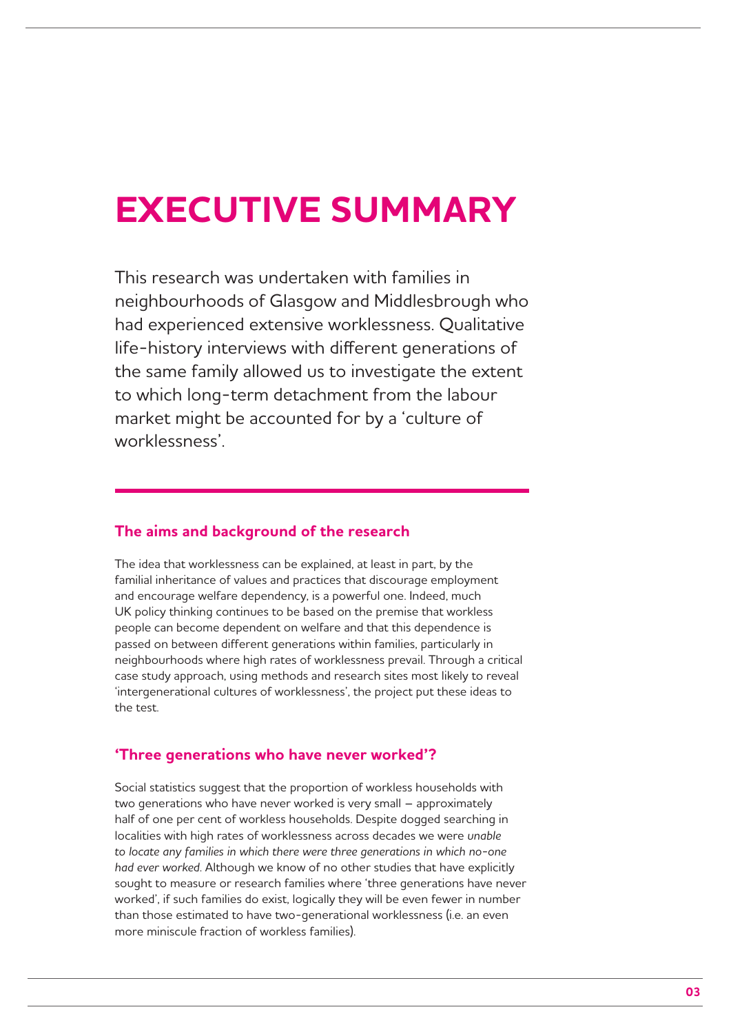# EXECUTIVE SUMMARY

This research was undertaken with families in neighbourhoods of Glasgow and Middlesbrough who had experienced extensive worklessness. Qualitative life-history interviews with different generations of the same family allowed us to investigate the extent to which long-term detachment from the labour market might be accounted for by a 'culture of worklessness'.

## The aims and background of the research

The idea that worklessness can be explained, at least in part, by the familial inheritance of values and practices that discourage employment and encourage welfare dependency, is a powerful one. Indeed, much UK policy thinking continues to be based on the premise that workless people can become dependent on welfare and that this dependence is passed on between different generations within families, particularly in neighbourhoods where high rates of worklessness prevail. Through a critical case study approach, using methods and research sites most likely to reveal 'intergenerational cultures of worklessness', the project put these ideas to the test.

## 'Three generations who have never worked'?

Social statistics suggest that the proportion of workless households with two generations who have never worked is very small – approximately half of one per cent of workless households. Despite dogged searching in localities with high rates of worklessness across decades we were *unable to locate any families in which there were three generations in which no-one had ever worked*. Although we know of no other studies that have explicitly sought to measure or research families where 'three generations have never worked', if such families do exist, logically they will be even fewer in number than those estimated to have two-generational worklessness (i.e. an even more miniscule fraction of workless families).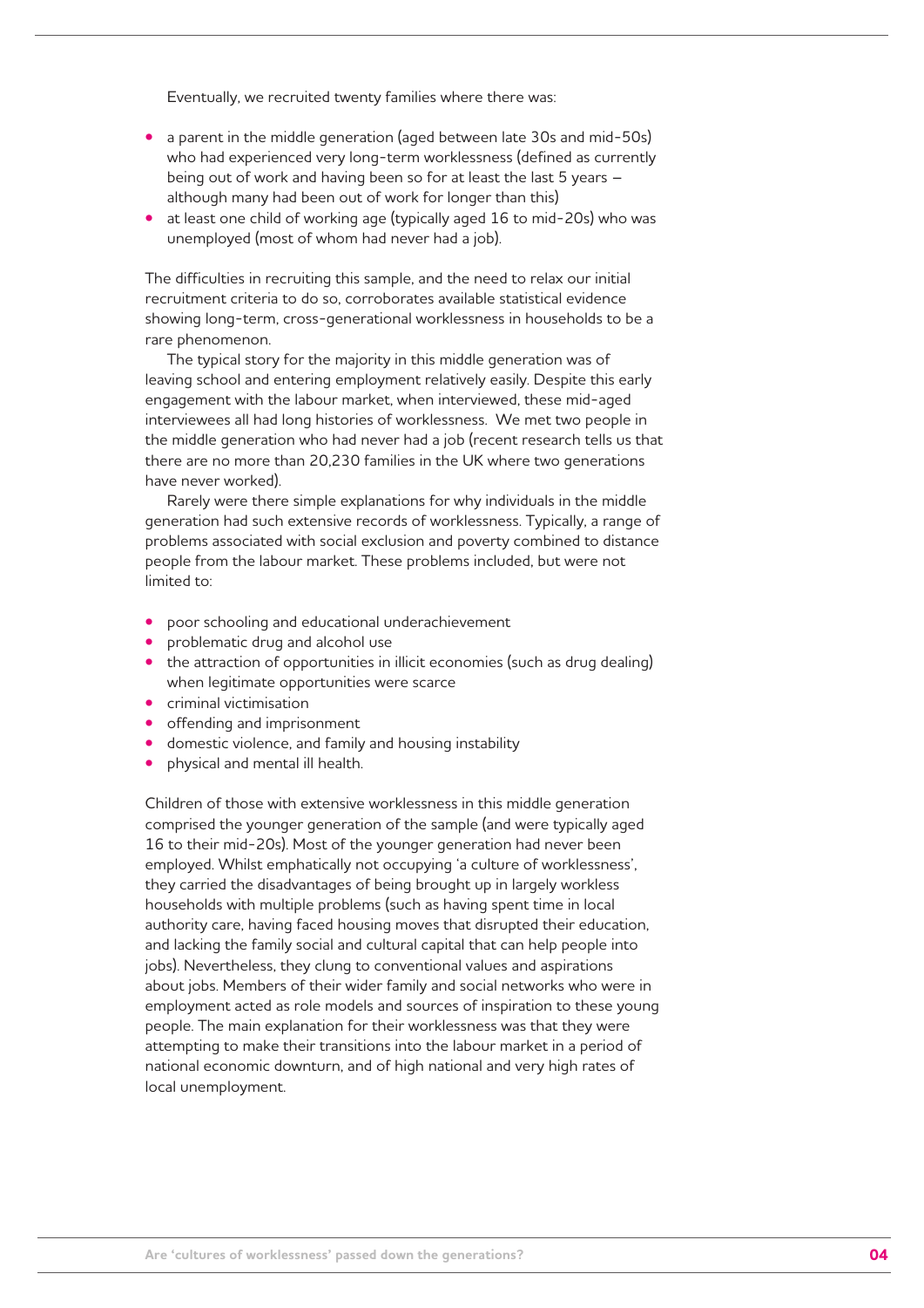Eventually, we recruited twenty families where there was:

- a parent in the middle generation (aged between late 30s and mid-50s) who had experienced very long-term worklessness (defined as currently being out of work and having been so for at least the last 5 years – although many had been out of work for longer than this)
- at least one child of working age (typically aged 16 to mid-20s) who was unemployed (most of whom had never had a job).

The difficulties in recruiting this sample, and the need to relax our initial recruitment criteria to do so, corroborates available statistical evidence showing long-term, cross-generational worklessness in households to be a rare phenomenon.

The typical story for the majority in this middle generation was of leaving school and entering employment relatively easily. Despite this early engagement with the labour market, when interviewed, these mid-aged interviewees all had long histories of worklessness. We met two people in the middle generation who had never had a job (recent research tells us that there are no more than 20,230 families in the UK where two generations have never worked).

Rarely were there simple explanations for why individuals in the middle generation had such extensive records of worklessness. Typically, a range of problems associated with social exclusion and poverty combined to distance people from the labour market. These problems included, but were not limited to:

- poor schooling and educational underachievement
- problematic drug and alcohol use
- the attraction of opportunities in illicit economies (such as drug dealing) when legitimate opportunities were scarce
- criminal victimisation
- offending and imprisonment
- domestic violence, and family and housing instability
- physical and mental ill health.

Children of those with extensive worklessness in this middle generation comprised the younger generation of the sample (and were typically aged 16 to their mid-20s). Most of the younger generation had never been employed. Whilst emphatically not occupying 'a culture of worklessness', they carried the disadvantages of being brought up in largely workless households with multiple problems (such as having spent time in local authority care, having faced housing moves that disrupted their education, and lacking the family social and cultural capital that can help people into jobs). Nevertheless, they clung to conventional values and aspirations about jobs. Members of their wider family and social networks who were in employment acted as role models and sources of inspiration to these young people. The main explanation for their worklessness was that they were attempting to make their transitions into the labour market in a period of national economic downturn, and of high national and very high rates of local unemployment.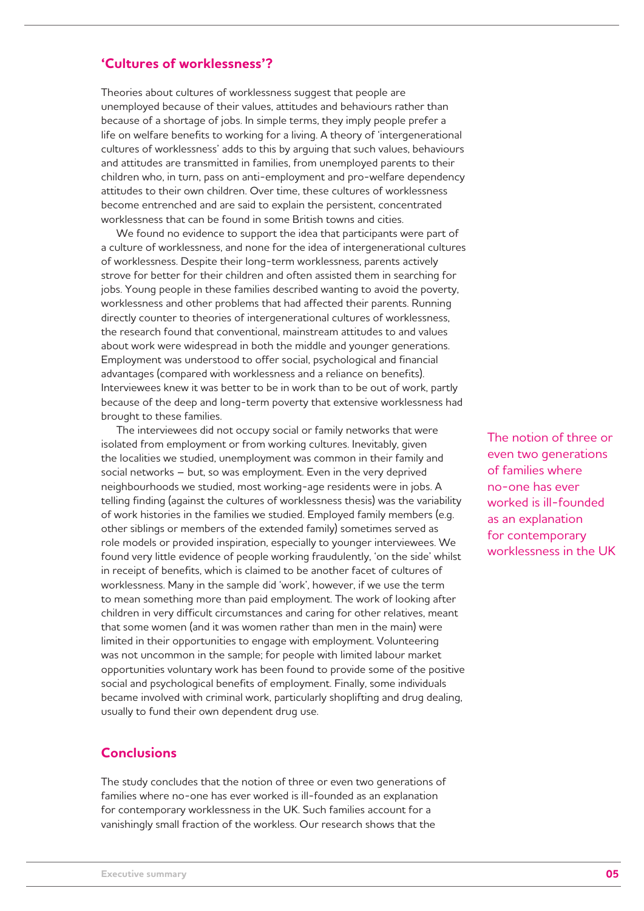## 'Cultures of worklessness'?

Theories about cultures of worklessness suggest that people are unemployed because of their values, attitudes and behaviours rather than because of a shortage of jobs. In simple terms, they imply people prefer a life on welfare benefits to working for a living. A theory of 'intergenerational cultures of worklessness' adds to this by arguing that such values, behaviours and attitudes are transmitted in families, from unemployed parents to their children who, in turn, pass on anti-employment and pro-welfare dependency attitudes to their own children. Over time, these cultures of worklessness become entrenched and are said to explain the persistent, concentrated worklessness that can be found in some British towns and cities.

We found no evidence to support the idea that participants were part of a culture of worklessness, and none for the idea of intergenerational cultures of worklessness. Despite their long-term worklessness, parents actively strove for better for their children and often assisted them in searching for jobs. Young people in these families described wanting to avoid the poverty, worklessness and other problems that had affected their parents. Running directly counter to theories of intergenerational cultures of worklessness, the research found that conventional, mainstream attitudes to and values about work were widespread in both the middle and younger generations. Employment was understood to offer social, psychological and financial advantages (compared with worklessness and a reliance on benefits). Interviewees knew it was better to be in work than to be out of work, partly because of the deep and long-term poverty that extensive worklessness had brought to these families.

The interviewees did not occupy social or family networks that were isolated from employment or from working cultures. Inevitably, given the localities we studied, unemployment was common in their family and social networks – but, so was employment. Even in the very deprived neighbourhoods we studied, most working-age residents were in jobs. A telling finding (against the cultures of worklessness thesis) was the variability of work histories in the families we studied. Employed family members (e.g. other siblings or members of the extended family) sometimes served as role models or provided inspiration, especially to younger interviewees. We found very little evidence of people working fraudulently, 'on the side' whilst in receipt of benefits, which is claimed to be another facet of cultures of worklessness. Many in the sample did 'work', however, if we use the term to mean something more than paid employment. The work of looking after children in very difficult circumstances and caring for other relatives, meant that some women (and it was women rather than men in the main) were limited in their opportunities to engage with employment. Volunteering was not uncommon in the sample; for people with limited labour market opportunities voluntary work has been found to provide some of the positive social and psychological benefits of employment. Finally, some individuals became involved with criminal work, particularly shoplifting and drug dealing, usually to fund their own dependent drug use.

> The notion of three or even two generations of families where no-one has ever worked is ill-founded as an explanation for contemporary worklessness in the UK

## Conclusions

The study concludes that the notion of three or even two generations of families where no-one has ever worked is ill-founded as an explanation for contemporary worklessness in the UK. Such families account for a vanishingly small fraction of the workless. Our research shows that the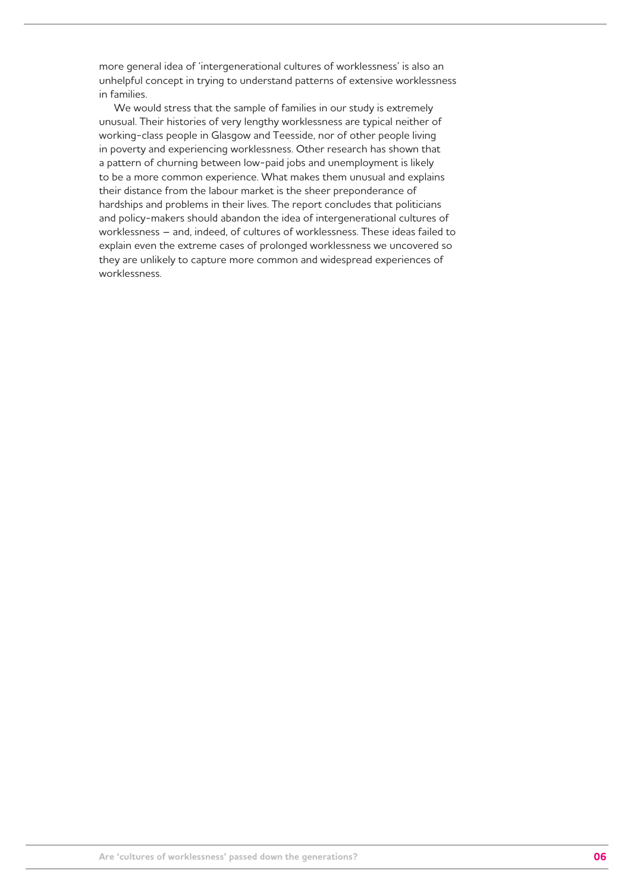more general idea of 'intergenerational cultures of worklessness' is also an unhelpful concept in trying to understand patterns of extensive worklessness in families.

We would stress that the sample of families in our study is extremely unusual. Their histories of very lengthy worklessness are typical neither of working-class people in Glasgow and Teesside, nor of other people living in poverty and experiencing worklessness. Other research has shown that a pattern of churning between low-paid jobs and unemployment is likely to be a more common experience. What makes them unusual and explains their distance from the labour market is the sheer preponderance of hardships and problems in their lives. The report concludes that politicians and policy-makers should abandon the idea of intergenerational cultures of worklessness – and, indeed, of cultures of worklessness. These ideas failed to explain even the extreme cases of prolonged worklessness we uncovered so they are unlikely to capture more common and widespread experiences of worklessness.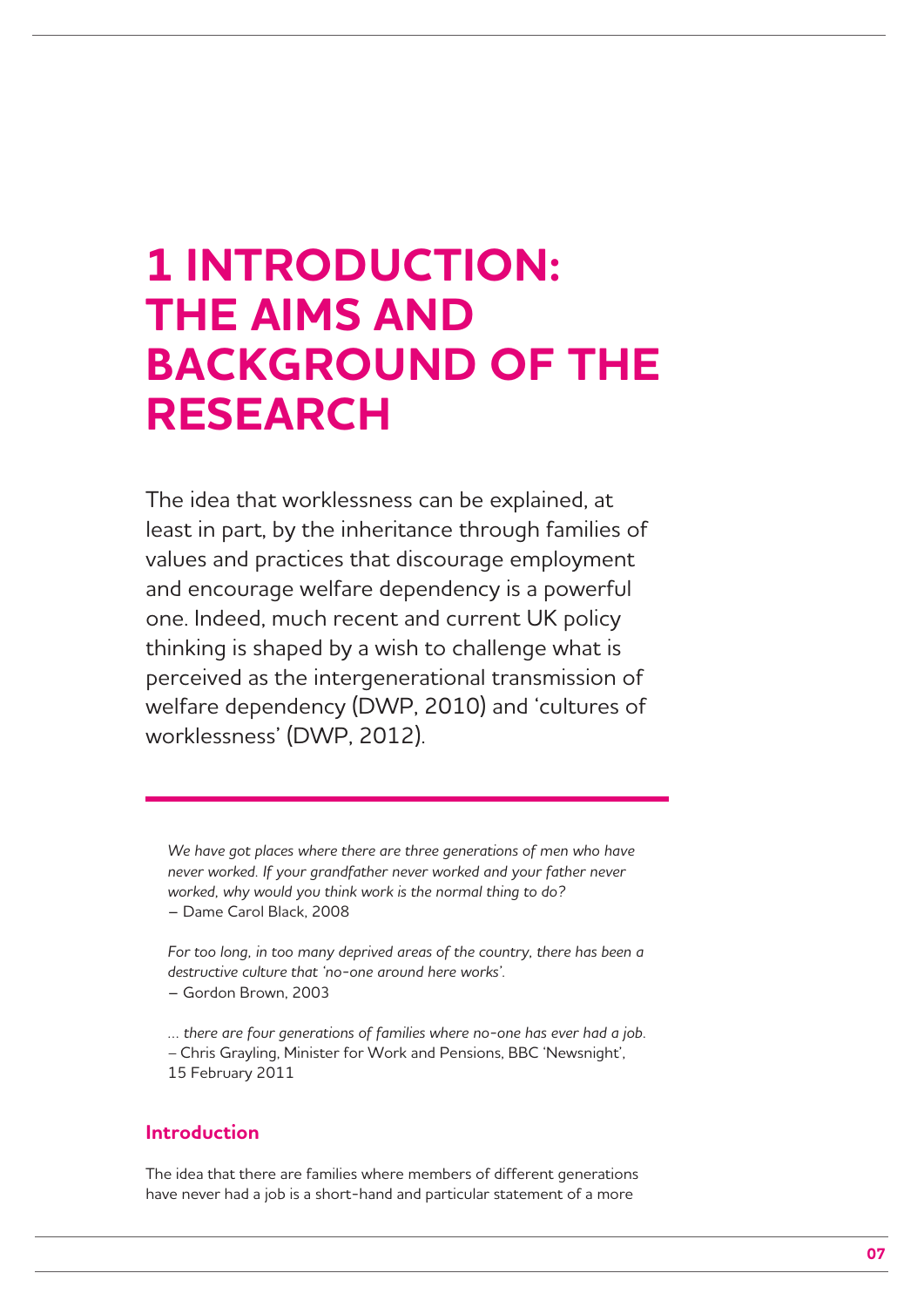# 1 INTRODUCTION: THE AIMS AND BACKGROUND OF THE RESEARCH

The idea that worklessness can be explained, at least in part, by the inheritance through families of values and practices that discourage employment and encourage welfare dependency is a powerful one. Indeed, much recent and current UK policy thinking is shaped by a wish to challenge what is perceived as the intergenerational transmission of welfare dependency (DWP, 2010) and 'cultures of worklessness' (DWP, 2012).

*We have got places where there are three generations of men who have never worked. If your grandfather never worked and your father never worked, why would you think work is the normal thing to do?*
– Dame Carol Black, 2008

*For too long, in too many deprived areas of the country, there has been a destructive culture that 'no-one around here works'.*
– Gordon Brown, 2003

*… there are four generations of families where no-one has ever had a job.*
– Chris Grayling, Minister for Work and Pensions, BBC 'Newsnight', 15 February 2011

## Introduction

The idea that there are families where members of different generations have never had a job is a short-hand and particular statement of a more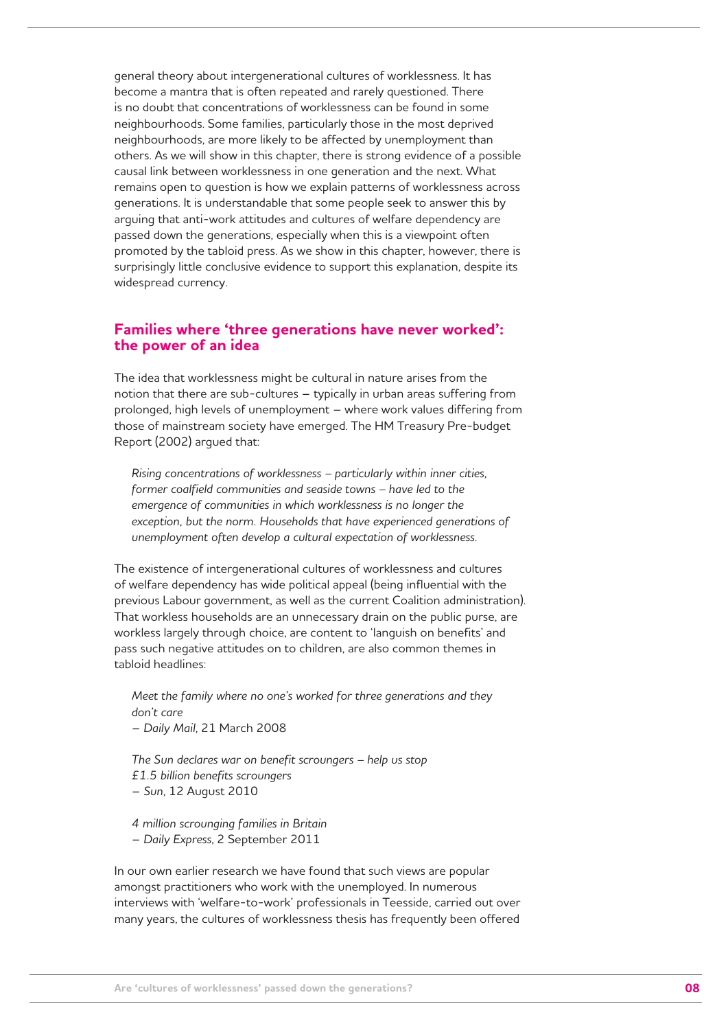general theory about intergenerational cultures of worklessness. It has become a mantra that is often repeated and rarely questioned. There is no doubt that concentrations of worklessness can be found in some neighbourhoods. Some families, particularly those in the most deprived neighbourhoods, are more likely to be affected by unemployment than others. As we will show in this chapter, there is strong evidence of a possible causal link between worklessness in one generation and the next. What remains open to question is how we explain patterns of worklessness across generations. It is understandable that some people seek to answer this by arguing that anti-work attitudes and cultures of welfare dependency are passed down the generations, especially when this is a viewpoint often promoted by the tabloid press. As we show in this chapter, however, there is surprisingly little conclusive evidence to support this explanation, despite its widespread currency.

## Families where 'three generations have never worked': the power of an idea

The idea that worklessness might be cultural in nature arises from the notion that there are sub-cultures – typically in urban areas suffering from prolonged, high levels of unemployment – where work values differing from those of mainstream society have emerged. The HM Treasury Pre-budget Report (2002) argued that:

> *Rising concentrations of worklessness – particularly within inner cities, former coalfield communities and seaside towns – have led to the emergence of communities in which worklessness is no longer the exception, but the norm. Households that have experienced generations of unemployment often develop a cultural expectation of worklessness.*

The existence of intergenerational cultures of worklessness and cultures of welfare dependency has wide political appeal (being influential with the previous Labour government, as well as the current Coalition administration). That workless households are an unnecessary drain on the public purse, are workless largely through choice, are content to 'languish on benefits' and pass such negative attitudes on to children, are also common themes in tabloid headlines:

> *Meet the family where no one's worked for three generations and they don't care*
> – *Daily Mail*, 21 March 2008

> *The Sun declares war on benefit scroungers – help us stop £1.5 billion benefits scroungers*
> – *Sun*, 12 August 2010

> *4 million scrounging families in Britain*
> – *Daily Express*, 2 September 2011

In our own earlier research we have found that such views are popular amongst practitioners who work with the unemployed. In numerous interviews with 'welfare-to-work' professionals in Teesside, carried out over many years, the cultures of worklessness thesis has frequently been offered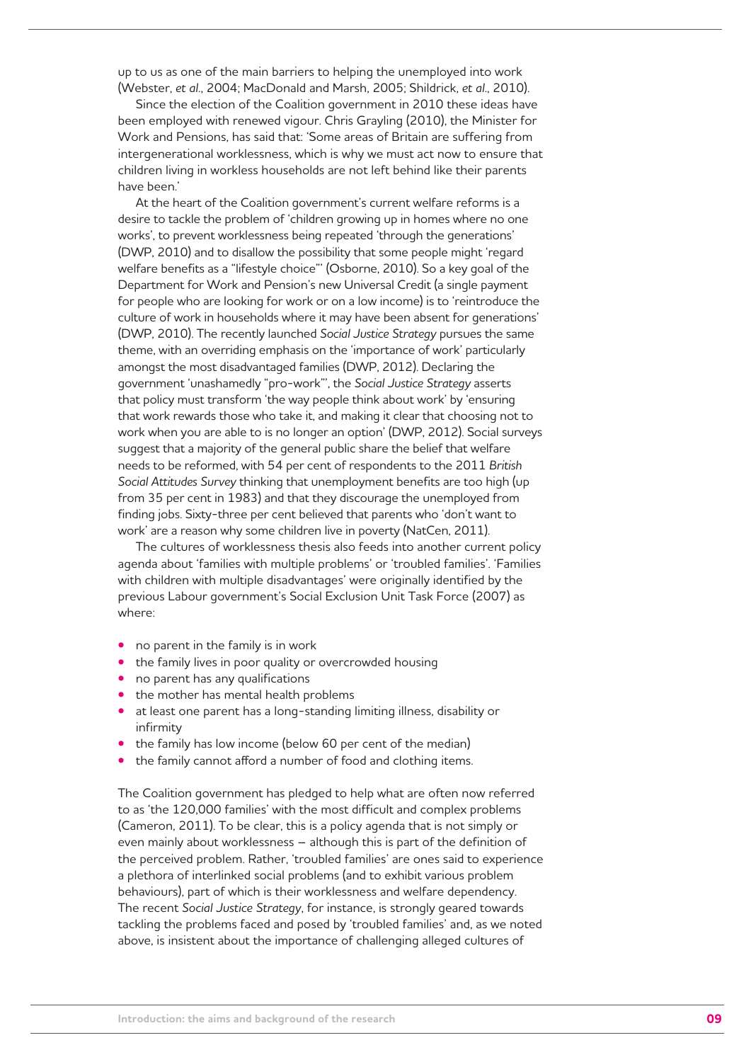up to us as one of the main barriers to helping the unemployed into work (Webster, *et al*., 2004; MacDonald and Marsh, 2005; Shildrick, *et al*., 2010).

Since the election of the Coalition government in 2010 these ideas have been employed with renewed vigour. Chris Grayling (2010), the Minister for Work and Pensions, has said that: 'Some areas of Britain are suffering from intergenerational worklessness, which is why we must act now to ensure that children living in workless households are not left behind like their parents have been.'

At the heart of the Coalition government's current welfare reforms is a desire to tackle the problem of 'children growing up in homes where no one works', to prevent worklessness being repeated 'through the generations' (DWP, 2010) and to disallow the possibility that some people might 'regard welfare benefits as a "lifestyle choice"' (Osborne, 2010). So a key goal of the Department for Work and Pension's new Universal Credit (a single payment for people who are looking for work or on a low income) is to 'reintroduce the culture of work in households where it may have been absent for generations' (DWP, 2010). The recently launched *Social Justice Strategy* pursues the same theme, with an overriding emphasis on the 'importance of work' particularly amongst the most disadvantaged families (DWP, 2012). Declaring the government 'unashamedly "pro-work"', the *Social Justice Strategy* asserts that policy must transform 'the way people think about work' by 'ensuring that work rewards those who take it, and making it clear that choosing not to work when you are able to is no longer an option' (DWP, 2012). Social surveys suggest that a majority of the general public share the belief that welfare needs to be reformed, with 54 per cent of respondents to the 2011 *British Social Attitudes Survey* thinking that unemployment benefits are too high (up from 35 per cent in 1983) and that they discourage the unemployed from finding jobs. Sixty-three per cent believed that parents who 'don't want to work' are a reason why some children live in poverty (NatCen, 2011).

The cultures of worklessness thesis also feeds into another current policy agenda about 'families with multiple problems' or 'troubled families'. 'Families with children with multiple disadvantages' were originally identified by the previous Labour government's Social Exclusion Unit Task Force (2007) as where:

- no parent in the family is in work
- the family lives in poor quality or overcrowded housing
- no parent has any qualifications
- the mother has mental health problems
- at least one parent has a long-standing limiting illness, disability or infirmity
- the family has low income (below 60 per cent of the median)
- the family cannot afford a number of food and clothing items.

The Coalition government has pledged to help what are often now referred to as 'the 120,000 families' with the most difficult and complex problems (Cameron, 2011). To be clear, this is a policy agenda that is not simply or even mainly about worklessness – although this is part of the definition of the perceived problem. Rather, 'troubled families' are ones said to experience a plethora of interlinked social problems (and to exhibit various problem behaviours), part of which is their worklessness and welfare dependency. The recent *Social Justice Strategy*, for instance, is strongly geared towards tackling the problems faced and posed by 'troubled families' and, as we noted above, is insistent about the importance of challenging alleged cultures of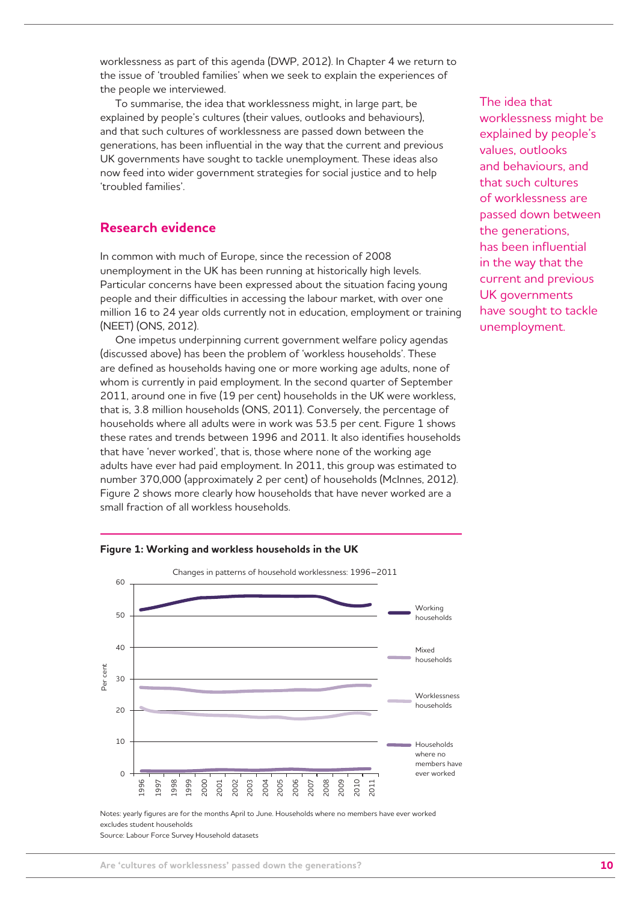worklessness as part of this agenda (DWP, 2012). In Chapter 4 we return to the issue of 'troubled families' when we seek to explain the experiences of the people we interviewed.

To summarise, the idea that worklessness might, in large part, be explained by people's cultures (their values, outlooks and behaviours), and that such cultures of worklessness are passed down between the generations, has been influential in the way that the current and previous UK governments have sought to tackle unemployment. These ideas also now feed into wider government strategies for social justice and to help 'troubled families'.

The idea that worklessness might be explained by people's values, outlooks and behaviours, and that such cultures of worklessness are passed down between the generations, has been influential in the way that the current and previous UK governments have sought to tackle unemployment.

## Research evidence

In common with much of Europe, since the recession of 2008 unemployment in the UK has been running at historically high levels. Particular concerns have been expressed about the situation facing young people and their difficulties in accessing the labour market, with over one million 16 to 24 year olds currently not in education, employment or training (NEET) (ONS, 2012).

One impetus underpinning current government welfare policy agendas (discussed above) has been the problem of 'workless households'. These are defined as households having one or more working age adults, none of whom is currently in paid employment. In the second quarter of September 2011, around one in five (19 per cent) households in the UK were workless, that is, 3.8 million households (ONS, 2011). Conversely, the percentage of households where all adults were in work was 53.5 per cent. Figure 1 shows these rates and trends between 1996 and 2011. It also identifies households that have 'never worked', that is, those where none of the working age adults have ever had paid employment. In 2011, this group was estimated to number 370,000 (approximately 2 per cent) of households (McInnes, 2012). Figure 2 shows more clearly how households that have never worked are a small fraction of all workless households.

**Figure 1: Working and workless households in the UK**

Changes in patterns of household worklessness: 1996–2011

Notes: yearly figures are for the months April to June. Households where no members have ever worked excludes student households

Source: Labour Force Survey Household datasets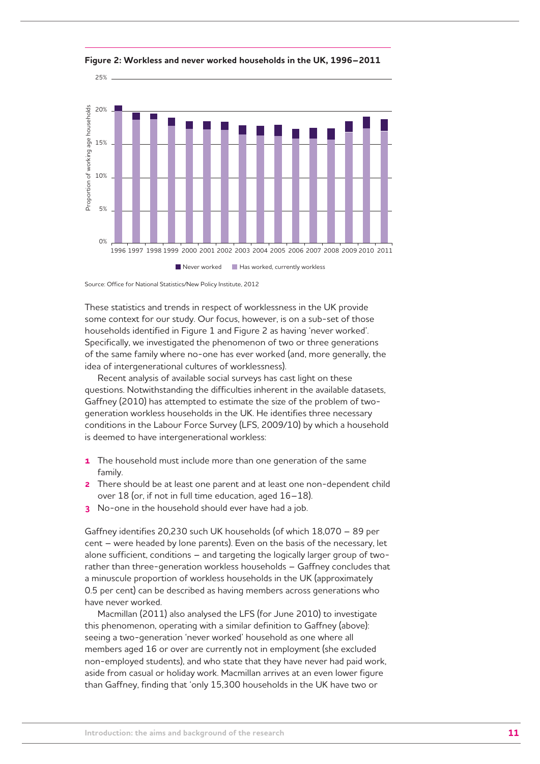**Figure 2: Workless and never worked households in the UK, 1996–2011**

Source: Office for National Statistics/New Policy Institute, 2012

These statistics and trends in respect of worklessness in the UK provide some context for our study. Our focus, however, is on a sub-set of those households identified in Figure 1 and Figure 2 as having 'never worked'. Specifically, we investigated the phenomenon of two or three generations of the same family where no-one has ever worked (and, more generally, the idea of intergenerational cultures of worklessness).

Recent analysis of available social surveys has cast light on these questions. Notwithstanding the difficulties inherent in the available datasets, Gaffney (2010) has attempted to estimate the size of the problem of two-generation workless households in the UK. He identifies three necessary conditions in the Labour Force Survey (LFS, 2009/10) by which a household is deemed to have intergenerational workless:

1. The household must include more than one generation of the same family.
2. There should be at least one parent and at least one non-dependent child over 18 (or, if not in full time education, aged 16–18).
3. No-one in the household should ever have had a job.

Gaffney identifies 20,230 such UK households (of which 18,070 – 89 per cent – were headed by lone parents). Even on the basis of the necessary, let alone sufficient, conditions – and targeting the logically larger group of two- rather than three-generation workless households – Gaffney concludes that a minuscule proportion of workless households in the UK (approximately 0.5 per cent) can be described as having members across generations who have never worked.

Macmillan (2011) also analysed the LFS (for June 2010) to investigate this phenomenon, operating with a similar definition to Gaffney (above): seeing a two-generation 'never worked' household as one where all members aged 16 or over are currently not in employment (she excluded non-employed students), and who state that they have never had paid work, aside from casual or holiday work. Macmillan arrives at an even lower figure than Gaffney, finding that 'only 15,300 households in the UK have two or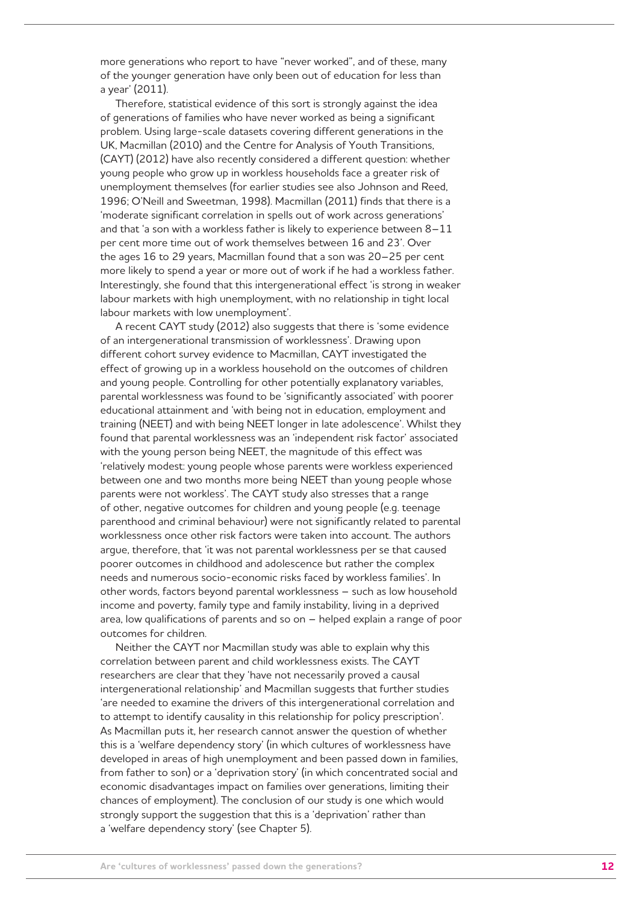more generations who report to have "never worked", and of these, many of the younger generation have only been out of education for less than a year' (2011).

Therefore, statistical evidence of this sort is strongly against the idea of generations of families who have never worked as being a significant problem. Using large-scale datasets covering different generations in the UK, Macmillan (2010) and the Centre for Analysis of Youth Transitions, (CAYT) (2012) have also recently considered a different question: whether young people who grow up in workless households face a greater risk of unemployment themselves (for earlier studies see also Johnson and Reed, 1996; O'Neill and Sweetman, 1998). Macmillan (2011) finds that there is a 'moderate significant correlation in spells out of work across generations' and that 'a son with a workless father is likely to experience between 8–11 per cent more time out of work themselves between 16 and 23'. Over the ages 16 to 29 years, Macmillan found that a son was 20–25 per cent more likely to spend a year or more out of work if he had a workless father. Interestingly, she found that this intergenerational effect 'is strong in weaker labour markets with high unemployment, with no relationship in tight local labour markets with low unemployment'.

A recent CAYT study (2012) also suggests that there is 'some evidence of an intergenerational transmission of worklessness'. Drawing upon different cohort survey evidence to Macmillan, CAYT investigated the effect of growing up in a workless household on the outcomes of children and young people. Controlling for other potentially explanatory variables, parental worklessness was found to be 'significantly associated' with poorer educational attainment and 'with being not in education, employment and training (NEET) and with being NEET longer in late adolescence'. Whilst they found that parental worklessness was an 'independent risk factor' associated with the young person being NEET, the magnitude of this effect was 'relatively modest: young people whose parents were workless experienced between one and two months more being NEET than young people whose parents were not workless'. The CAYT study also stresses that a range of other, negative outcomes for children and young people (e.g. teenage parenthood and criminal behaviour) were not significantly related to parental worklessness once other risk factors were taken into account. The authors argue, therefore, that 'it was not parental worklessness per se that caused poorer outcomes in childhood and adolescence but rather the complex needs and numerous socio-economic risks faced by workless families'. In other words, factors beyond parental worklessness – such as low household income and poverty, family type and family instability, living in a deprived area, low qualifications of parents and so on – helped explain a range of poor outcomes for children.

Neither the CAYT nor Macmillan study was able to explain why this correlation between parent and child worklessness exists. The CAYT researchers are clear that they 'have not necessarily proved a causal intergenerational relationship' and Macmillan suggests that further studies 'are needed to examine the drivers of this intergenerational correlation and to attempt to identify causality in this relationship for policy prescription'. As Macmillan puts it, her research cannot answer the question of whether this is a 'welfare dependency story' (in which cultures of worklessness have developed in areas of high unemployment and been passed down in families, from father to son) or a 'deprivation story' (in which concentrated social and economic disadvantages impact on families over generations, limiting their chances of employment). The conclusion of our study is one which would strongly support the suggestion that this is a 'deprivation' rather than a 'welfare dependency story' (see Chapter 5).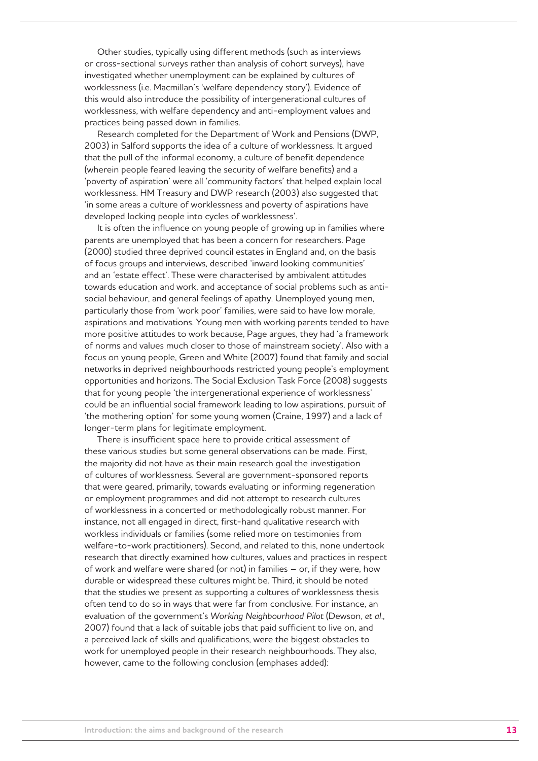Other studies, typically using different methods (such as interviews or cross-sectional surveys rather than analysis of cohort surveys), have investigated whether unemployment can be explained by cultures of worklessness (i.e. Macmillan's 'welfare dependency story'). Evidence of this would also introduce the possibility of intergenerational cultures of worklessness, with welfare dependency and anti-employment values and practices being passed down in families.

Research completed for the Department of Work and Pensions (DWP, 2003) in Salford supports the idea of a culture of worklessness. It argued that the pull of the informal economy, a culture of benefit dependence (wherein people feared leaving the security of welfare benefits) and a 'poverty of aspiration' were all 'community factors' that helped explain local worklessness. HM Treasury and DWP research (2003) also suggested that 'in some areas a culture of worklessness and poverty of aspirations have developed locking people into cycles of worklessness'.

It is often the influence on young people of growing up in families where parents are unemployed that has been a concern for researchers. Page (2000) studied three deprived council estates in England and, on the basis of focus groups and interviews, described 'inward looking communities' and an 'estate effect'. These were characterised by ambivalent attitudes towards education and work, and acceptance of social problems such as anti-social behaviour, and general feelings of apathy. Unemployed young men, particularly those from 'work poor' families, were said to have low morale, aspirations and motivations. Young men with working parents tended to have more positive attitudes to work because, Page argues, they had 'a framework of norms and values much closer to those of mainstream society'. Also with a focus on young people, Green and White (2007) found that family and social networks in deprived neighbourhoods restricted young people's employment opportunities and horizons. The Social Exclusion Task Force (2008) suggests that for young people 'the intergenerational experience of worklessness' could be an influential social framework leading to low aspirations, pursuit of 'the mothering option' for some young women (Craine, 1997) and a lack of longer-term plans for legitimate employment.

There is insufficient space here to provide critical assessment of these various studies but some general observations can be made. First, the majority did not have as their main research goal the investigation of cultures of worklessness. Several are government-sponsored reports that were geared, primarily, towards evaluating or informing regeneration or employment programmes and did not attempt to research cultures of worklessness in a concerted or methodologically robust manner. For instance, not all engaged in direct, first-hand qualitative research with workless individuals or families (some relied more on testimonies from welfare-to-work practitioners). Second, and related to this, none undertook research that directly examined how cultures, values and practices in respect of work and welfare were shared (or not) in families – or, if they were, how durable or widespread these cultures might be. Third, it should be noted that the studies we present as supporting a cultures of worklessness thesis often tend to do so in ways that were far from conclusive. For instance, an evaluation of the government's *Working Neighbourhood Pilot* (Dewson, *et al*., 2007) found that a lack of suitable jobs that paid sufficient to live on, and a perceived lack of skills and qualifications, were the biggest obstacles to work for unemployed people in their research neighbourhoods. They also, however, came to the following conclusion (emphases added):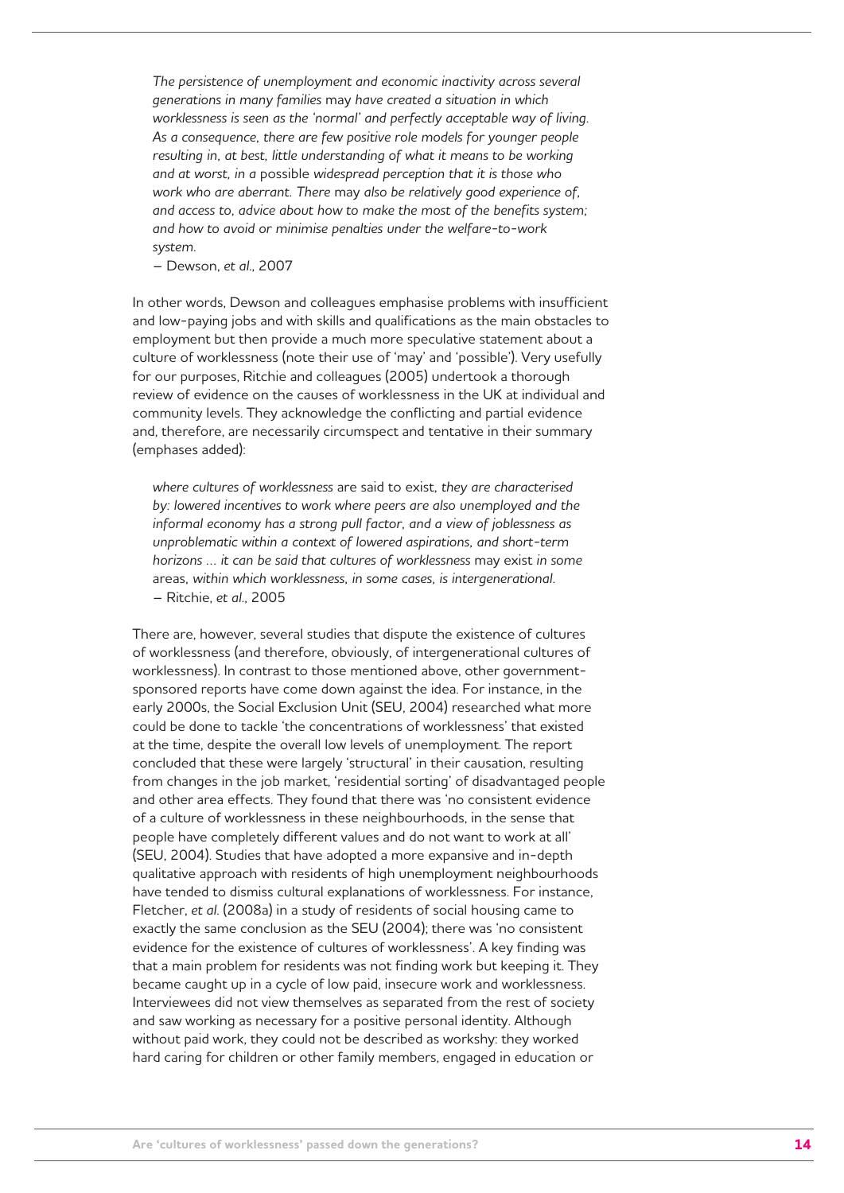> *The persistence of unemployment and economic inactivity across several generations in many families* may *have created a situation in which worklessness is seen as the 'normal' and perfectly acceptable way of living. As a consequence, there are few positive role models for younger people resulting in, at best, little understanding of what it means to be working and at worst, in a* possible *widespread perception that it is those who work who are aberrant. There* may *also be relatively good experience of, and access to, advice about how to make the most of the benefits system; and how to avoid or minimise penalties under the welfare-to-work system.*
>
> – Dewson, *et al.*, 2007

In other words, Dewson and colleagues emphasise problems with insufficient and low-paying jobs and with skills and qualifications as the main obstacles to employment but then provide a much more speculative statement about a culture of worklessness (note their use of 'may' and 'possible'). Very usefully for our purposes, Ritchie and colleagues (2005) undertook a thorough review of evidence on the causes of worklessness in the UK at individual and community levels. They acknowledge the conflicting and partial evidence and, therefore, are necessarily circumspect and tentative in their summary (emphases added):

> *where cultures of worklessness* are said to exist, *they are characterised by: lowered incentives to work where peers are also unemployed and the informal economy has a strong pull factor, and a view of joblessness as unproblematic within a context of lowered aspirations, and short-term horizons … it can be said that cultures of worklessness* may exist *in some* areas, *within which worklessness, in some cases, is intergenerational.*
>
> – Ritchie, *et al.*, 2005

There are, however, several studies that dispute the existence of cultures of worklessness (and therefore, obviously, of intergenerational cultures of worklessness). In contrast to those mentioned above, other government-sponsored reports have come down against the idea. For instance, in the early 2000s, the Social Exclusion Unit (SEU, 2004) researched what more could be done to tackle 'the concentrations of worklessness' that existed at the time, despite the overall low levels of unemployment. The report concluded that these were largely 'structural' in their causation, resulting from changes in the job market, 'residential sorting' of disadvantaged people and other area effects. They found that there was 'no consistent evidence of a culture of worklessness in these neighbourhoods, in the sense that people have completely different values and do not want to work at all' (SEU, 2004). Studies that have adopted a more expansive and in-depth qualitative approach with residents of high unemployment neighbourhoods have tended to dismiss cultural explanations of worklessness. For instance, Fletcher, *et al.* (2008a) in a study of residents of social housing came to exactly the same conclusion as the SEU (2004); there was 'no consistent evidence for the existence of cultures of worklessness'. A key finding was that a main problem for residents was not finding work but keeping it. They became caught up in a cycle of low paid, insecure work and worklessness. Interviewees did not view themselves as separated from the rest of society and saw working as necessary for a positive personal identity. Although without paid work, they could not be described as workshy: they worked hard caring for children or other family members, engaged in education or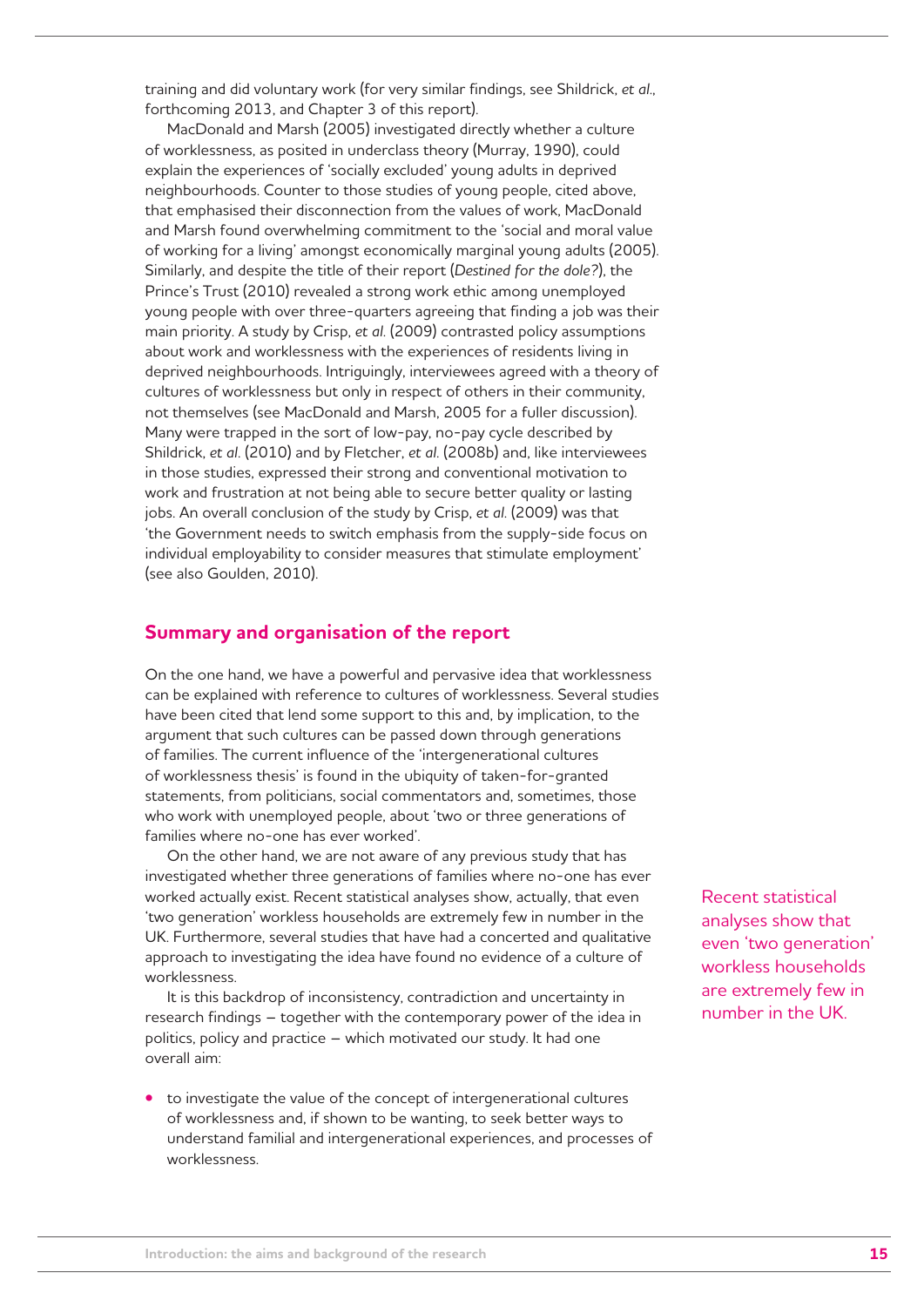training and did voluntary work (for very similar findings, see Shildrick, *et al.*, forthcoming 2013, and Chapter 3 of this report).

MacDonald and Marsh (2005) investigated directly whether a culture of worklessness, as posited in underclass theory (Murray, 1990), could explain the experiences of 'socially excluded' young adults in deprived neighbourhoods. Counter to those studies of young people, cited above, that emphasised their disconnection from the values of work, MacDonald and Marsh found overwhelming commitment to the 'social and moral value of working for a living' amongst economically marginal young adults (2005). Similarly, and despite the title of their report (*Destined for the dole?*), the Prince's Trust (2010) revealed a strong work ethic among unemployed young people with over three-quarters agreeing that finding a job was their main priority. A study by Crisp, *et al.* (2009) contrasted policy assumptions about work and worklessness with the experiences of residents living in deprived neighbourhoods. Intriguingly, interviewees agreed with a theory of cultures of worklessness but only in respect of others in their community, not themselves (see MacDonald and Marsh, 2005 for a fuller discussion). Many were trapped in the sort of low-pay, no-pay cycle described by Shildrick, *et al.* (2010) and by Fletcher, *et al.* (2008b) and, like interviewees in those studies, expressed their strong and conventional motivation to work and frustration at not being able to secure better quality or lasting jobs. An overall conclusion of the study by Crisp, *et al.* (2009) was that 'the Government needs to switch emphasis from the supply-side focus on individual employability to consider measures that stimulate employment' (see also Goulden, 2010).

## Summary and organisation of the report

On the one hand, we have a powerful and pervasive idea that worklessness can be explained with reference to cultures of worklessness. Several studies have been cited that lend some support to this and, by implication, to the argument that such cultures can be passed down through generations of families. The current influence of the 'intergenerational cultures of worklessness thesis' is found in the ubiquity of taken-for-granted statements, from politicians, social commentators and, sometimes, those who work with unemployed people, about 'two or three generations of families where no-one has ever worked'.

On the other hand, we are not aware of any previous study that has investigated whether three generations of families where no-one has ever worked actually exist. Recent statistical analyses show, actually, that even 'two generation' workless households are extremely few in number in the UK. Furthermore, several studies that have had a concerted and qualitative approach to investigating the idea have found no evidence of a culture of worklessness.

> Recent statistical analyses show that even 'two generation' workless households are extremely few in number in the UK.

It is this backdrop of inconsistency, contradiction and uncertainty in research findings – together with the contemporary power of the idea in politics, policy and practice – which motivated our study. It had one overall aim:

- to investigate the value of the concept of intergenerational cultures of worklessness and, if shown to be wanting, to seek better ways to understand familial and intergenerational experiences, and processes of worklessness.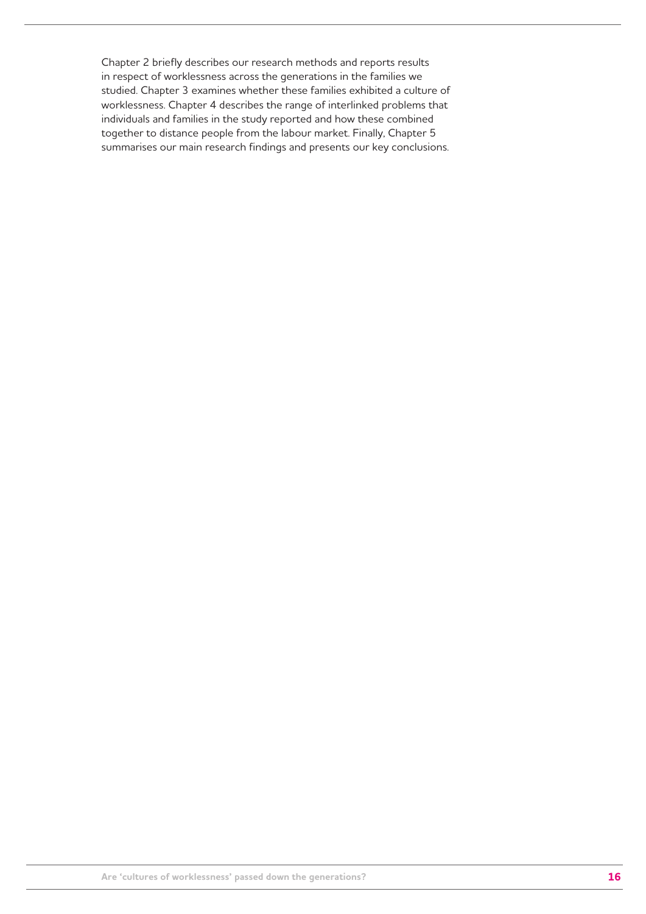Chapter 2 briefly describes our research methods and reports results in respect of worklessness across the generations in the families we studied. Chapter 3 examines whether these families exhibited a culture of worklessness. Chapter 4 describes the range of interlinked problems that individuals and families in the study reported and how these combined together to distance people from the labour market. Finally, Chapter 5 summarises our main research findings and presents our key conclusions.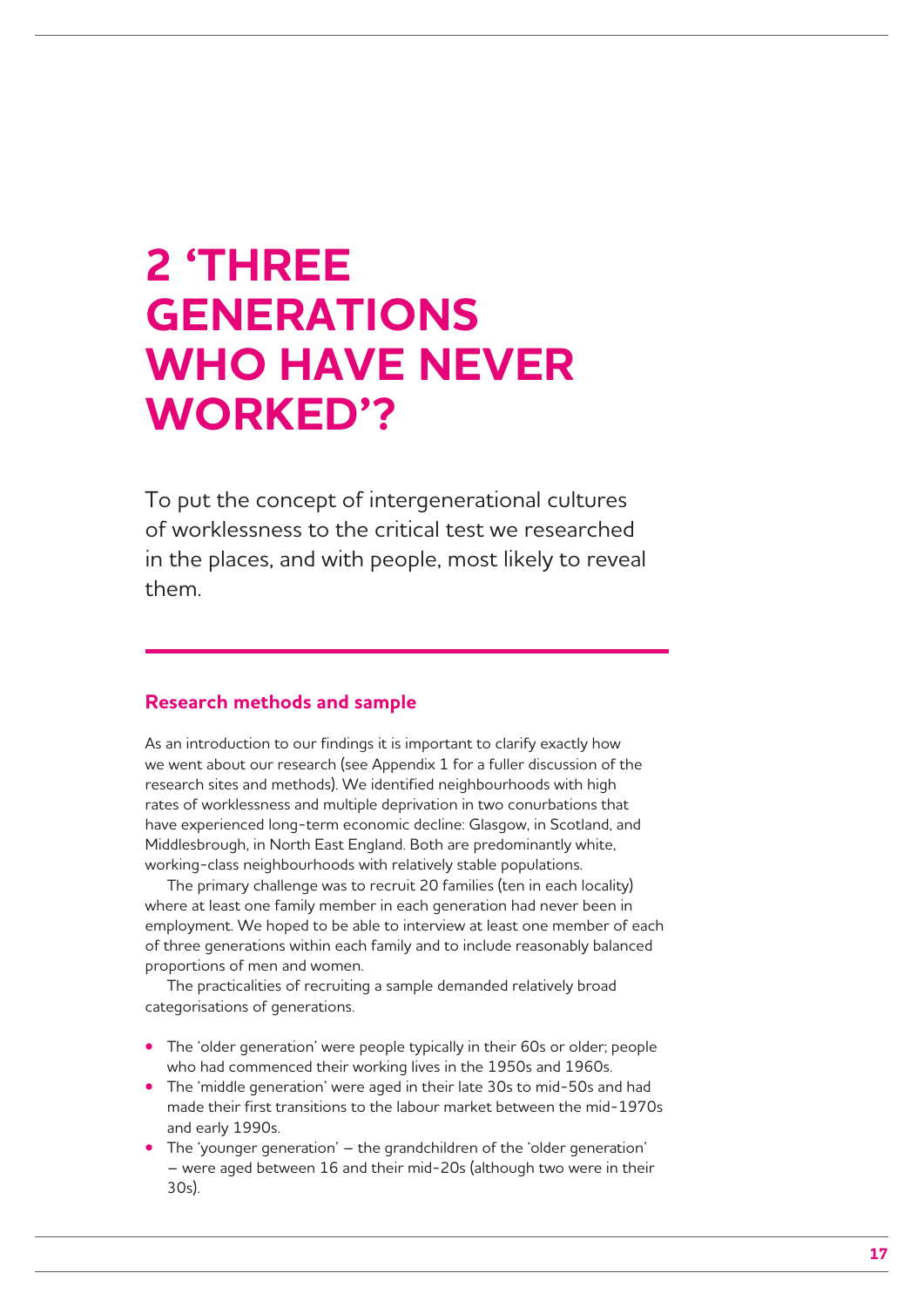# 2 'THREE GENERATIONS WHO HAVE NEVER WORKED'?

To put the concept of intergenerational cultures of worklessness to the critical test we researched in the places, and with people, most likely to reveal them.

## Research methods and sample

As an introduction to our findings it is important to clarify exactly how we went about our research (see Appendix 1 for a fuller discussion of the research sites and methods). We identified neighbourhoods with high rates of worklessness and multiple deprivation in two conurbations that have experienced long-term economic decline: Glasgow, in Scotland, and Middlesbrough, in North East England. Both are predominantly white, working-class neighbourhoods with relatively stable populations.

The primary challenge was to recruit 20 families (ten in each locality) where at least one family member in each generation had never been in employment. We hoped to be able to interview at least one member of each of three generations within each family and to include reasonably balanced proportions of men and women.

The practicalities of recruiting a sample demanded relatively broad categorisations of generations.

- The 'older generation' were people typically in their 60s or older; people who had commenced their working lives in the 1950s and 1960s.
- The 'middle generation' were aged in their late 30s to mid-50s and had made their first transitions to the labour market between the mid-1970s and early 1990s.
- The 'younger generation' – the grandchildren of the 'older generation' – were aged between 16 and their mid-20s (although two were in their 30s).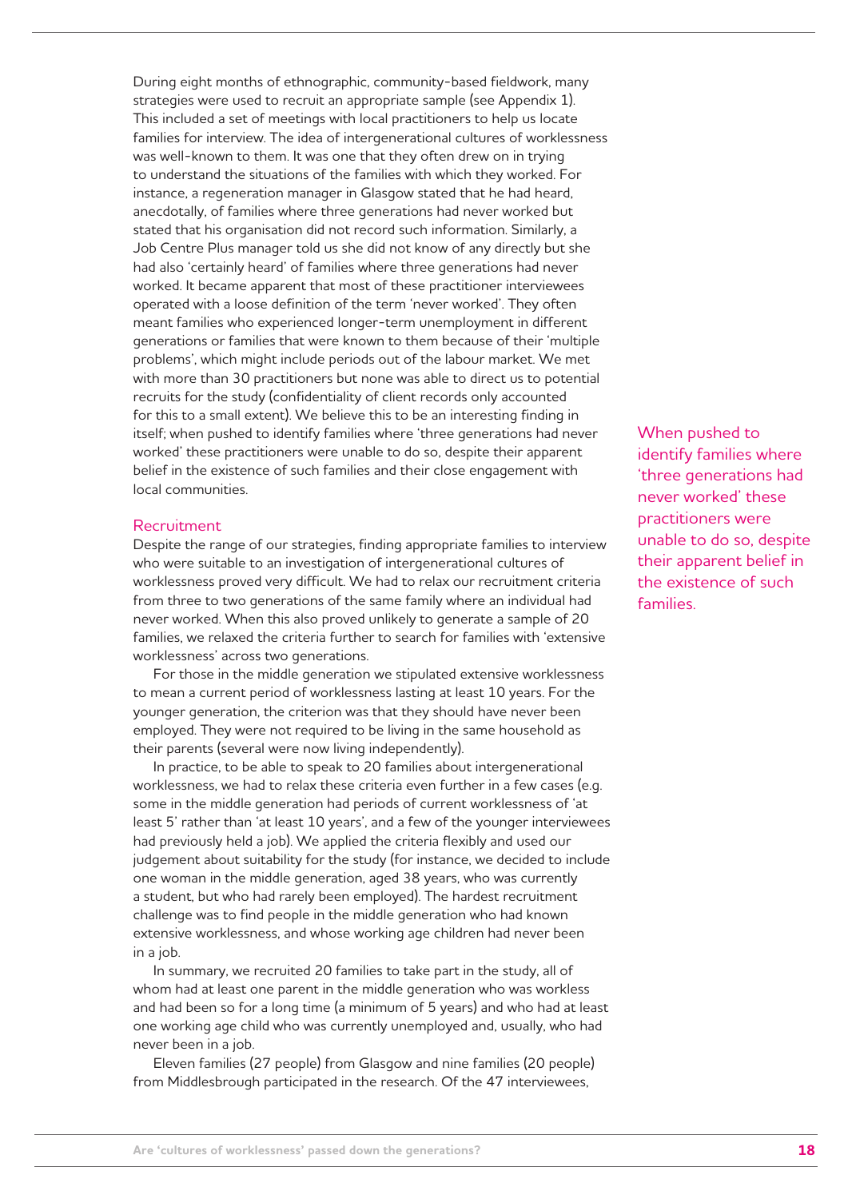During eight months of ethnographic, community-based fieldwork, many strategies were used to recruit an appropriate sample (see Appendix 1). This included a set of meetings with local practitioners to help us locate families for interview. The idea of intergenerational cultures of worklessness was well-known to them. It was one that they often drew on in trying to understand the situations of the families with which they worked. For instance, a regeneration manager in Glasgow stated that he had heard, anecdotally, of families where three generations had never worked but stated that his organisation did not record such information. Similarly, a Job Centre Plus manager told us she did not know of any directly but she had also 'certainly heard' of families where three generations had never worked. It became apparent that most of these practitioner interviewees operated with a loose definition of the term 'never worked'. They often meant families who experienced longer-term unemployment in different generations or families that were known to them because of their 'multiple problems', which might include periods out of the labour market. We met with more than 30 practitioners but none was able to direct us to potential recruits for the study (confidentiality of client records only accounted for this to a small extent). We believe this to be an interesting finding in itself; when pushed to identify families where 'three generations had never worked' these practitioners were unable to do so, despite their apparent belief in the existence of such families and their close engagement with local communities.

> When pushed to identify families where 'three generations had never worked' these practitioners were unable to do so, despite their apparent belief in the existence of such families.

## Recruitment

Despite the range of our strategies, finding appropriate families to interview who were suitable to an investigation of intergenerational cultures of worklessness proved very difficult. We had to relax our recruitment criteria from three to two generations of the same family where an individual had never worked. When this also proved unlikely to generate a sample of 20 families, we relaxed the criteria further to search for families with 'extensive worklessness' across two generations.

For those in the middle generation we stipulated extensive worklessness to mean a current period of worklessness lasting at least 10 years. For the younger generation, the criterion was that they should have never been employed. They were not required to be living in the same household as their parents (several were now living independently).

In practice, to be able to speak to 20 families about intergenerational worklessness, we had to relax these criteria even further in a few cases (e.g. some in the middle generation had periods of current worklessness of 'at least 5' rather than 'at least 10 years', and a few of the younger interviewees had previously held a job). We applied the criteria flexibly and used our judgement about suitability for the study (for instance, we decided to include one woman in the middle generation, aged 38 years, who was currently a student, but who had rarely been employed). The hardest recruitment challenge was to find people in the middle generation who had known extensive worklessness, and whose working age children had never been in a job.

In summary, we recruited 20 families to take part in the study, all of whom had at least one parent in the middle generation who was workless and had been so for a long time (a minimum of 5 years) and who had at least one working age child who was currently unemployed and, usually, who had never been in a job.

Eleven families (27 people) from Glasgow and nine families (20 people) from Middlesbrough participated in the research. Of the 47 interviewees,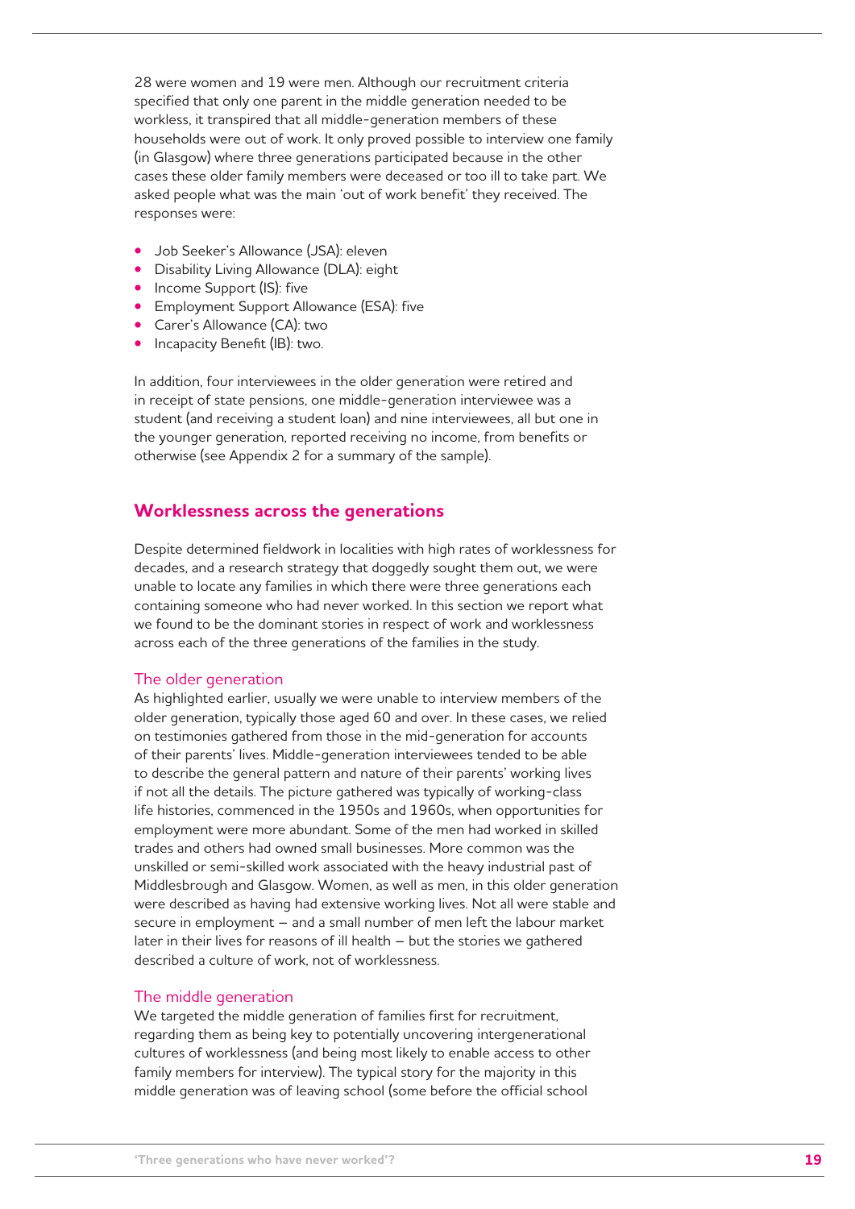28 were women and 19 were men. Although our recruitment criteria specified that only one parent in the middle generation needed to be workless, it transpired that all middle-generation members of these households were out of work. It only proved possible to interview one family (in Glasgow) where three generations participated because in the other cases these older family members were deceased or too ill to take part. We asked people what was the main 'out of work benefit' they received. The responses were:

- Job Seeker's Allowance (JSA): eleven
- Disability Living Allowance (DLA): eight
- Income Support (IS): five
- Employment Support Allowance (ESA): five
- Carer's Allowance (CA): two
- Incapacity Benefit (IB): two.

In addition, four interviewees in the older generation were retired and in receipt of state pensions, one middle-generation interviewee was a student (and receiving a student loan) and nine interviewees, all but one in the younger generation, reported receiving no income, from benefits or otherwise (see Appendix 2 for a summary of the sample).

## Worklessness across the generations

Despite determined fieldwork in localities with high rates of worklessness for decades, and a research strategy that doggedly sought them out, we were unable to locate any families in which there were three generations each containing someone who had never worked. In this section we report what we found to be the dominant stories in respect of work and worklessness across each of the three generations of the families in the study.

### The older generation

As highlighted earlier, usually we were unable to interview members of the older generation, typically those aged 60 and over. In these cases, we relied on testimonies gathered from those in the mid-generation for accounts of their parents' lives. Middle-generation interviewees tended to be able to describe the general pattern and nature of their parents' working lives if not all the details. The picture gathered was typically of working-class life histories, commenced in the 1950s and 1960s, when opportunities for employment were more abundant. Some of the men had worked in skilled trades and others had owned small businesses. More common was the unskilled or semi-skilled work associated with the heavy industrial past of Middlesbrough and Glasgow. Women, as well as men, in this older generation were described as having had extensive working lives. Not all were stable and secure in employment – and a small number of men left the labour market later in their lives for reasons of ill health – but the stories we gathered described a culture of work, not of worklessness.

### The middle generation

We targeted the middle generation of families first for recruitment, regarding them as being key to potentially uncovering intergenerational cultures of worklessness (and being most likely to enable access to other family members for interview). The typical story for the majority in this middle generation was of leaving school (some before the official school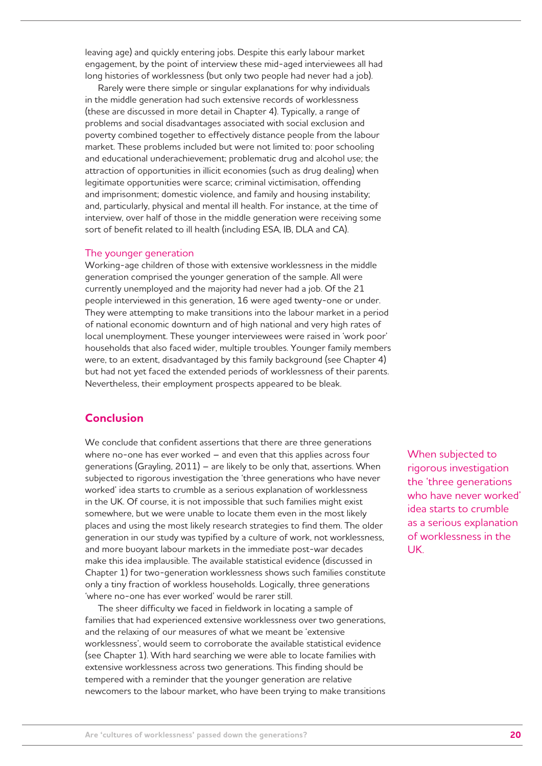leaving age) and quickly entering jobs. Despite this early labour market engagement, by the point of interview these mid-aged interviewees all had long histories of worklessness (but only two people had never had a job).

Rarely were there simple or singular explanations for why individuals in the middle generation had such extensive records of worklessness (these are discussed in more detail in Chapter 4). Typically, a range of problems and social disadvantages associated with social exclusion and poverty combined together to effectively distance people from the labour market. These problems included but were not limited to: poor schooling and educational underachievement; problematic drug and alcohol use; the attraction of opportunities in illicit economies (such as drug dealing) when legitimate opportunities were scarce; criminal victimisation, offending and imprisonment; domestic violence, and family and housing instability; and, particularly, physical and mental ill health. For instance, at the time of interview, over half of those in the middle generation were receiving some sort of benefit related to ill health (including ESA, IB, DLA and CA).

### The younger generation

Working-age children of those with extensive worklessness in the middle generation comprised the younger generation of the sample. All were currently unemployed and the majority had never had a job. Of the 21 people interviewed in this generation, 16 were aged twenty-one or under. They were attempting to make transitions into the labour market in a period of national economic downturn and of high national and very high rates of local unemployment. These younger interviewees were raised in 'work poor' households that also faced wider, multiple troubles. Younger family members were, to an extent, disadvantaged by this family background (see Chapter 4) but had not yet faced the extended periods of worklessness of their parents. Nevertheless, their employment prospects appeared to be bleak.

## Conclusion

We conclude that confident assertions that there are three generations where no-one has ever worked – and even that this applies across four generations (Grayling, 2011) – are likely to be only that, assertions. When subjected to rigorous investigation the 'three generations who have never worked' idea starts to crumble as a serious explanation of worklessness in the UK. Of course, it is not impossible that such families might exist somewhere, but we were unable to locate them even in the most likely places and using the most likely research strategies to find them. The older generation in our study was typified by a culture of work, not worklessness, and more buoyant labour markets in the immediate post-war decades make this idea implausible. The available statistical evidence (discussed in Chapter 1) for two-generation worklessness shows such families constitute only a tiny fraction of workless households. Logically, three generations 'where no-one has ever worked' would be rarer still.

> When subjected to rigorous investigation the 'three generations who have never worked' idea starts to crumble as a serious explanation of worklessness in the UK.

The sheer difficulty we faced in fieldwork in locating a sample of families that had experienced extensive worklessness over two generations, and the relaxing of our measures of what we meant be 'extensive worklessness', would seem to corroborate the available statistical evidence (see Chapter 1). With hard searching we were able to locate families with extensive worklessness across two generations. This finding should be tempered with a reminder that the younger generation are relative newcomers to the labour market, who have been trying to make transitions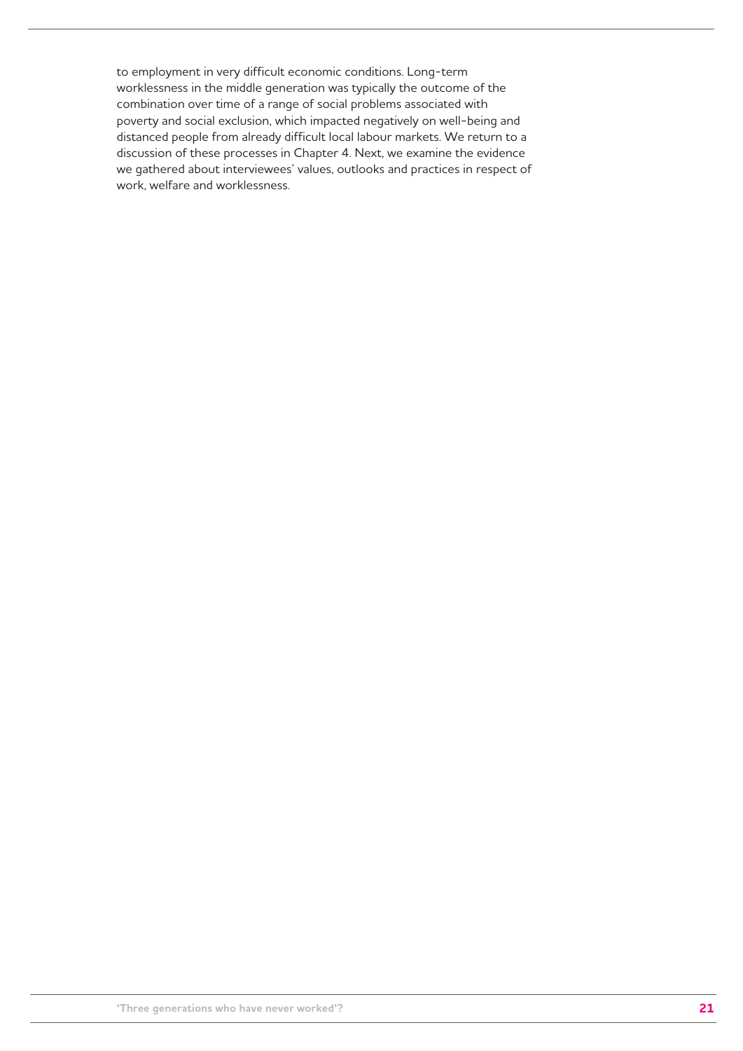to employment in very difficult economic conditions. Long-term worklessness in the middle generation was typically the outcome of the combination over time of a range of social problems associated with poverty and social exclusion, which impacted negatively on well-being and distanced people from already difficult local labour markets. We return to a discussion of these processes in Chapter 4. Next, we examine the evidence we gathered about interviewees' values, outlooks and practices in respect of work, welfare and worklessness.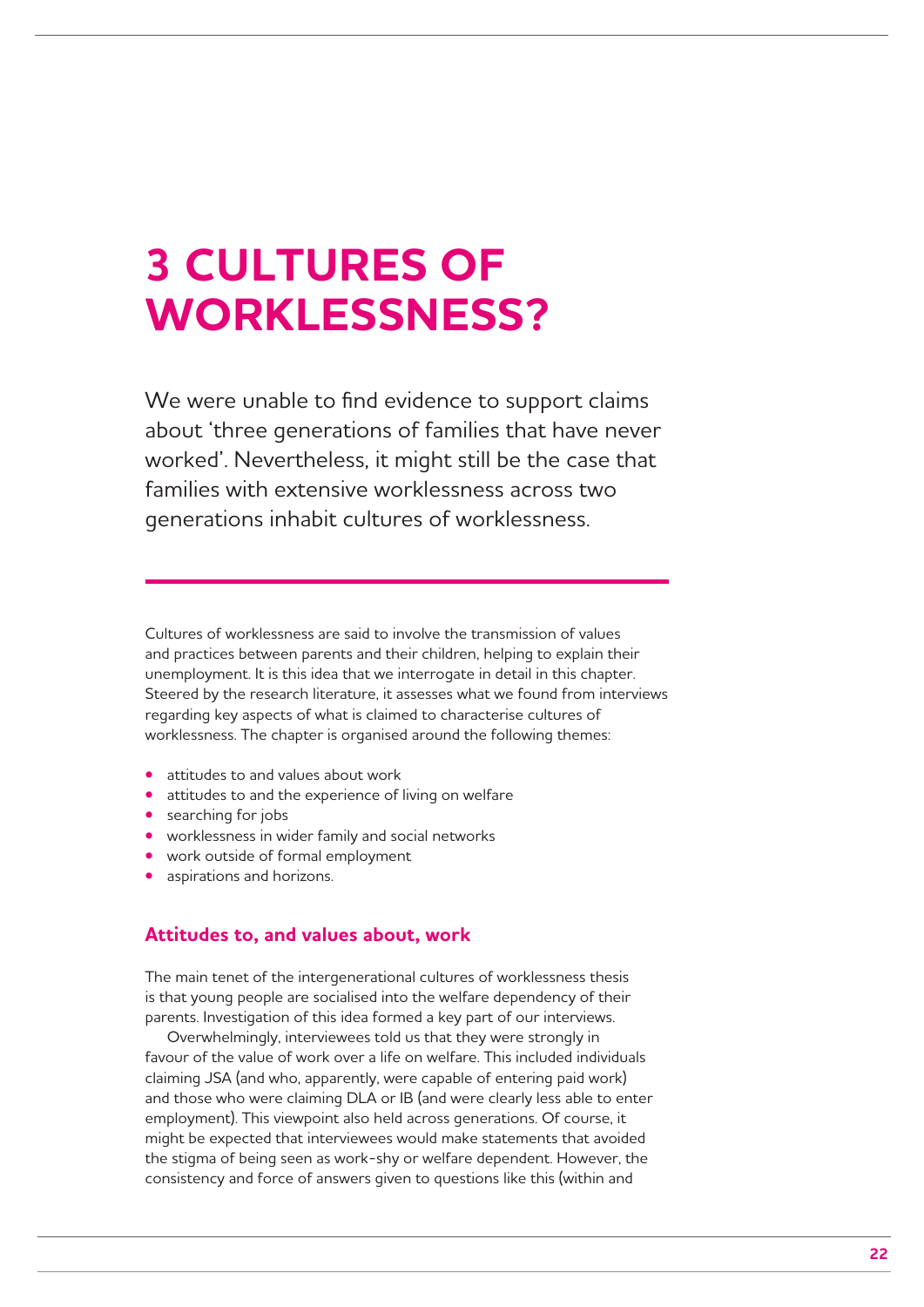# 3 CULTURES OF WORKLESSNESS?

We were unable to find evidence to support claims about 'three generations of families that have never worked'. Nevertheless, it might still be the case that families with extensive worklessness across two generations inhabit cultures of worklessness.

Cultures of worklessness are said to involve the transmission of values and practices between parents and their children, helping to explain their unemployment. It is this idea that we interrogate in detail in this chapter. Steered by the research literature, it assesses what we found from interviews regarding key aspects of what is claimed to characterise cultures of worklessness. The chapter is organised around the following themes:

- attitudes to and values about work
- attitudes to and the experience of living on welfare
- searching for jobs
- worklessness in wider family and social networks
- work outside of formal employment
- aspirations and horizons.

## Attitudes to, and values about, work

The main tenet of the intergenerational cultures of worklessness thesis is that young people are socialised into the welfare dependency of their parents. Investigation of this idea formed a key part of our interviews.

Overwhelmingly, interviewees told us that they were strongly in favour of the value of work over a life on welfare. This included individuals claiming JSA (and who, apparently, were capable of entering paid work) and those who were claiming DLA or IB (and were clearly less able to enter employment). This viewpoint also held across generations. Of course, it might be expected that interviewees would make statements that avoided the stigma of being seen as work-shy or welfare dependent. However, the consistency and force of answers given to questions like this (within and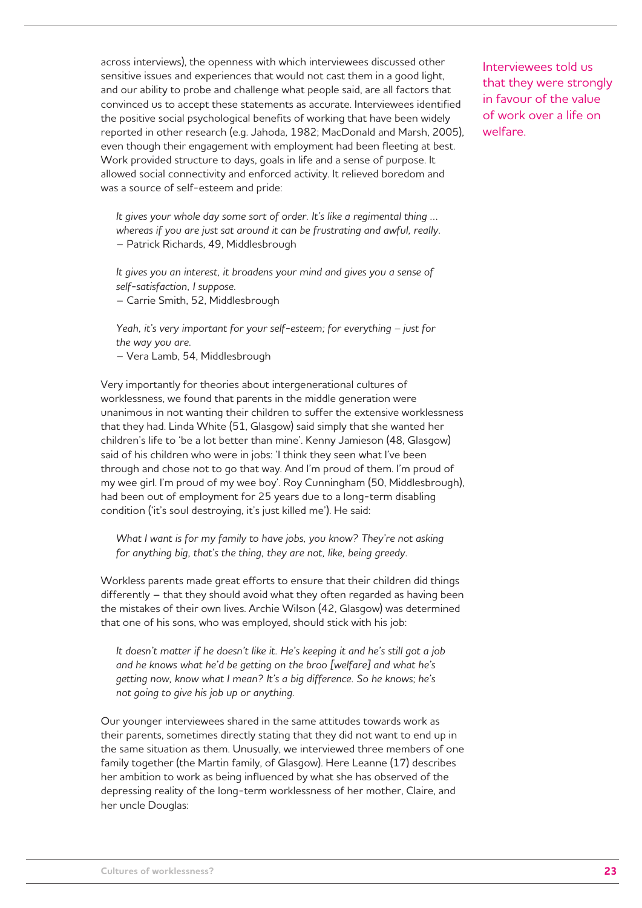across interviews), the openness with which interviewees discussed other sensitive issues and experiences that would not cast them in a good light, and our ability to probe and challenge what people said, are all factors that convinced us to accept these statements as accurate. Interviewees identified the positive social psychological benefits of working that have been widely reported in other research (e.g. Jahoda, 1982; MacDonald and Marsh, 2005), even though their engagement with employment had been fleeting at best. Work provided structure to days, goals in life and a sense of purpose. It allowed social connectivity and enforced activity. It relieved boredom and was a source of self-esteem and pride:

Interviewees told us that they were strongly in favour of the value of work over a life on welfare.

> *It gives your whole day some sort of order. It's like a regimental thing … whereas if you are just sat around it can be frustrating and awful, really.*
> – Patrick Richards, 49, Middlesbrough

> *It gives you an interest, it broadens your mind and gives you a sense of self-satisfaction, I suppose.*
> – Carrie Smith, 52, Middlesbrough

> *Yeah, it's very important for your self-esteem; for everything – just for the way you are.*
> – Vera Lamb, 54, Middlesbrough

Very importantly for theories about intergenerational cultures of worklessness, we found that parents in the middle generation were unanimous in not wanting their children to suffer the extensive worklessness that they had. Linda White (51, Glasgow) said simply that she wanted her children's life to 'be a lot better than mine'. Kenny Jamieson (48, Glasgow) said of his children who were in jobs: 'I think they seen what I've been through and chose not to go that way. And I'm proud of them. I'm proud of my wee girl. I'm proud of my wee boy'. Roy Cunningham (50, Middlesbrough), had been out of employment for 25 years due to a long-term disabling condition ('it's soul destroying, it's just killed me'). He said:

> *What I want is for my family to have jobs, you know? They're not asking for anything big, that's the thing, they are not, like, being greedy.*

Workless parents made great efforts to ensure that their children did things differently – that they should avoid what they often regarded as having been the mistakes of their own lives. Archie Wilson (42, Glasgow) was determined that one of his sons, who was employed, should stick with his job:

> *It doesn't matter if he doesn't like it. He's keeping it and he's still got a job and he knows what he'd be getting on the broo [welfare] and what he's getting now, know what I mean? It's a big difference. So he knows; he's not going to give his job up or anything.*

Our younger interviewees shared in the same attitudes towards work as their parents, sometimes directly stating that they did not want to end up in the same situation as them. Unusually, we interviewed three members of one family together (the Martin family, of Glasgow). Here Leanne (17) describes her ambition to work as being influenced by what she has observed of the depressing reality of the long-term worklessness of her mother, Claire, and her uncle Douglas: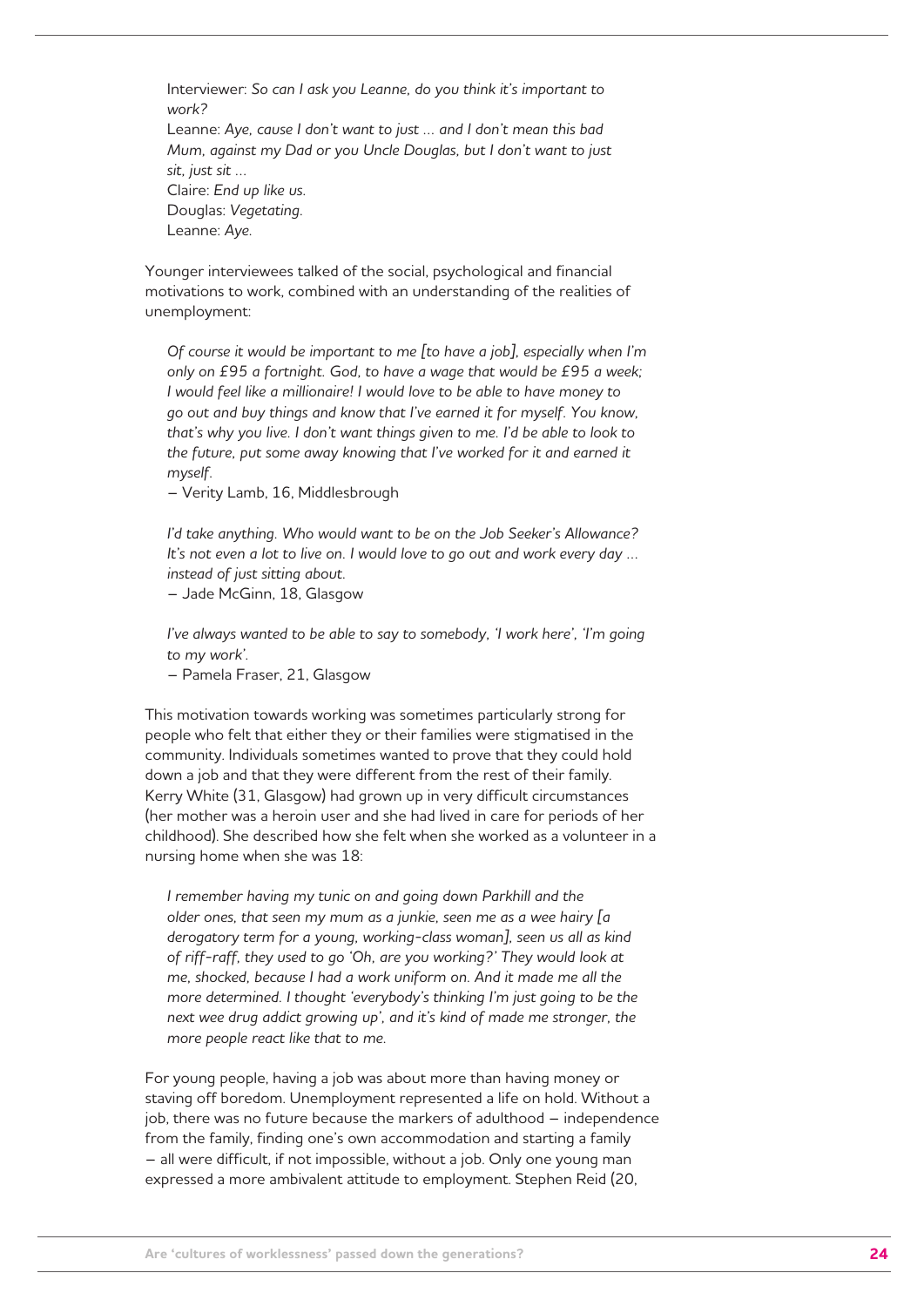> Interviewer: *So can I ask you Leanne, do you think it's important to work?*
> Leanne: *Aye, cause I don't want to just … and I don't mean this bad Mum, against my Dad or you Uncle Douglas, but I don't want to just sit, just sit …*
> Claire: *End up like us.*
> Douglas: *Vegetating.*
> Leanne: *Aye.*

Younger interviewees talked of the social, psychological and financial motivations to work, combined with an understanding of the realities of unemployment:

> *Of course it would be important to me [to have a job], especially when I'm only on £95 a fortnight. God, to have a wage that would be £95 a week; I would feel like a millionaire! I would love to be able to have money to go out and buy things and know that I've earned it for myself. You know, that's why you live. I don't want things given to me. I'd be able to look to the future, put some away knowing that I've worked for it and earned it myself.*
> – Verity Lamb, 16, Middlesbrough

> *I'd take anything. Who would want to be on the Job Seeker's Allowance? It's not even a lot to live on. I would love to go out and work every day … instead of just sitting about.*
> – Jade McGinn, 18, Glasgow

> *I've always wanted to be able to say to somebody, 'I work here', 'I'm going to my work'.*
> – Pamela Fraser, 21, Glasgow

This motivation towards working was sometimes particularly strong for people who felt that either they or their families were stigmatised in the community. Individuals sometimes wanted to prove that they could hold down a job and that they were different from the rest of their family. Kerry White (31, Glasgow) had grown up in very difficult circumstances (her mother was a heroin user and she had lived in care for periods of her childhood). She described how she felt when she worked as a volunteer in a nursing home when she was 18:

> *I remember having my tunic on and going down Parkhill and the older ones, that seen my mum as a junkie, seen me as a wee hairy [a derogatory term for a young, working-class woman], seen us all as kind of riff-raff, they used to go 'Oh, are you working?' They would look at me, shocked, because I had a work uniform on. And it made me all the more determined. I thought 'everybody's thinking I'm just going to be the next wee drug addict growing up', and it's kind of made me stronger, the more people react like that to me.*

For young people, having a job was about more than having money or staving off boredom. Unemployment represented a life on hold. Without a job, there was no future because the markers of adulthood – independence from the family, finding one's own accommodation and starting a family – all were difficult, if not impossible, without a job. Only one young man expressed a more ambivalent attitude to employment. Stephen Reid (20,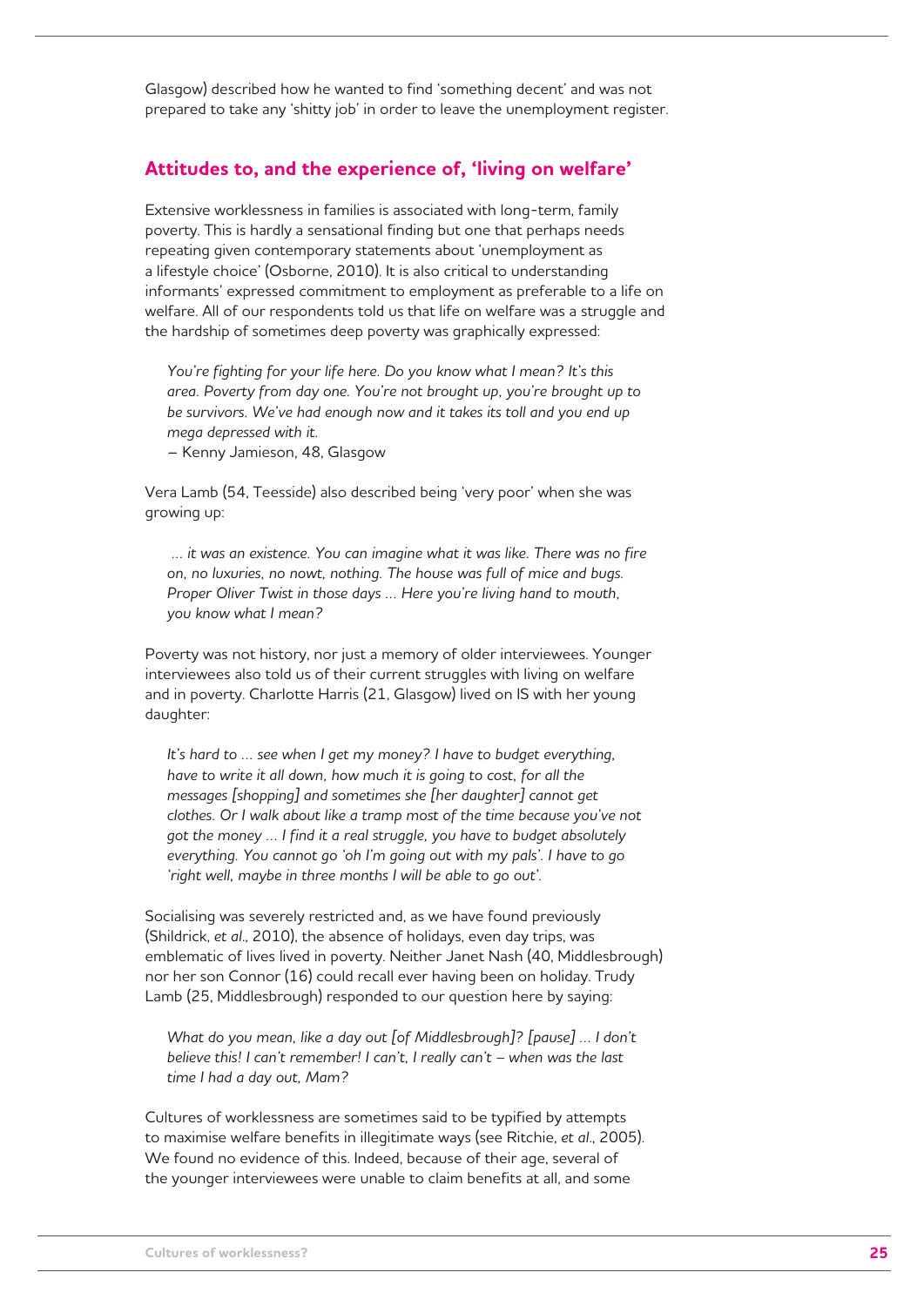Glasgow) described how he wanted to find 'something decent' and was not prepared to take any 'shitty job' in order to leave the unemployment register.

## Attitudes to, and the experience of, 'living on welfare'

Extensive worklessness in families is associated with long-term, family poverty. This is hardly a sensational finding but one that perhaps needs repeating given contemporary statements about 'unemployment as a lifestyle choice' (Osborne, 2010). It is also critical to understanding informants' expressed commitment to employment as preferable to a life on welfare. All of our respondents told us that life on welfare was a struggle and the hardship of sometimes deep poverty was graphically expressed:

> *You're fighting for your life here. Do you know what I mean? It's this area. Poverty from day one. You're not brought up, you're brought up to be survivors. We've had enough now and it takes its toll and you end up mega depressed with it.*
>
> – Kenny Jamieson, 48, Glasgow

Vera Lamb (54, Teesside) also described being 'very poor' when she was growing up:

> *... it was an existence. You can imagine what it was like. There was no fire on, no luxuries, no nowt, nothing. The house was full of mice and bugs. Proper Oliver Twist in those days ... Here you're living hand to mouth, you know what I mean?*

Poverty was not history, nor just a memory of older interviewees. Younger interviewees also told us of their current struggles with living on welfare and in poverty. Charlotte Harris (21, Glasgow) lived on IS with her young daughter:

> *It's hard to ... see when I get my money? I have to budget everything, have to write it all down, how much it is going to cost, for all the messages [shopping] and sometimes she [her daughter] cannot get clothes. Or I walk about like a tramp most of the time because you've not got the money ... I find it a real struggle, you have to budget absolutely everything. You cannot go 'oh I'm going out with my pals'. I have to go 'right well, maybe in three months I will be able to go out'.*

Socialising was severely restricted and, as we have found previously (Shildrick, *et al*., 2010), the absence of holidays, even day trips, was emblematic of lives lived in poverty. Neither Janet Nash (40, Middlesbrough) nor her son Connor (16) could recall ever having been on holiday. Trudy Lamb (25, Middlesbrough) responded to our question here by saying:

> *What do you mean, like a day out [of Middlesbrough]? [pause] ... I don't believe this! I can't remember! I can't, I really can't – when was the last time I had a day out, Mam?*

Cultures of worklessness are sometimes said to be typified by attempts to maximise welfare benefits in illegitimate ways (see Ritchie, *et al*., 2005). We found no evidence of this. Indeed, because of their age, several of the younger interviewees were unable to claim benefits at all, and some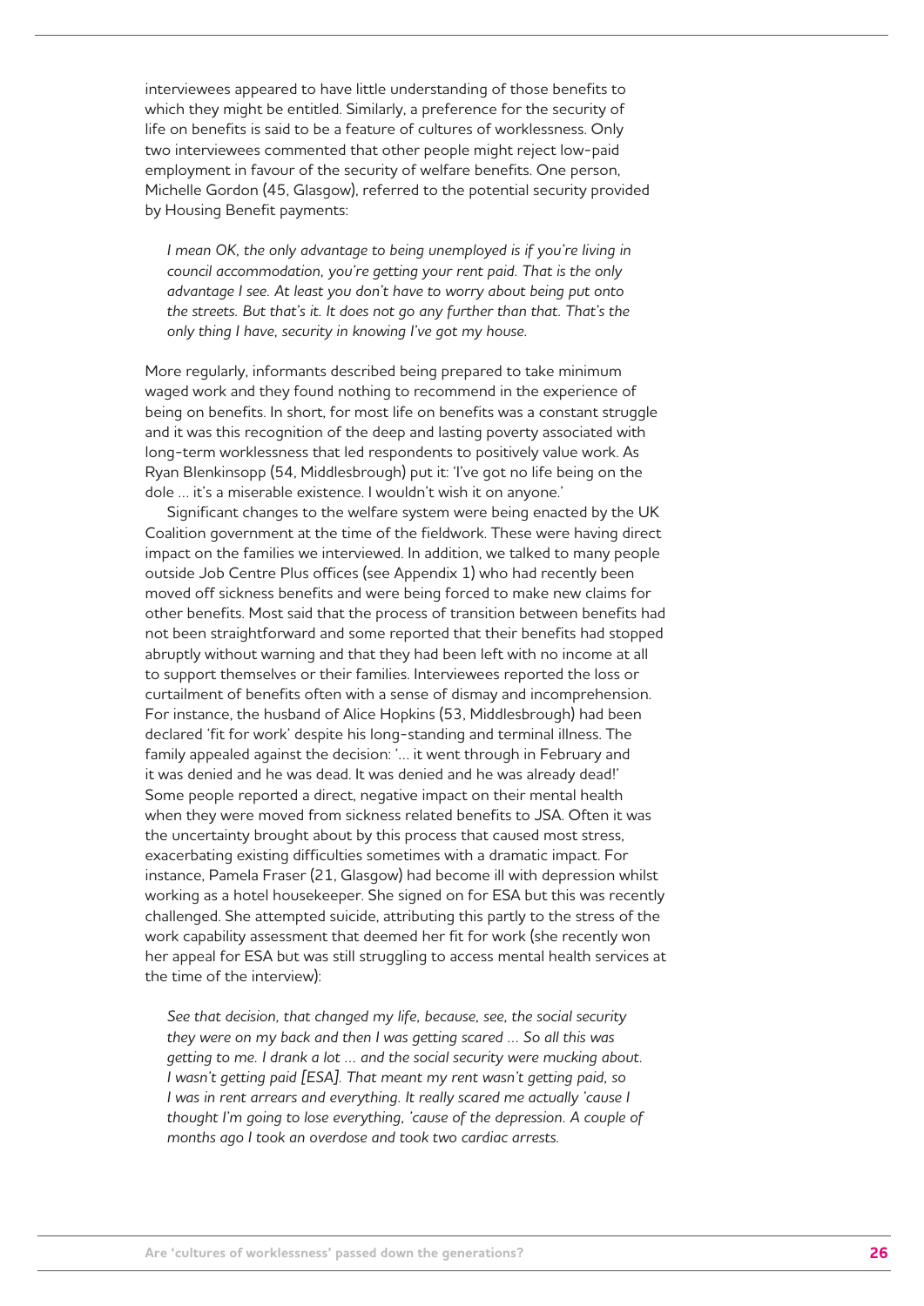interviewees appeared to have little understanding of those benefits to which they might be entitled. Similarly, a preference for the security of life on benefits is said to be a feature of cultures of worklessness. Only two interviewees commented that other people might reject low-paid employment in favour of the security of welfare benefits. One person, Michelle Gordon (45, Glasgow), referred to the potential security provided by Housing Benefit payments:

> *I mean OK, the only advantage to being unemployed is if you're living in council accommodation, you're getting your rent paid. That is the only advantage I see. At least you don't have to worry about being put onto the streets. But that's it. It does not go any further than that. That's the only thing I have, security in knowing I've got my house.*

More regularly, informants described being prepared to take minimum waged work and they found nothing to recommend in the experience of being on benefits. In short, for most life on benefits was a constant struggle and it was this recognition of the deep and lasting poverty associated with long-term worklessness that led respondents to positively value work. As Ryan Blenkinsopp (54, Middlesbrough) put it: 'I've got no life being on the dole … it's a miserable existence. I wouldn't wish it on anyone.'

Significant changes to the welfare system were being enacted by the UK Coalition government at the time of the fieldwork. These were having direct impact on the families we interviewed. In addition, we talked to many people outside Job Centre Plus offices (see Appendix 1) who had recently been moved off sickness benefits and were being forced to make new claims for other benefits. Most said that the process of transition between benefits had not been straightforward and some reported that their benefits had stopped abruptly without warning and that they had been left with no income at all to support themselves or their families. Interviewees reported the loss or curtailment of benefits often with a sense of dismay and incomprehension. For instance, the husband of Alice Hopkins (53, Middlesbrough) had been declared 'fit for work' despite his long-standing and terminal illness. The family appealed against the decision: '… it went through in February and it was denied and he was dead. It was denied and he was already dead!' Some people reported a direct, negative impact on their mental health when they were moved from sickness related benefits to JSA. Often it was the uncertainty brought about by this process that caused most stress, exacerbating existing difficulties sometimes with a dramatic impact. For instance, Pamela Fraser (21, Glasgow) had become ill with depression whilst working as a hotel housekeeper. She signed on for ESA but this was recently challenged. She attempted suicide, attributing this partly to the stress of the work capability assessment that deemed her fit for work (she recently won her appeal for ESA but was still struggling to access mental health services at the time of the interview):

> *See that decision, that changed my life, because, see, the social security they were on my back and then I was getting scared … So all this was getting to me. I drank a lot … and the social security were mucking about. I wasn't getting paid [ESA]. That meant my rent wasn't getting paid, so I was in rent arrears and everything. It really scared me actually 'cause I thought I'm going to lose everything, 'cause of the depression. A couple of months ago I took an overdose and took two cardiac arrests.*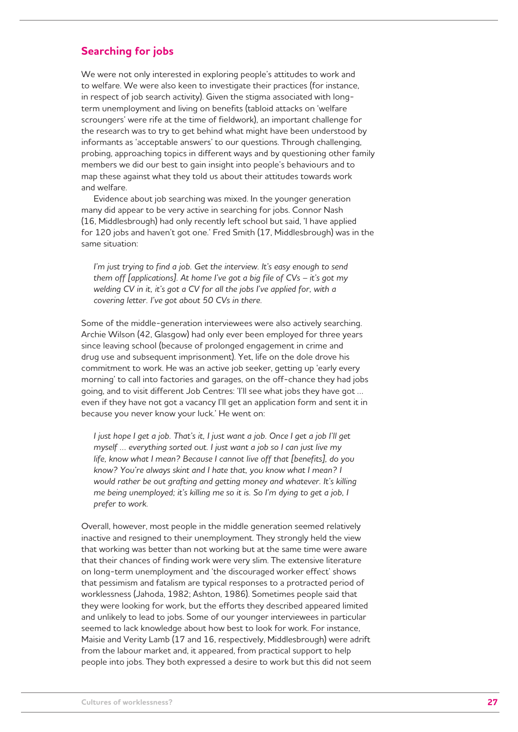## Searching for jobs

We were not only interested in exploring people's attitudes to work and to welfare. We were also keen to investigate their practices (for instance, in respect of job search activity). Given the stigma associated with long-term unemployment and living on benefits (tabloid attacks on 'welfare scroungers' were rife at the time of fieldwork), an important challenge for the research was to try to get behind what might have been understood by informants as 'acceptable answers' to our questions. Through challenging, probing, approaching topics in different ways and by questioning other family members we did our best to gain insight into people's behaviours and to map these against what they told us about their attitudes towards work and welfare.

Evidence about job searching was mixed. In the younger generation many did appear to be very active in searching for jobs. Connor Nash (16, Middlesbrough) had only recently left school but said, 'I have applied for 120 jobs and haven't got one.' Fred Smith (17, Middlesbrough) was in the same situation:

> *I'm just trying to find a job. Get the interview. It's easy enough to send them off [applications]. At home I've got a big file of CVs – it's got my welding CV in it, it's got a CV for all the jobs I've applied for, with a covering letter. I've got about 50 CVs in there.*

Some of the middle-generation interviewees were also actively searching. Archie Wilson (42, Glasgow) had only ever been employed for three years since leaving school (because of prolonged engagement in crime and drug use and subsequent imprisonment). Yet, life on the dole drove his commitment to work. He was an active job seeker, getting up 'early every morning' to call into factories and garages, on the off-chance they had jobs going, and to visit different Job Centres: 'I'll see what jobs they have got … even if they have not got a vacancy I'll get an application form and sent it in because you never know your luck.' He went on:

> *I just hope I get a job. That's it, I just want a job. Once I get a job I'll get myself … everything sorted out. I just want a job so I can just live my life, know what I mean? Because I cannot live off that [benefits], do you know? You're always skint and I hate that, you know what I mean? I would rather be out grafting and getting money and whatever. It's killing me being unemployed; it's killing me so it is. So I'm dying to get a job, I prefer to work.*

Overall, however, most people in the middle generation seemed relatively inactive and resigned to their unemployment. They strongly held the view that working was better than not working but at the same time were aware that their chances of finding work were very slim. The extensive literature on long-term unemployment and 'the discouraged worker effect' shows that pessimism and fatalism are typical responses to a protracted period of worklessness (Jahoda, 1982; Ashton, 1986). Sometimes people said that they were looking for work, but the efforts they described appeared limited and unlikely to lead to jobs. Some of our younger interviewees in particular seemed to lack knowledge about how best to look for work. For instance, Maisie and Verity Lamb (17 and 16, respectively, Middlesbrough) were adrift from the labour market and, it appeared, from practical support to help people into jobs. They both expressed a desire to work but this did not seem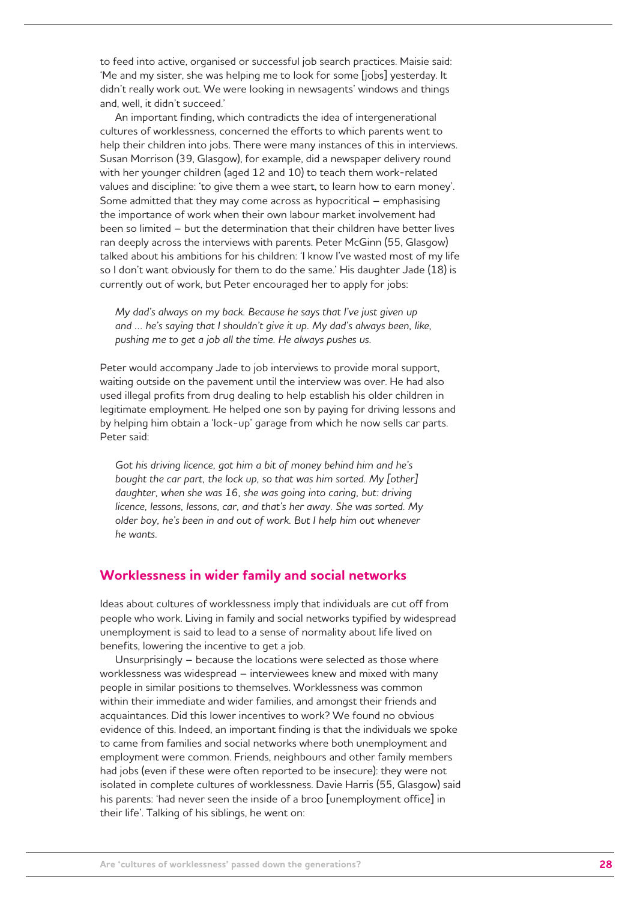to feed into active, organised or successful job search practices. Maisie said: 'Me and my sister, she was helping me to look for some [jobs] yesterday. It didn't really work out. We were looking in newsagents' windows and things and, well, it didn't succeed.'

An important finding, which contradicts the idea of intergenerational cultures of worklessness, concerned the efforts to which parents went to help their children into jobs. There were many instances of this in interviews. Susan Morrison (39, Glasgow), for example, did a newspaper delivery round with her younger children (aged 12 and 10) to teach them work-related values and discipline: 'to give them a wee start, to learn how to earn money'. Some admitted that they may come across as hypocritical – emphasising the importance of work when their own labour market involvement had been so limited – but the determination that their children have better lives ran deeply across the interviews with parents. Peter McGinn (55, Glasgow) talked about his ambitions for his children: 'I know I've wasted most of my life so I don't want obviously for them to do the same.' His daughter Jade (18) is currently out of work, but Peter encouraged her to apply for jobs:

> *My dad's always on my back. Because he says that I've just given up and ... he's saying that I shouldn't give it up. My dad's always been, like, pushing me to get a job all the time. He always pushes us.*

Peter would accompany Jade to job interviews to provide moral support, waiting outside on the pavement until the interview was over. He had also used illegal profits from drug dealing to help establish his older children in legitimate employment. He helped one son by paying for driving lessons and by helping him obtain a 'lock-up' garage from which he now sells car parts. Peter said:

> *Got his driving licence, got him a bit of money behind him and he's bought the car part, the lock up, so that was him sorted. My [other] daughter, when she was 16, she was going into caring, but: driving licence, lessons, lessons, car, and that's her away. She was sorted. My older boy, he's been in and out of work. But I help him out whenever he wants.*

## Worklessness in wider family and social networks

Ideas about cultures of worklessness imply that individuals are cut off from people who work. Living in family and social networks typified by widespread unemployment is said to lead to a sense of normality about life lived on benefits, lowering the incentive to get a job.

Unsurprisingly – because the locations were selected as those where worklessness was widespread – interviewees knew and mixed with many people in similar positions to themselves. Worklessness was common within their immediate and wider families, and amongst their friends and acquaintances. Did this lower incentives to work? We found no obvious evidence of this. Indeed, an important finding is that the individuals we spoke to came from families and social networks where both unemployment and employment were common. Friends, neighbours and other family members had jobs (even if these were often reported to be insecure): they were not isolated in complete cultures of worklessness. Davie Harris (55, Glasgow) said his parents: 'had never seen the inside of a broo [unemployment office] in their life'. Talking of his siblings, he went on: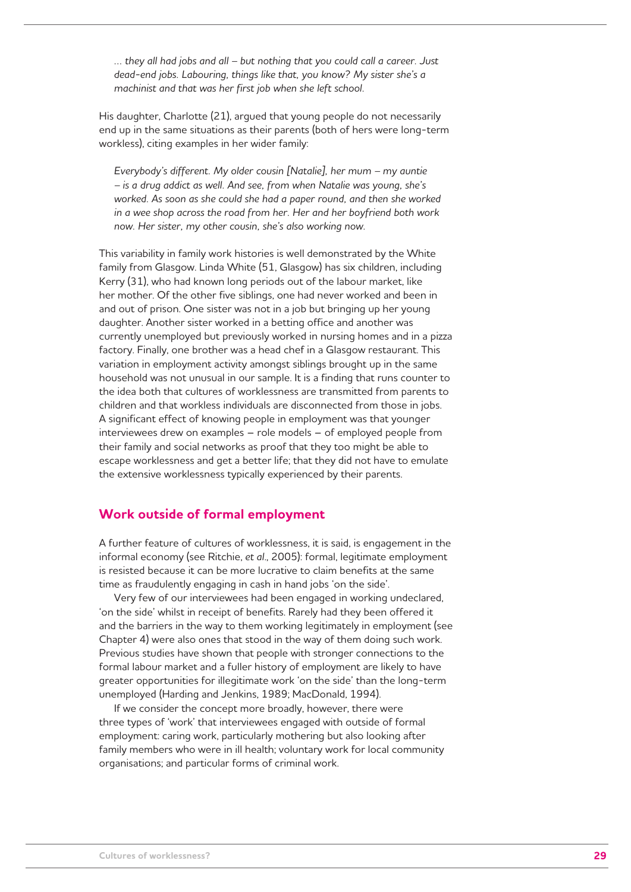*... they all had jobs and all – but nothing that you could call a career. Just dead-end jobs. Labouring, things like that, you know? My sister she's a machinist and that was her first job when she left school.*

His daughter, Charlotte (21), argued that young people do not necessarily end up in the same situations as their parents (both of hers were long-term workless), citing examples in her wider family:

*Everybody's different. My older cousin [Natalie], her mum – my auntie – is a drug addict as well. And see, from when Natalie was young, she's worked. As soon as she could she had a paper round, and then she worked in a wee shop across the road from her. Her and her boyfriend both work now. Her sister, my other cousin, she's also working now.*

This variability in family work histories is well demonstrated by the White family from Glasgow. Linda White (51, Glasgow) has six children, including Kerry (31), who had known long periods out of the labour market, like her mother. Of the other five siblings, one had never worked and been in and out of prison. One sister was not in a job but bringing up her young daughter. Another sister worked in a betting office and another was currently unemployed but previously worked in nursing homes and in a pizza factory. Finally, one brother was a head chef in a Glasgow restaurant. This variation in employment activity amongst siblings brought up in the same household was not unusual in our sample. It is a finding that runs counter to the idea both that cultures of worklessness are transmitted from parents to children and that workless individuals are disconnected from those in jobs. A significant effect of knowing people in employment was that younger interviewees drew on examples – role models – of employed people from their family and social networks as proof that they too might be able to escape worklessness and get a better life; that they did not have to emulate the extensive worklessness typically experienced by their parents.

## Work outside of formal employment

A further feature of cultures of worklessness, it is said, is engagement in the informal economy (see Ritchie, *et al.*, 2005): formal, legitimate employment is resisted because it can be more lucrative to claim benefits at the same time as fraudulently engaging in cash in hand jobs 'on the side'.

Very few of our interviewees had been engaged in working undeclared, 'on the side' whilst in receipt of benefits. Rarely had they been offered it and the barriers in the way to them working legitimately in employment (see Chapter 4) were also ones that stood in the way of them doing such work. Previous studies have shown that people with stronger connections to the formal labour market and a fuller history of employment are likely to have greater opportunities for illegitimate work 'on the side' than the long-term unemployed (Harding and Jenkins, 1989; MacDonald, 1994).

If we consider the concept more broadly, however, there were three types of 'work' that interviewees engaged with outside of formal employment: caring work, particularly mothering but also looking after family members who were in ill health; voluntary work for local community organisations; and particular forms of criminal work.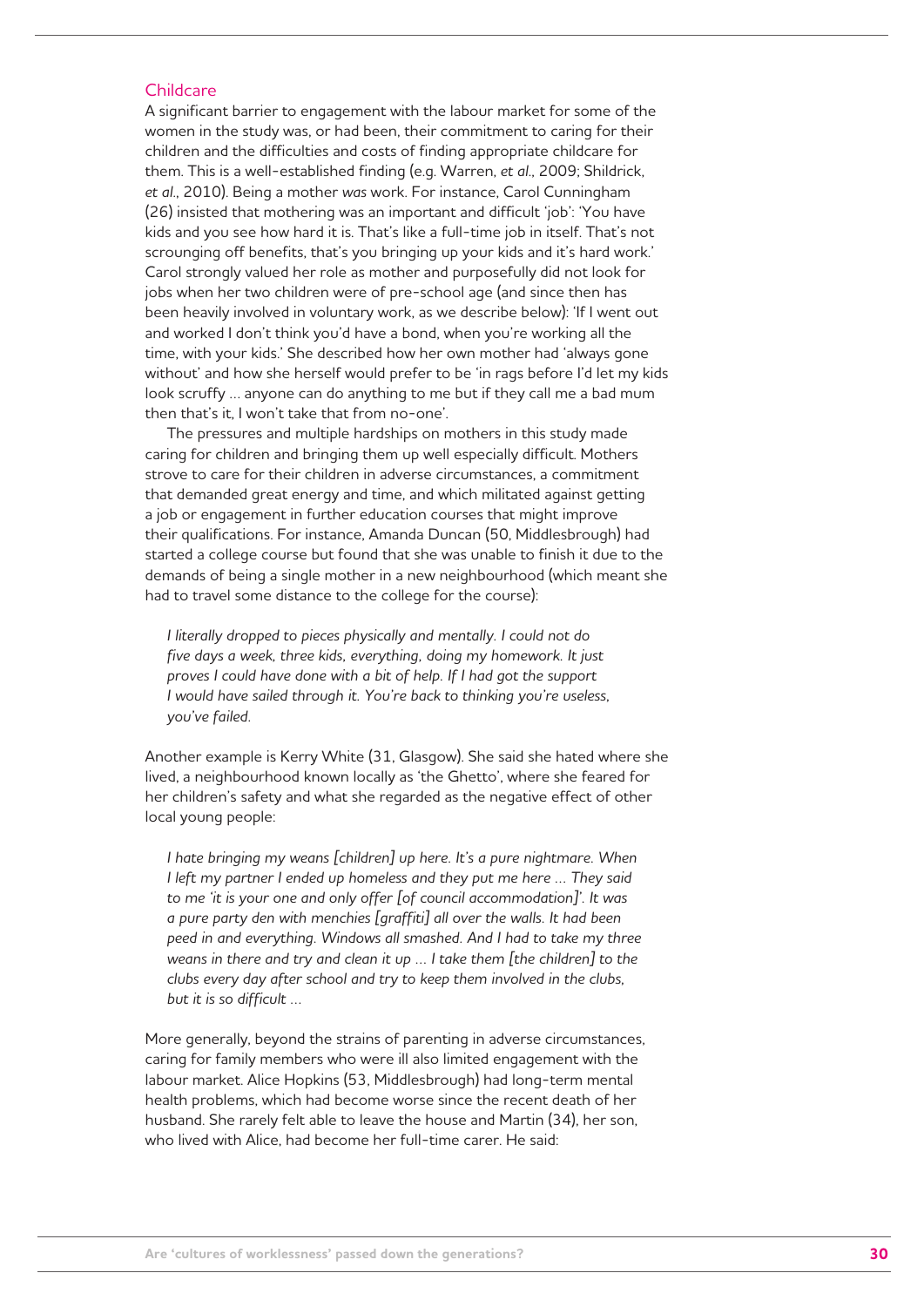## Childcare

A significant barrier to engagement with the labour market for some of the women in the study was, or had been, their commitment to caring for their children and the difficulties and costs of finding appropriate childcare for them. This is a well-established finding (e.g. Warren, *et al.*, 2009; Shildrick, *et al.*, 2010). Being a mother *was* work. For instance, Carol Cunningham (26) insisted that mothering was an important and difficult 'job': 'You have kids and you see how hard it is. That's like a full-time job in itself. That's not scrounging off benefits, that's you bringing up your kids and it's hard work.' Carol strongly valued her role as mother and purposefully did not look for jobs when her two children were of pre-school age (and since then has been heavily involved in voluntary work, as we describe below): 'If I went out and worked I don't think you'd have a bond, when you're working all the time, with your kids.' She described how her own mother had 'always gone without' and how she herself would prefer to be 'in rags before I'd let my kids look scruffy … anyone can do anything to me but if they call me a bad mum then that's it, I won't take that from no-one'.

The pressures and multiple hardships on mothers in this study made caring for children and bringing them up well especially difficult. Mothers strove to care for their children in adverse circumstances, a commitment that demanded great energy and time, and which militated against getting a job or engagement in further education courses that might improve their qualifications. For instance, Amanda Duncan (50, Middlesbrough) had started a college course but found that she was unable to finish it due to the demands of being a single mother in a new neighbourhood (which meant she had to travel some distance to the college for the course):

> *I literally dropped to pieces physically and mentally. I could not do five days a week, three kids, everything, doing my homework. It just proves I could have done with a bit of help. If I had got the support I would have sailed through it. You're back to thinking you're useless, you've failed.*

Another example is Kerry White (31, Glasgow). She said she hated where she lived, a neighbourhood known locally as 'the Ghetto', where she feared for her children's safety and what she regarded as the negative effect of other local young people:

> *I hate bringing my weans [children] up here. It's a pure nightmare. When I left my partner I ended up homeless and they put me here … They said to me 'it is your one and only offer [of council accommodation]'. It was a pure party den with menchies [graffiti] all over the walls. It had been peed in and everything. Windows all smashed. And I had to take my three weans in there and try and clean it up … I take them [the children] to the clubs every day after school and try to keep them involved in the clubs, but it is so difficult …*

More generally, beyond the strains of parenting in adverse circumstances, caring for family members who were ill also limited engagement with the labour market. Alice Hopkins (53, Middlesbrough) had long-term mental health problems, which had become worse since the recent death of her husband. She rarely felt able to leave the house and Martin (34), her son, who lived with Alice, had become her full-time carer. He said: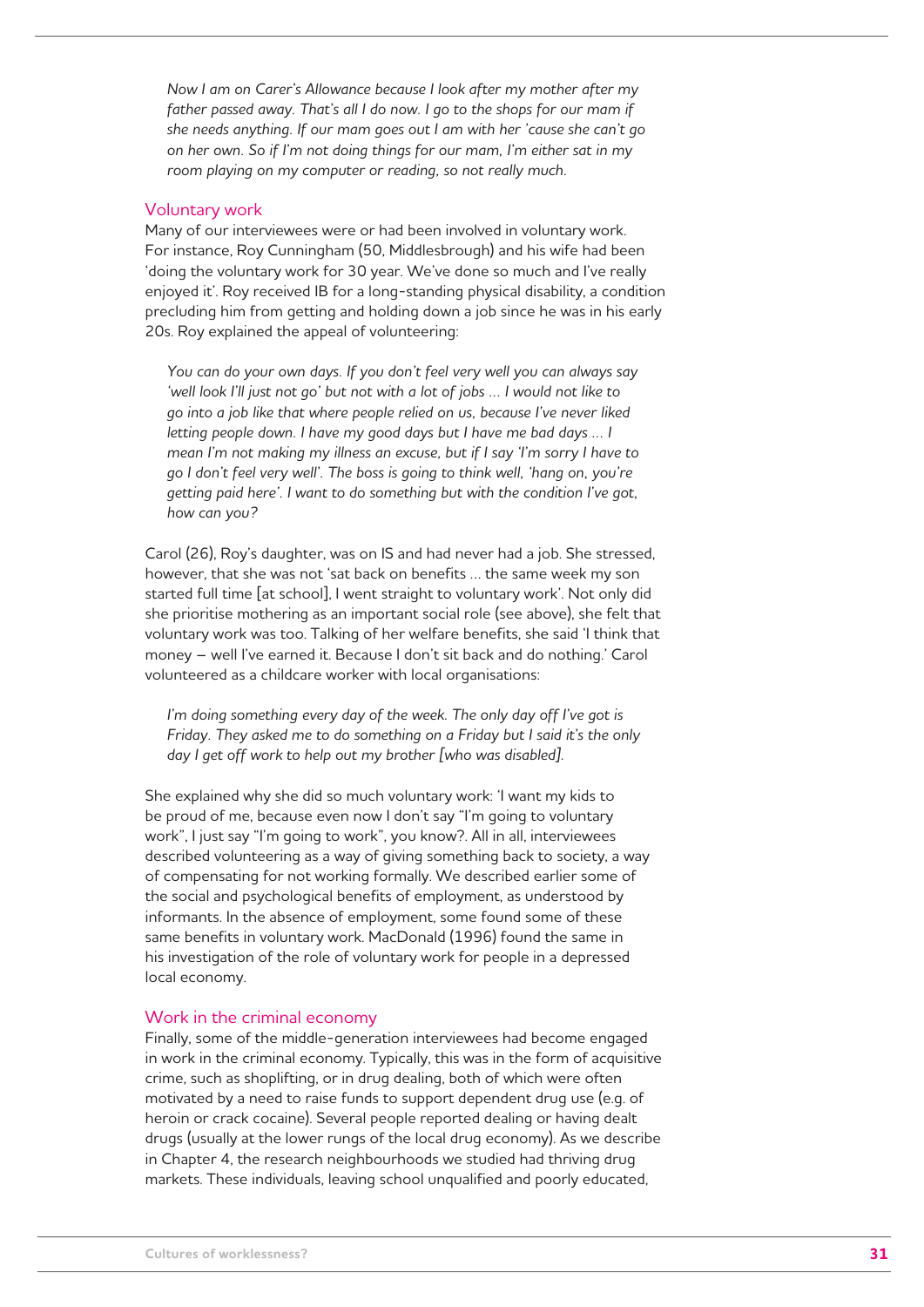*Now I am on Carer's Allowance because I look after my mother after my father passed away. That's all I do now. I go to the shops for our mam if she needs anything. If our mam goes out I am with her 'cause she can't go on her own. So if I'm not doing things for our mam, I'm either sat in my room playing on my computer or reading, so not really much.*

### Voluntary work

Many of our interviewees were or had been involved in voluntary work. For instance, Roy Cunningham (50, Middlesbrough) and his wife had been 'doing the voluntary work for 30 year. We've done so much and I've really enjoyed it'. Roy received IB for a long-standing physical disability, a condition precluding him from getting and holding down a job since he was in his early 20s. Roy explained the appeal of volunteering:

*You can do your own days. If you don't feel very well you can always say 'well look I'll just not go' but not with a lot of jobs … I would not like to go into a job like that where people relied on us, because I've never liked letting people down. I have my good days but I have me bad days … I mean I'm not making my illness an excuse, but if I say 'I'm sorry I have to go I don't feel very well'. The boss is going to think well, 'hang on, you're getting paid here'. I want to do something but with the condition I've got, how can you?*

Carol (26), Roy's daughter, was on IS and had never had a job. She stressed, however, that she was not 'sat back on benefits … the same week my son started full time [at school], I went straight to voluntary work'. Not only did she prioritise mothering as an important social role (see above), she felt that voluntary work was too. Talking of her welfare benefits, she said 'I think that money – well I've earned it. Because I don't sit back and do nothing.' Carol volunteered as a childcare worker with local organisations:

*I'm doing something every day of the week. The only day off I've got is Friday. They asked me to do something on a Friday but I said it's the only day I get off work to help out my brother [who was disabled].*

She explained why she did so much voluntary work: 'I want my kids to be proud of me, because even now I don't say "I'm going to voluntary work", I just say "I'm going to work", you know?. All in all, interviewees described volunteering as a way of giving something back to society, a way of compensating for not working formally. We described earlier some of the social and psychological benefits of employment, as understood by informants. In the absence of employment, some found some of these same benefits in voluntary work. MacDonald (1996) found the same in his investigation of the role of voluntary work for people in a depressed local economy.

### Work in the criminal economy

Finally, some of the middle-generation interviewees had become engaged in work in the criminal economy. Typically, this was in the form of acquisitive crime, such as shoplifting, or in drug dealing, both of which were often motivated by a need to raise funds to support dependent drug use (e.g. of heroin or crack cocaine). Several people reported dealing or having dealt drugs (usually at the lower rungs of the local drug economy). As we describe in Chapter 4, the research neighbourhoods we studied had thriving drug markets. These individuals, leaving school unqualified and poorly educated,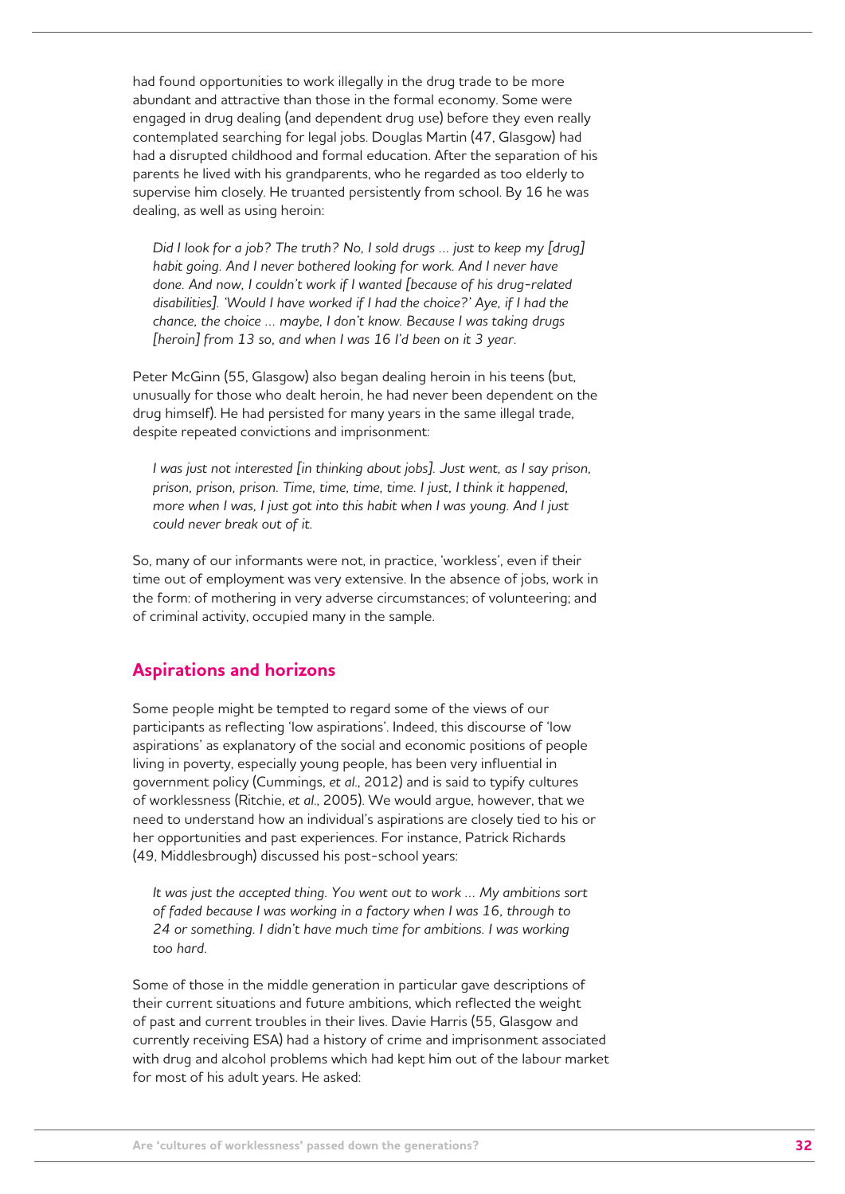had found opportunities to work illegally in the drug trade to be more abundant and attractive than those in the formal economy. Some were engaged in drug dealing (and dependent drug use) before they even really contemplated searching for legal jobs. Douglas Martin (47, Glasgow) had had a disrupted childhood and formal education. After the separation of his parents he lived with his grandparents, who he regarded as too elderly to supervise him closely. He truanted persistently from school. By 16 he was dealing, as well as using heroin:

> *Did I look for a job? The truth? No, I sold drugs … just to keep my [drug] habit going. And I never bothered looking for work. And I never have done. And now, I couldn't work if I wanted [because of his drug-related disabilities]. 'Would I have worked if I had the choice?' Aye, if I had the chance, the choice … maybe, I don't know. Because I was taking drugs [heroin] from 13 so, and when I was 16 I'd been on it 3 year.*

Peter McGinn (55, Glasgow) also began dealing heroin in his teens (but, unusually for those who dealt heroin, he had never been dependent on the drug himself). He had persisted for many years in the same illegal trade, despite repeated convictions and imprisonment:

> *I was just not interested [in thinking about jobs]. Just went, as I say prison, prison, prison, prison. Time, time, time, time. I just, I think it happened, more when I was, I just got into this habit when I was young. And I just could never break out of it.*

So, many of our informants were not, in practice, 'workless', even if their time out of employment was very extensive. In the absence of jobs, work in the form: of mothering in very adverse circumstances; of volunteering; and of criminal activity, occupied many in the sample.

## Aspirations and horizons

Some people might be tempted to regard some of the views of our participants as reflecting 'low aspirations'. Indeed, this discourse of 'low aspirations' as explanatory of the social and economic positions of people living in poverty, especially young people, has been very influential in government policy (Cummings, *et al*., 2012) and is said to typify cultures of worklessness (Ritchie, *et al*., 2005). We would argue, however, that we need to understand how an individual's aspirations are closely tied to his or her opportunities and past experiences. For instance, Patrick Richards (49, Middlesbrough) discussed his post-school years:

> *It was just the accepted thing. You went out to work … My ambitions sort of faded because I was working in a factory when I was 16, through to 24 or something. I didn't have much time for ambitions. I was working too hard.*

Some of those in the middle generation in particular gave descriptions of their current situations and future ambitions, which reflected the weight of past and current troubles in their lives. Davie Harris (55, Glasgow and currently receiving ESA) had a history of crime and imprisonment associated with drug and alcohol problems which had kept him out of the labour market for most of his adult years. He asked: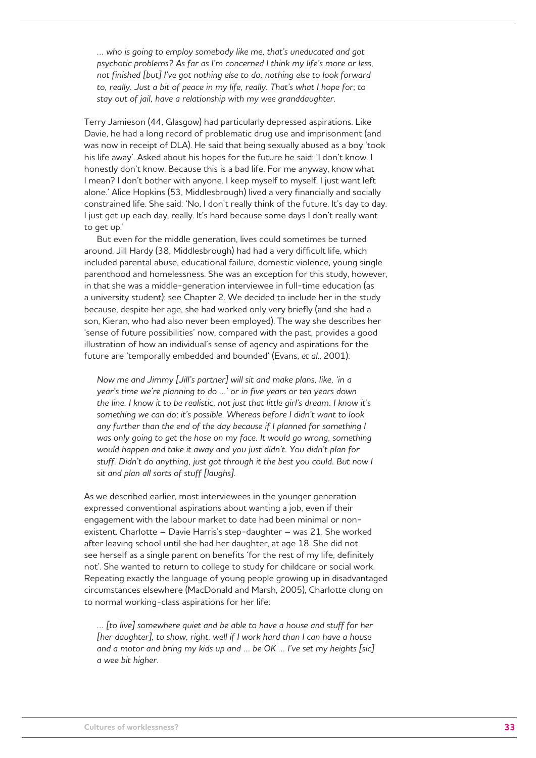> *... who is going to employ somebody like me, that's uneducated and got psychotic problems? As far as I'm concerned I think my life's more or less, not finished [but] I've got nothing else to do, nothing else to look forward to, really. Just a bit of peace in my life, really. That's what I hope for; to stay out of jail, have a relationship with my wee granddaughter.*

Terry Jamieson (44, Glasgow) had particularly depressed aspirations. Like Davie, he had a long record of problematic drug use and imprisonment (and was now in receipt of DLA). He said that being sexually abused as a boy 'took his life away'. Asked about his hopes for the future he said: 'I don't know. I honestly don't know. Because this is a bad life. For me anyway, know what I mean? I don't bother with anyone. I keep myself to myself. I just want left alone.' Alice Hopkins (53, Middlesbrough) lived a very financially and socially constrained life. She said: 'No, I don't really think of the future. It's day to day. I just get up each day, really. It's hard because some days I don't really want to get up.'

But even for the middle generation, lives could sometimes be turned around. Jill Hardy (38, Middlesbrough) had had a very difficult life, which included parental abuse, educational failure, domestic violence, young single parenthood and homelessness. She was an exception for this study, however, in that she was a middle-generation interviewee in full-time education (as a university student); see Chapter 2. We decided to include her in the study because, despite her age, she had worked only very briefly (and she had a son, Kieran, who had also never been employed). The way she describes her 'sense of future possibilities' now, compared with the past, provides a good illustration of how an individual's sense of agency and aspirations for the future are 'temporally embedded and bounded' (Evans, *et al.*, 2001):

> *Now me and Jimmy [Jill's partner] will sit and make plans, like, 'in a year's time we're planning to do ...' or in five years or ten years down the line. I know it to be realistic, not just that little girl's dream. I know it's something we can do; it's possible. Whereas before I didn't want to look any further than the end of the day because if I planned for something I was only going to get the hose on my face. It would go wrong, something would happen and take it away and you just didn't. You didn't plan for stuff. Didn't do anything, just got through it the best you could. But now I sit and plan all sorts of stuff [laughs].*

As we described earlier, most interviewees in the younger generation expressed conventional aspirations about wanting a job, even if their engagement with the labour market to date had been minimal or non-existent. Charlotte – Davie Harris's step-daughter – was 21. She worked after leaving school until she had her daughter, at age 18. She did not see herself as a single parent on benefits 'for the rest of my life, definitely not'. She wanted to return to college to study for childcare or social work. Repeating exactly the language of young people growing up in disadvantaged circumstances elsewhere (MacDonald and Marsh, 2005), Charlotte clung on to normal working-class aspirations for her life:

> *... [to live] somewhere quiet and be able to have a house and stuff for her [her daughter], to show, right, well if I work hard than I can have a house and a motor and bring my kids up and ... be OK ... I've set my heights [sic] a wee bit higher.*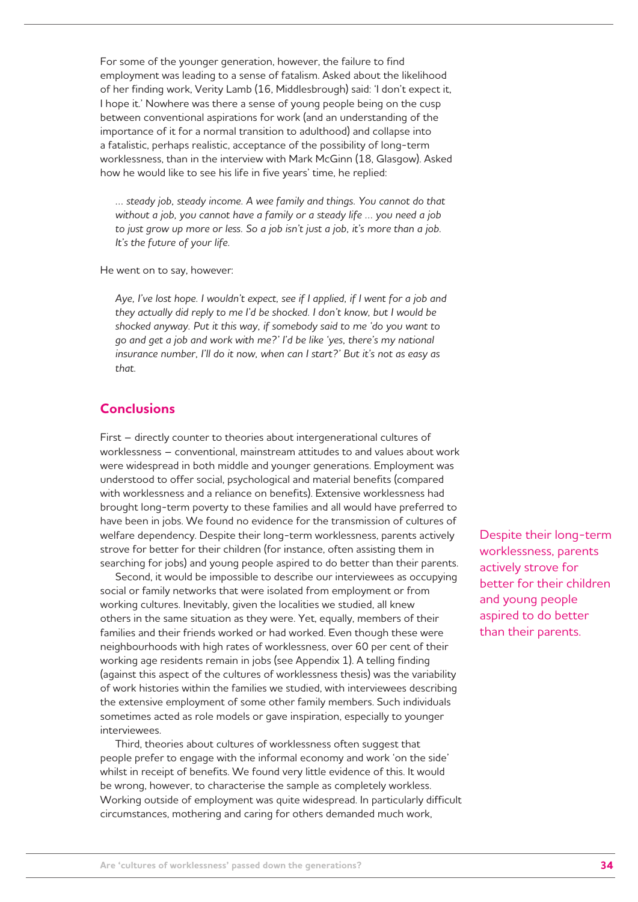For some of the younger generation, however, the failure to find employment was leading to a sense of fatalism. Asked about the likelihood of her finding work, Verity Lamb (16, Middlesbrough) said: 'I don't expect it, I hope it.' Nowhere was there a sense of young people being on the cusp between conventional aspirations for work (and an understanding of the importance of it for a normal transition to adulthood) and collapse into a fatalistic, perhaps realistic, acceptance of the possibility of long-term worklessness, than in the interview with Mark McGinn (18, Glasgow). Asked how he would like to see his life in five years' time, he replied:

> *… steady job, steady income. A wee family and things. You cannot do that without a job, you cannot have a family or a steady life … you need a job to just grow up more or less. So a job isn't just a job, it's more than a job. It's the future of your life.*

He went on to say, however:

> *Aye, I've lost hope. I wouldn't expect, see if I applied, if I went for a job and they actually did reply to me I'd be shocked. I don't know, but I would be shocked anyway. Put it this way, if somebody said to me 'do you want to go and get a job and work with me?' I'd be like 'yes, there's my national insurance number, I'll do it now, when can I start?' But it's not as easy as that.*

## Conclusions

First – directly counter to theories about intergenerational cultures of worklessness – conventional, mainstream attitudes to and values about work were widespread in both middle and younger generations. Employment was understood to offer social, psychological and material benefits (compared with worklessness and a reliance on benefits). Extensive worklessness had brought long-term poverty to these families and all would have preferred to have been in jobs. We found no evidence for the transmission of cultures of welfare dependency. Despite their long-term worklessness, parents actively strove for better for their children (for instance, often assisting them in searching for jobs) and young people aspired to do better than their parents.

> Despite their long-term worklessness, parents actively strove for better for their children and young people aspired to do better than their parents.

Second, it would be impossible to describe our interviewees as occupying social or family networks that were isolated from employment or from working cultures. Inevitably, given the localities we studied, all knew others in the same situation as they were. Yet, equally, members of their families and their friends worked or had worked. Even though these were neighbourhoods with high rates of worklessness, over 60 per cent of their working age residents remain in jobs (see Appendix 1). A telling finding (against this aspect of the cultures of worklessness thesis) was the variability of work histories within the families we studied, with interviewees describing the extensive employment of some other family members. Such individuals sometimes acted as role models or gave inspiration, especially to younger interviewees.

Third, theories about cultures of worklessness often suggest that people prefer to engage with the informal economy and work 'on the side' whilst in receipt of benefits. We found very little evidence of this. It would be wrong, however, to characterise the sample as completely workless. Working outside of employment was quite widespread. In particularly difficult circumstances, mothering and caring for others demanded much work,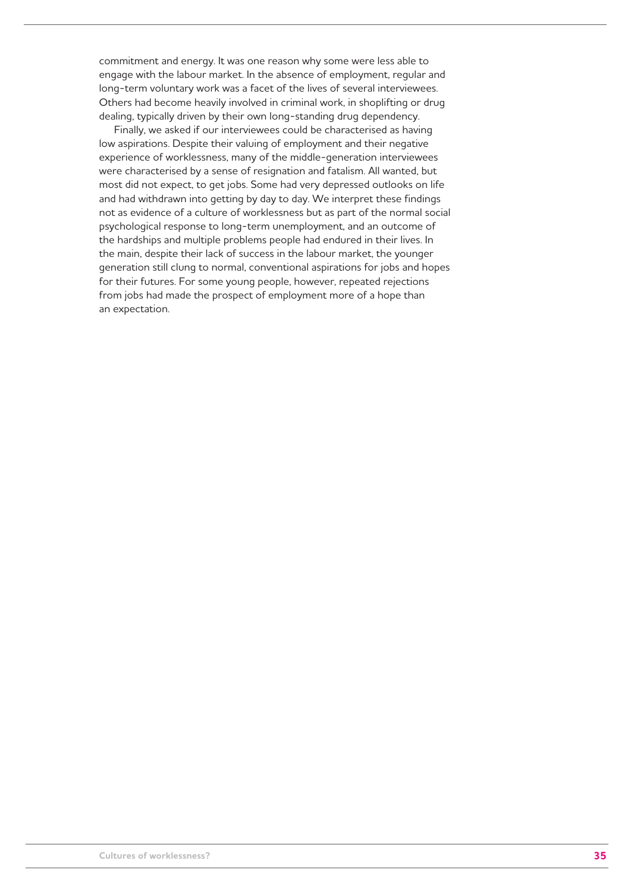commitment and energy. It was one reason why some were less able to engage with the labour market. In the absence of employment, regular and long-term voluntary work was a facet of the lives of several interviewees. Others had become heavily involved in criminal work, in shoplifting or drug dealing, typically driven by their own long-standing drug dependency.

Finally, we asked if our interviewees could be characterised as having low aspirations. Despite their valuing of employment and their negative experience of worklessness, many of the middle-generation interviewees were characterised by a sense of resignation and fatalism. All wanted, but most did not expect, to get jobs. Some had very depressed outlooks on life and had withdrawn into getting by day to day. We interpret these findings not as evidence of a culture of worklessness but as part of the normal social psychological response to long-term unemployment, and an outcome of the hardships and multiple problems people had endured in their lives. In the main, despite their lack of success in the labour market, the younger generation still clung to normal, conventional aspirations for jobs and hopes for their futures. For some young people, however, repeated rejections from jobs had made the prospect of employment more of a hope than an expectation.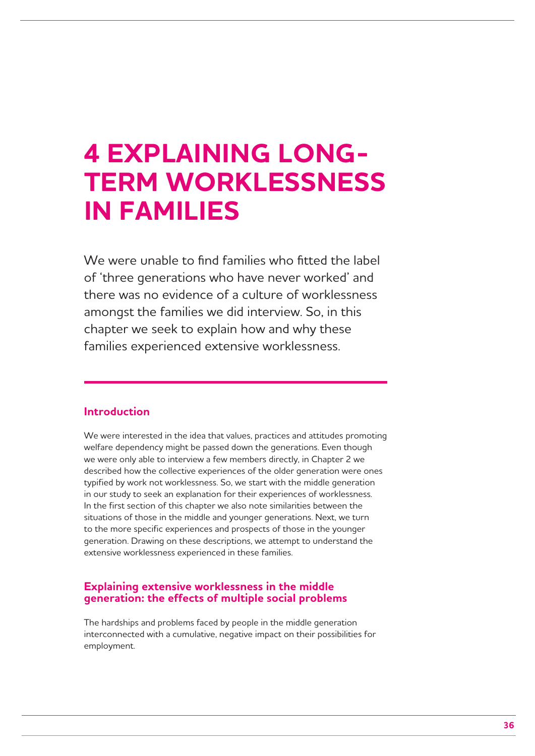# 4 EXPLAINING LONG-TERM WORKLESSNESS IN FAMILIES

We were unable to find families who fitted the label of 'three generations who have never worked' and there was no evidence of a culture of worklessness amongst the families we did interview. So, in this chapter we seek to explain how and why these families experienced extensive worklessness.

## Introduction

We were interested in the idea that values, practices and attitudes promoting welfare dependency might be passed down the generations. Even though we were only able to interview a few members directly, in Chapter 2 we described how the collective experiences of the older generation were ones typified by work not worklessness. So, we start with the middle generation in our study to seek an explanation for their experiences of worklessness. In the first section of this chapter we also note similarities between the situations of those in the middle and younger generations. Next, we turn to the more specific experiences and prospects of those in the younger generation. Drawing on these descriptions, we attempt to understand the extensive worklessness experienced in these families.

## Explaining extensive worklessness in the middle generation: the effects of multiple social problems

The hardships and problems faced by people in the middle generation interconnected with a cumulative, negative impact on their possibilities for employment.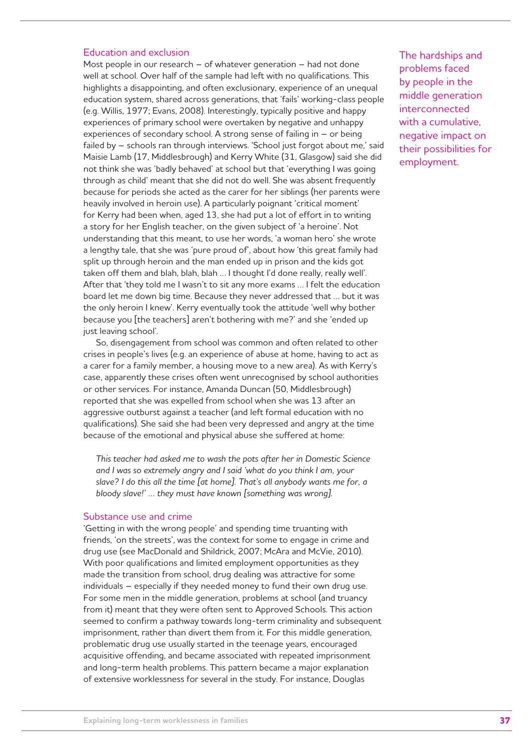## Education and exclusion

Most people in our research – of whatever generation – had not done well at school. Over half of the sample had left with no qualifications. This highlights a disappointing, and often exclusionary, experience of an unequal education system, shared across generations, that 'fails' working-class people (e.g. Willis, 1977; Evans, 2008). Interestingly, typically positive and happy experiences of primary school were overtaken by negative and unhappy experiences of secondary school. A strong sense of failing in – or being failed by – schools ran through interviews. 'School just forgot about me,' said Maisie Lamb (17, Middlesbrough) and Kerry White (31, Glasgow) said she did not think she was 'badly behaved' at school but that 'everything I was going through as child' meant that she did not do well. She was absent frequently because for periods she acted as the carer for her siblings (her parents were heavily involved in heroin use). A particularly poignant 'critical moment' for Kerry had been when, aged 13, she had put a lot of effort in to writing a story for her English teacher, on the given subject of 'a heroine'. Not understanding that this meant, to use her words, 'a woman hero' she wrote a lengthy tale, that she was 'pure proud of', about how 'this great family had split up through heroin and the man ended up in prison and the kids got taken off them and blah, blah, blah … I thought I'd done really, really well'. After that 'they told me I wasn't to sit any more exams … I felt the education board let me down big time. Because they never addressed that … but it was the only heroin I knew'. Kerry eventually took the attitude 'well why bother because you [the teachers] aren't bothering with me?' and she 'ended up just leaving school'.

The hardships and problems faced by people in the middle generation interconnected with a cumulative, negative impact on their possibilities for employment.

So, disengagement from school was common and often related to other crises in people's lives (e.g. an experience of abuse at home, having to act as a carer for a family member, a housing move to a new area). As with Kerry's case, apparently these crises often went unrecognised by school authorities or other services. For instance, Amanda Duncan (50, Middlesbrough) reported that she was expelled from school when she was 13 after an aggressive outburst against a teacher (and left formal education with no qualifications). She said she had been very depressed and angry at the time because of the emotional and physical abuse she suffered at home:

> *This teacher had asked me to wash the pots after her in Domestic Science and I was so extremely angry and I said 'what do you think I am, your slave? I do this all the time [at home]. That's all anybody wants me for, a bloody slave!' … they must have known [something was wrong].*

## Substance use and crime

'Getting in with the wrong people' and spending time truanting with friends, 'on the streets', was the context for some to engage in crime and drug use (see MacDonald and Shildrick, 2007; McAra and McVie, 2010). With poor qualifications and limited employment opportunities as they made the transition from school, drug dealing was attractive for some individuals – especially if they needed money to fund their own drug use. For some men in the middle generation, problems at school (and truancy from it) meant that they were often sent to Approved Schools. This action seemed to confirm a pathway towards long-term criminality and subsequent imprisonment, rather than divert them from it. For this middle generation, problematic drug use usually started in the teenage years, encouraged acquisitive offending, and became associated with repeated imprisonment and long-term health problems. This pattern became a major explanation of extensive worklessness for several in the study. For instance, Douglas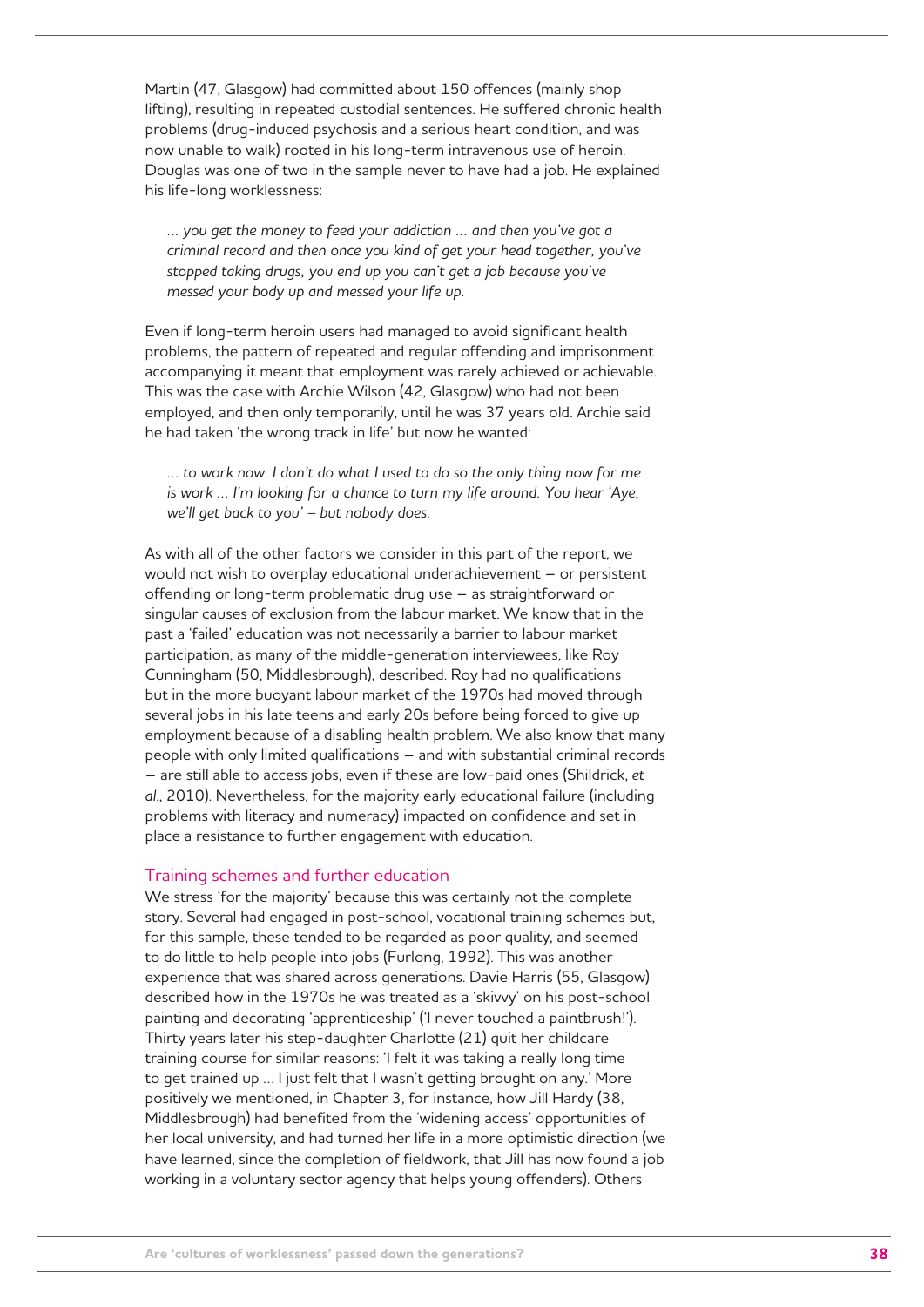Martin (47, Glasgow) had committed about 150 offences (mainly shop lifting), resulting in repeated custodial sentences. He suffered chronic health problems (drug-induced psychosis and a serious heart condition, and was now unable to walk) rooted in his long-term intravenous use of heroin. Douglas was one of two in the sample never to have had a job. He explained his life-long worklessness:

> *... you get the money to feed your addiction ... and then you've got a criminal record and then once you kind of get your head together, you've stopped taking drugs, you end up you can't get a job because you've messed your body up and messed your life up.*

Even if long-term heroin users had managed to avoid significant health problems, the pattern of repeated and regular offending and imprisonment accompanying it meant that employment was rarely achieved or achievable. This was the case with Archie Wilson (42, Glasgow) who had not been employed, and then only temporarily, until he was 37 years old. Archie said he had taken 'the wrong track in life' but now he wanted:

> *... to work now. I don't do what I used to do so the only thing now for me is work ... I'm looking for a chance to turn my life around. You hear 'Aye, we'll get back to you' – but nobody does.*

As with all of the other factors we consider in this part of the report, we would not wish to overplay educational underachievement – or persistent offending or long-term problematic drug use – as straightforward or singular causes of exclusion from the labour market. We know that in the past a 'failed' education was not necessarily a barrier to labour market participation, as many of the middle-generation interviewees, like Roy Cunningham (50, Middlesbrough), described. Roy had no qualifications but in the more buoyant labour market of the 1970s had moved through several jobs in his late teens and early 20s before being forced to give up employment because of a disabling health problem. We also know that many people with only limited qualifications – and with substantial criminal records – are still able to access jobs, even if these are low-paid ones (Shildrick, *et al*., 2010). Nevertheless, for the majority early educational failure (including problems with literacy and numeracy) impacted on confidence and set in place a resistance to further engagement with education.

### Training schemes and further education

We stress 'for the majority' because this was certainly not the complete story. Several had engaged in post-school, vocational training schemes but, for this sample, these tended to be regarded as poor quality, and seemed to do little to help people into jobs (Furlong, 1992). This was another experience that was shared across generations. Davie Harris (55, Glasgow) described how in the 1970s he was treated as a 'skivvy' on his post-school painting and decorating 'apprenticeship' ('I never touched a paintbrush!'). Thirty years later his step-daughter Charlotte (21) quit her childcare training course for similar reasons: 'I felt it was taking a really long time to get trained up ... I just felt that I wasn't getting brought on any.' More positively we mentioned, in Chapter 3, for instance, how Jill Hardy (38, Middlesbrough) had benefited from the 'widening access' opportunities of her local university, and had turned her life in a more optimistic direction (we have learned, since the completion of fieldwork, that Jill has now found a job working in a voluntary sector agency that helps young offenders). Others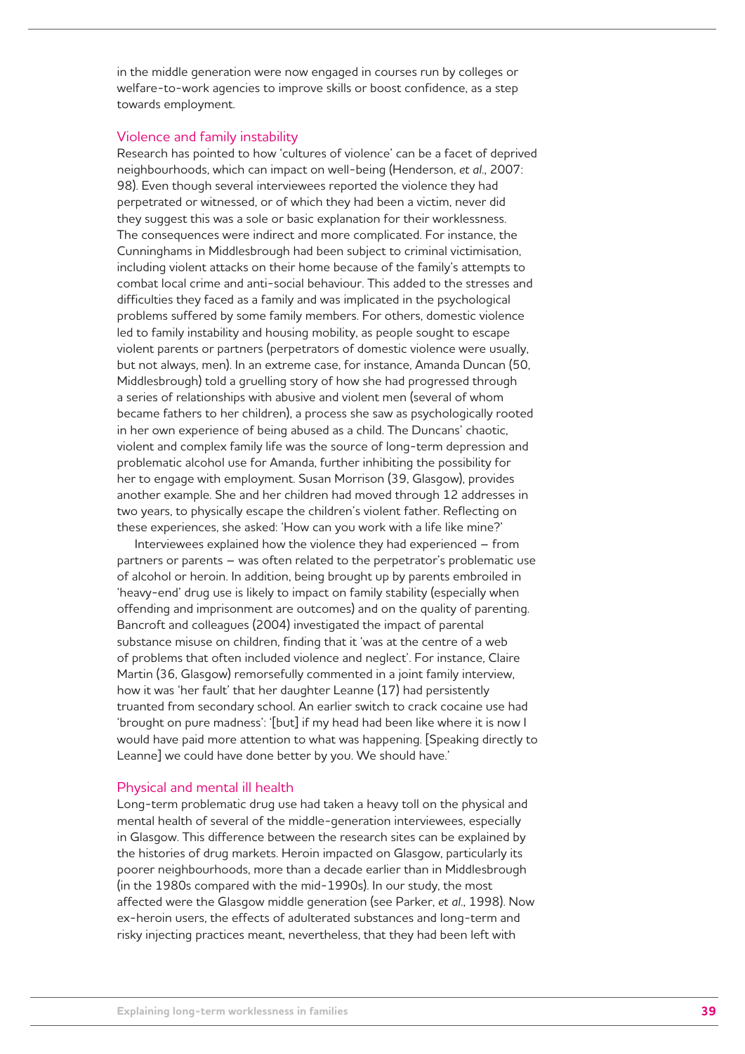in the middle generation were now engaged in courses run by colleges or welfare-to-work agencies to improve skills or boost confidence, as a step towards employment.

## Violence and family instability

Research has pointed to how 'cultures of violence' can be a facet of deprived neighbourhoods, which can impact on well-being (Henderson, *et al.*, 2007: 98). Even though several interviewees reported the violence they had perpetrated or witnessed, or of which they had been a victim, never did they suggest this was a sole or basic explanation for their worklessness. The consequences were indirect and more complicated. For instance, the Cunninghams in Middlesbrough had been subject to criminal victimisation, including violent attacks on their home because of the family's attempts to combat local crime and anti-social behaviour. This added to the stresses and difficulties they faced as a family and was implicated in the psychological problems suffered by some family members. For others, domestic violence led to family instability and housing mobility, as people sought to escape violent parents or partners (perpetrators of domestic violence were usually, but not always, men). In an extreme case, for instance, Amanda Duncan (50, Middlesbrough) told a gruelling story of how she had progressed through a series of relationships with abusive and violent men (several of whom became fathers to her children), a process she saw as psychologically rooted in her own experience of being abused as a child. The Duncans' chaotic, violent and complex family life was the source of long-term depression and problematic alcohol use for Amanda, further inhibiting the possibility for her to engage with employment. Susan Morrison (39, Glasgow), provides another example. She and her children had moved through 12 addresses in two years, to physically escape the children's violent father. Reflecting on these experiences, she asked: 'How can you work with a life like mine?'

Interviewees explained how the violence they had experienced – from partners or parents – was often related to the perpetrator's problematic use of alcohol or heroin. In addition, being brought up by parents embroiled in 'heavy-end' drug use is likely to impact on family stability (especially when offending and imprisonment are outcomes) and on the quality of parenting. Bancroft and colleagues (2004) investigated the impact of parental substance misuse on children, finding that it 'was at the centre of a web of problems that often included violence and neglect'. For instance, Claire Martin (36, Glasgow) remorsefully commented in a joint family interview, how it was 'her fault' that her daughter Leanne (17) had persistently truanted from secondary school. An earlier switch to crack cocaine use had 'brought on pure madness': '[but] if my head had been like where it is now I would have paid more attention to what was happening. [Speaking directly to Leanne] we could have done better by you. We should have.'

## Physical and mental ill health

Long-term problematic drug use had taken a heavy toll on the physical and mental health of several of the middle-generation interviewees, especially in Glasgow. This difference between the research sites can be explained by the histories of drug markets. Heroin impacted on Glasgow, particularly its poorer neighbourhoods, more than a decade earlier than in Middlesbrough (in the 1980s compared with the mid-1990s). In our study, the most affected were the Glasgow middle generation (see Parker, *et al.*, 1998). Now ex-heroin users, the effects of adulterated substances and long-term and risky injecting practices meant, nevertheless, that they had been left with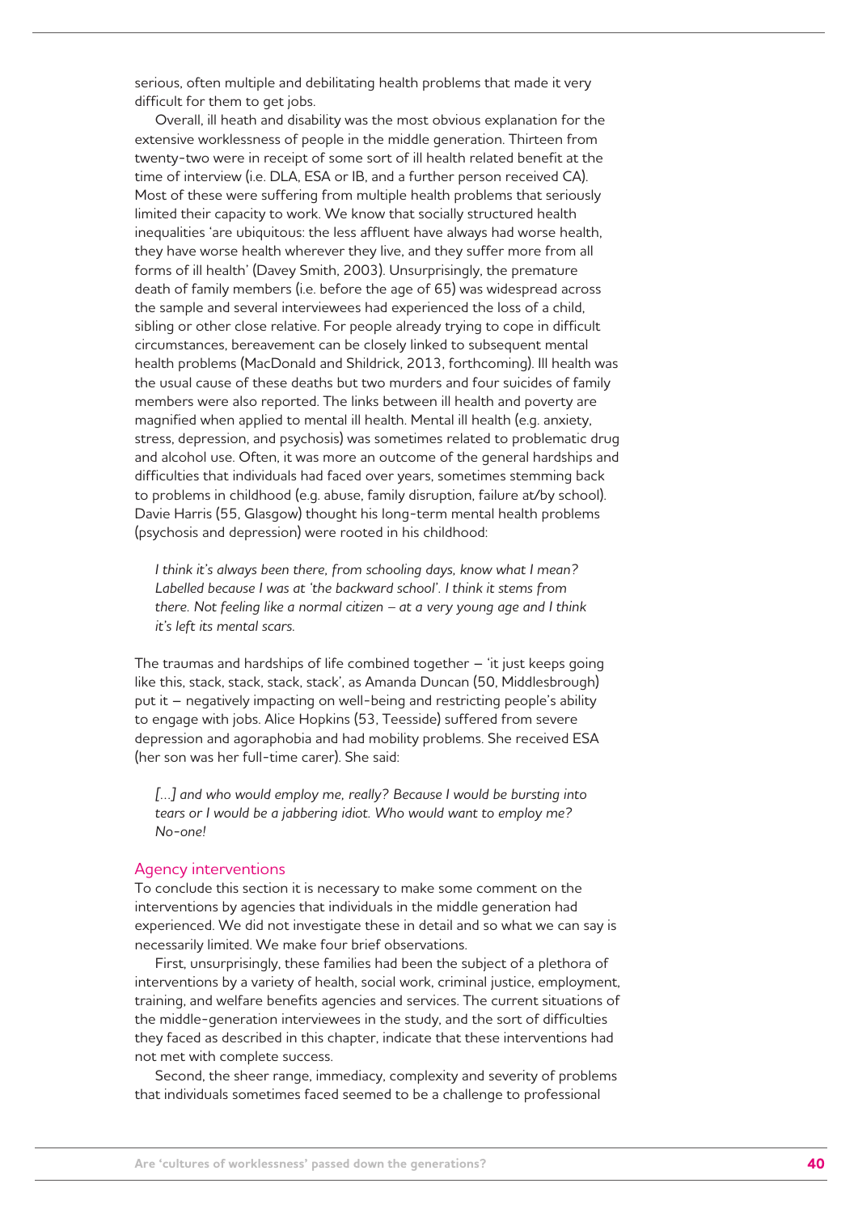serious, often multiple and debilitating health problems that made it very difficult for them to get jobs.

Overall, ill heath and disability was the most obvious explanation for the extensive worklessness of people in the middle generation. Thirteen from twenty-two were in receipt of some sort of ill health related benefit at the time of interview (i.e. DLA, ESA or IB, and a further person received CA). Most of these were suffering from multiple health problems that seriously limited their capacity to work. We know that socially structured health inequalities 'are ubiquitous: the less affluent have always had worse health, they have worse health wherever they live, and they suffer more from all forms of ill health' (Davey Smith, 2003). Unsurprisingly, the premature death of family members (i.e. before the age of 65) was widespread across the sample and several interviewees had experienced the loss of a child, sibling or other close relative. For people already trying to cope in difficult circumstances, bereavement can be closely linked to subsequent mental health problems (MacDonald and Shildrick, 2013, forthcoming). Ill health was the usual cause of these deaths but two murders and four suicides of family members were also reported. The links between ill health and poverty are magnified when applied to mental ill health. Mental ill health (e.g. anxiety, stress, depression, and psychosis) was sometimes related to problematic drug and alcohol use. Often, it was more an outcome of the general hardships and difficulties that individuals had faced over years, sometimes stemming back to problems in childhood (e.g. abuse, family disruption, failure at/by school). Davie Harris (55, Glasgow) thought his long-term mental health problems (psychosis and depression) were rooted in his childhood:

> *I think it's always been there, from schooling days, know what I mean? Labelled because I was at 'the backward school'. I think it stems from there. Not feeling like a normal citizen – at a very young age and I think it's left its mental scars.*

The traumas and hardships of life combined together – 'it just keeps going like this, stack, stack, stack, stack', as Amanda Duncan (50, Middlesbrough) put it – negatively impacting on well-being and restricting people's ability to engage with jobs. Alice Hopkins (53, Teesside) suffered from severe depression and agoraphobia and had mobility problems. She received ESA (her son was her full-time carer). She said:

> *[…] and who would employ me, really? Because I would be bursting into tears or I would be a jabbering idiot. Who would want to employ me? No-one!*

## Agency interventions

To conclude this section it is necessary to make some comment on the interventions by agencies that individuals in the middle generation had experienced. We did not investigate these in detail and so what we can say is necessarily limited. We make four brief observations.

First, unsurprisingly, these families had been the subject of a plethora of interventions by a variety of health, social work, criminal justice, employment, training, and welfare benefits agencies and services. The current situations of the middle-generation interviewees in the study, and the sort of difficulties they faced as described in this chapter, indicate that these interventions had not met with complete success.

Second, the sheer range, immediacy, complexity and severity of problems that individuals sometimes faced seemed to be a challenge to professional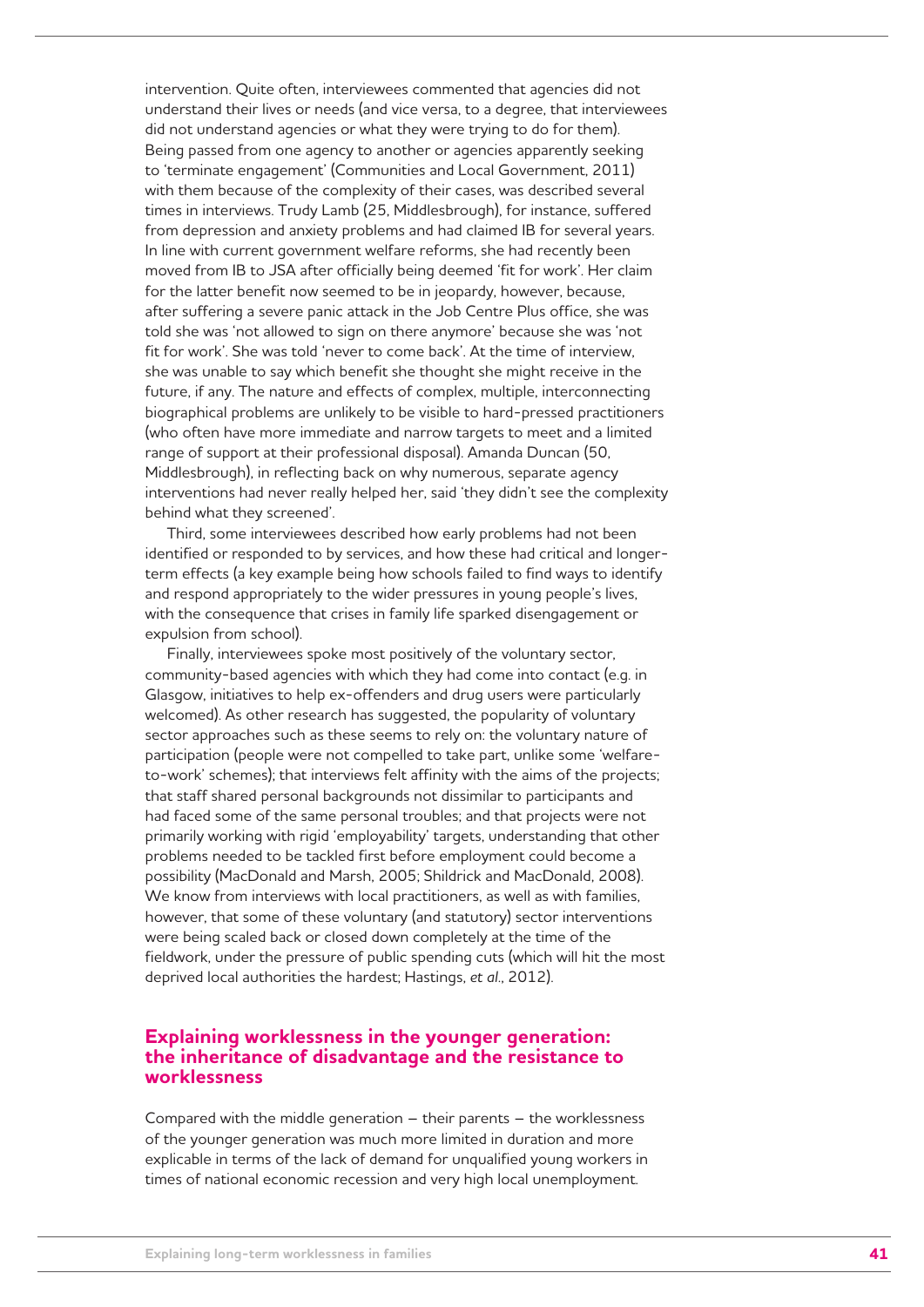intervention. Quite often, interviewees commented that agencies did not understand their lives or needs (and vice versa, to a degree, that interviewees did not understand agencies or what they were trying to do for them). Being passed from one agency to another or agencies apparently seeking to 'terminate engagement' (Communities and Local Government, 2011) with them because of the complexity of their cases, was described several times in interviews. Trudy Lamb (25, Middlesbrough), for instance, suffered from depression and anxiety problems and had claimed IB for several years. In line with current government welfare reforms, she had recently been moved from IB to JSA after officially being deemed 'fit for work'. Her claim for the latter benefit now seemed to be in jeopardy, however, because, after suffering a severe panic attack in the Job Centre Plus office, she was told she was 'not allowed to sign on there anymore' because she was 'not fit for work'. She was told 'never to come back'. At the time of interview, she was unable to say which benefit she thought she might receive in the future, if any. The nature and effects of complex, multiple, interconnecting biographical problems are unlikely to be visible to hard-pressed practitioners (who often have more immediate and narrow targets to meet and a limited range of support at their professional disposal). Amanda Duncan (50, Middlesbrough), in reflecting back on why numerous, separate agency interventions had never really helped her, said 'they didn't see the complexity behind what they screened'.

Third, some interviewees described how early problems had not been identified or responded to by services, and how these had critical and longer-term effects (a key example being how schools failed to find ways to identify and respond appropriately to the wider pressures in young people's lives, with the consequence that crises in family life sparked disengagement or expulsion from school).

Finally, interviewees spoke most positively of the voluntary sector, community-based agencies with which they had come into contact (e.g. in Glasgow, initiatives to help ex-offenders and drug users were particularly welcomed). As other research has suggested, the popularity of voluntary sector approaches such as these seems to rely on: the voluntary nature of participation (people were not compelled to take part, unlike some 'welfare-to-work' schemes); that interviews felt affinity with the aims of the projects; that staff shared personal backgrounds not dissimilar to participants and had faced some of the same personal troubles; and that projects were not primarily working with rigid 'employability' targets, understanding that other problems needed to be tackled first before employment could become a possibility (MacDonald and Marsh, 2005; Shildrick and MacDonald, 2008). We know from interviews with local practitioners, as well as with families, however, that some of these voluntary (and statutory) sector interventions were being scaled back or closed down completely at the time of the fieldwork, under the pressure of public spending cuts (which will hit the most deprived local authorities the hardest; Hastings, *et al.*, 2012).

## Explaining worklessness in the younger generation: the inheritance of disadvantage and the resistance to worklessness

Compared with the middle generation – their parents – the worklessness of the younger generation was much more limited in duration and more explicable in terms of the lack of demand for unqualified young workers in times of national economic recession and very high local unemployment.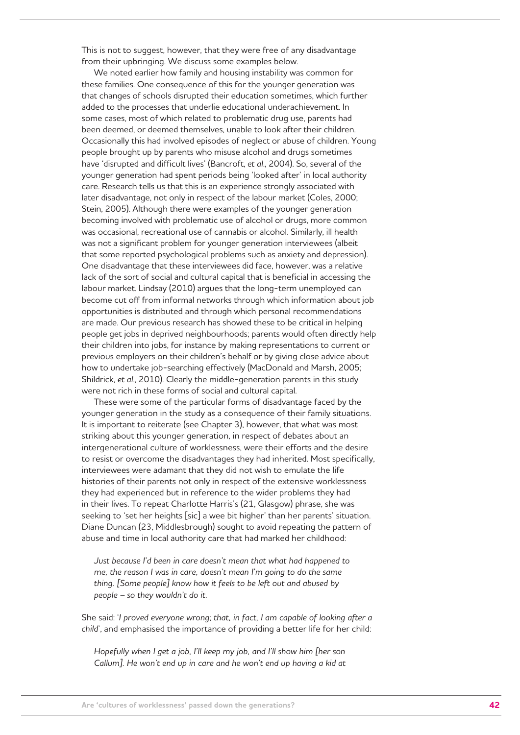This is not to suggest, however, that they were free of any disadvantage from their upbringing. We discuss some examples below.

We noted earlier how family and housing instability was common for these families. One consequence of this for the younger generation was that changes of schools disrupted their education sometimes, which further added to the processes that underlie educational underachievement. In some cases, most of which related to problematic drug use, parents had been deemed, or deemed themselves, unable to look after their children. Occasionally this had involved episodes of neglect or abuse of children. Young people brought up by parents who misuse alcohol and drugs sometimes have 'disrupted and difficult lives' (Bancroft, *et al.*, 2004). So, several of the younger generation had spent periods being 'looked after' in local authority care. Research tells us that this is an experience strongly associated with later disadvantage, not only in respect of the labour market (Coles, 2000; Stein, 2005). Although there were examples of the younger generation becoming involved with problematic use of alcohol or drugs, more common was occasional, recreational use of cannabis or alcohol. Similarly, ill health was not a significant problem for younger generation interviewees (albeit that some reported psychological problems such as anxiety and depression). One disadvantage that these interviewees did face, however, was a relative lack of the sort of social and cultural capital that is beneficial in accessing the labour market. Lindsay (2010) argues that the long-term unemployed can become cut off from informal networks through which information about job opportunities is distributed and through which personal recommendations are made. Our previous research has showed these to be critical in helping people get jobs in deprived neighbourhoods; parents would often directly help their children into jobs, for instance by making representations to current or previous employers on their children's behalf or by giving close advice about how to undertake job-searching effectively (MacDonald and Marsh, 2005; Shildrick, *et al.*, 2010). Clearly the middle-generation parents in this study were not rich in these forms of social and cultural capital.

These were some of the particular forms of disadvantage faced by the younger generation in the study as a consequence of their family situations. It is important to reiterate (see Chapter 3), however, that what was most striking about this younger generation, in respect of debates about an intergenerational culture of worklessness, were their efforts and the desire to resist or overcome the disadvantages they had inherited. Most specifically, interviewees were adamant that they did not wish to emulate the life histories of their parents not only in respect of the extensive worklessness they had experienced but in reference to the wider problems they had in their lives. To repeat Charlotte Harris's (21, Glasgow) phrase, she was seeking to 'set her heights [sic] a wee bit higher' than her parents' situation. Diane Duncan (23, Middlesbrough) sought to avoid repeating the pattern of abuse and time in local authority care that had marked her childhood:

> *Just because I'd been in care doesn't mean that what had happened to me, the reason I was in care, doesn't mean I'm going to do the same thing. [Some people] know how it feels to be left out and abused by people – so they wouldn't do it.*

She said: '*I proved everyone wrong; that, in fact, I am capable of looking after a child*', and emphasised the importance of providing a better life for her child:

> *Hopefully when I get a job, I'll keep my job, and I'll show him [her son Callum]. He won't end up in care and he won't end up having a kid at*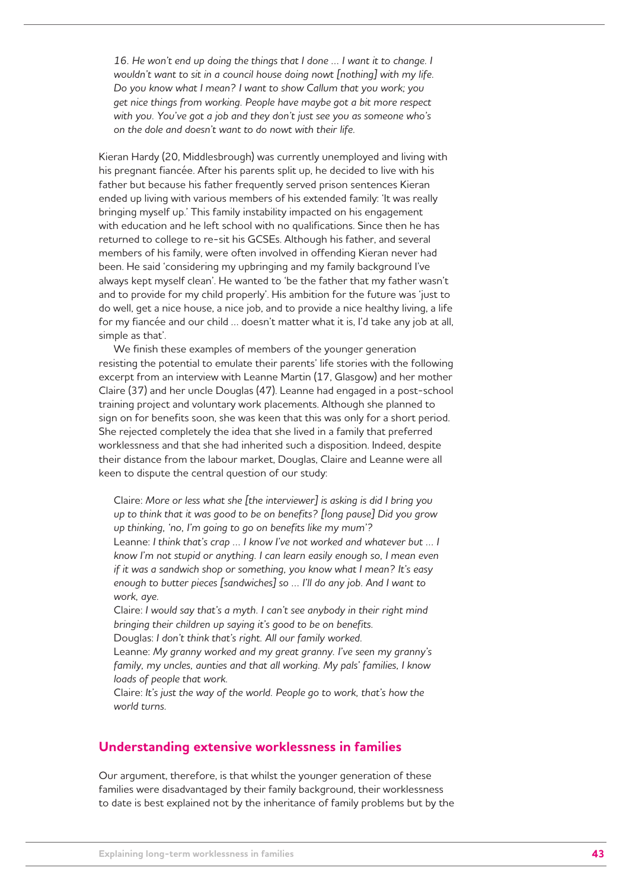*16. He won't end up doing the things that I done ... I want it to change. I wouldn't want to sit in a council house doing nowt [nothing] with my life. Do you know what I mean? I want to show Callum that you work; you get nice things from working. People have maybe got a bit more respect with you. You've got a job and they don't just see you as someone who's on the dole and doesn't want to do nowt with their life.*

Kieran Hardy (20, Middlesbrough) was currently unemployed and living with his pregnant fiancée. After his parents split up, he decided to live with his father but because his father frequently served prison sentences Kieran ended up living with various members of his extended family: 'It was really bringing myself up.' This family instability impacted on his engagement with education and he left school with no qualifications. Since then he has returned to college to re-sit his GCSEs. Although his father, and several members of his family, were often involved in offending Kieran never had been. He said 'considering my upbringing and my family background I've always kept myself clean'. He wanted to 'be the father that my father wasn't and to provide for my child properly'. His ambition for the future was 'just to do well, get a nice house, a nice job, and to provide a nice healthy living, a life for my fiancée and our child ... doesn't matter what it is, I'd take any job at all, simple as that'.

We finish these examples of members of the younger generation resisting the potential to emulate their parents' life stories with the following excerpt from an interview with Leanne Martin (17, Glasgow) and her mother Claire (37) and her uncle Douglas (47). Leanne had engaged in a post-school training project and voluntary work placements. Although she planned to sign on for benefits soon, she was keen that this was only for a short period. She rejected completely the idea that she lived in a family that preferred worklessness and that she had inherited such a disposition. Indeed, despite their distance from the labour market, Douglas, Claire and Leanne were all keen to dispute the central question of our study:

Claire: *More or less what she [the interviewer] is asking is did I bring you up to think that it was good to be on benefits? [long pause] Did you grow up thinking, 'no, I'm going to go on benefits like my mum'?*
Leanne: *I think that's crap ... I know I've not worked and whatever but ... I know I'm not stupid or anything. I can learn easily enough so, I mean even if it was a sandwich shop or something, you know what I mean? It's easy enough to butter pieces [sandwiches] so ... I'll do any job. And I want to work, aye.*
Claire: *I would say that's a myth. I can't see anybody in their right mind bringing their children up saying it's good to be on benefits.*
Douglas: *I don't think that's right. All our family worked.*
Leanne: *My granny worked and my great granny. I've seen my granny's family, my uncles, aunties and that all working. My pals' families, I know loads of people that work.*
Claire: *It's just the way of the world. People go to work, that's how the world turns.*

## Understanding extensive worklessness in families

Our argument, therefore, is that whilst the younger generation of these families were disadvantaged by their family background, their worklessness to date is best explained not by the inheritance of family problems but by the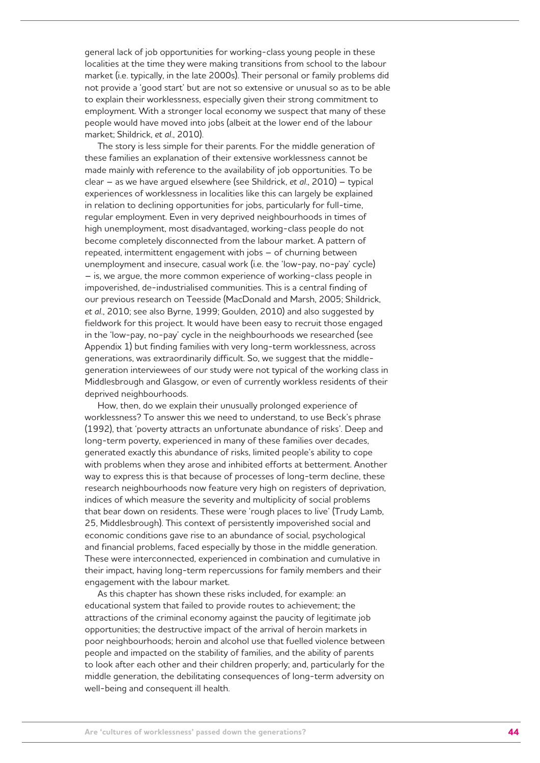general lack of job opportunities for working-class young people in these localities at the time they were making transitions from school to the labour market (i.e. typically, in the late 2000s). Their personal or family problems did not provide a 'good start' but are not so extensive or unusual so as to be able to explain their worklessness, especially given their strong commitment to employment. With a stronger local economy we suspect that many of these people would have moved into jobs (albeit at the lower end of the labour market; Shildrick, *et al*., 2010).

The story is less simple for their parents. For the middle generation of these families an explanation of their extensive worklessness cannot be made mainly with reference to the availability of job opportunities. To be clear – as we have argued elsewhere (see Shildrick, *et al*., 2010) – typical experiences of worklessness in localities like this can largely be explained in relation to declining opportunities for jobs, particularly for full-time, regular employment. Even in very deprived neighbourhoods in times of high unemployment, most disadvantaged, working-class people do not become completely disconnected from the labour market. A pattern of repeated, intermittent engagement with jobs – of churning between unemployment and insecure, casual work (i.e. the 'low-pay, no-pay' cycle) – is, we argue, the more common experience of working-class people in impoverished, de-industrialised communities. This is a central finding of our previous research on Teesside (MacDonald and Marsh, 2005; Shildrick, *et al*., 2010; see also Byrne, 1999; Goulden, 2010) and also suggested by fieldwork for this project. It would have been easy to recruit those engaged in the 'low-pay, no-pay' cycle in the neighbourhoods we researched (see Appendix 1) but finding families with very long-term worklessness, across generations, was extraordinarily difficult. So, we suggest that the middle-generation interviewees of our study were not typical of the working class in Middlesbrough and Glasgow, or even of currently workless residents of their deprived neighbourhoods.

How, then, do we explain their unusually prolonged experience of worklessness? To answer this we need to understand, to use Beck's phrase (1992), that 'poverty attracts an unfortunate abundance of risks'. Deep and long-term poverty, experienced in many of these families over decades, generated exactly this abundance of risks, limited people's ability to cope with problems when they arose and inhibited efforts at betterment. Another way to express this is that because of processes of long-term decline, these research neighbourhoods now feature very high on registers of deprivation, indices of which measure the severity and multiplicity of social problems that bear down on residents. These were 'rough places to live' (Trudy Lamb, 25, Middlesbrough). This context of persistently impoverished social and economic conditions gave rise to an abundance of social, psychological and financial problems, faced especially by those in the middle generation. These were interconnected, experienced in combination and cumulative in their impact, having long-term repercussions for family members and their engagement with the labour market.

As this chapter has shown these risks included, for example: an educational system that failed to provide routes to achievement; the attractions of the criminal economy against the paucity of legitimate job opportunities; the destructive impact of the arrival of heroin markets in poor neighbourhoods; heroin and alcohol use that fuelled violence between people and impacted on the stability of families, and the ability of parents to look after each other and their children properly; and, particularly for the middle generation, the debilitating consequences of long-term adversity on well-being and consequent ill health.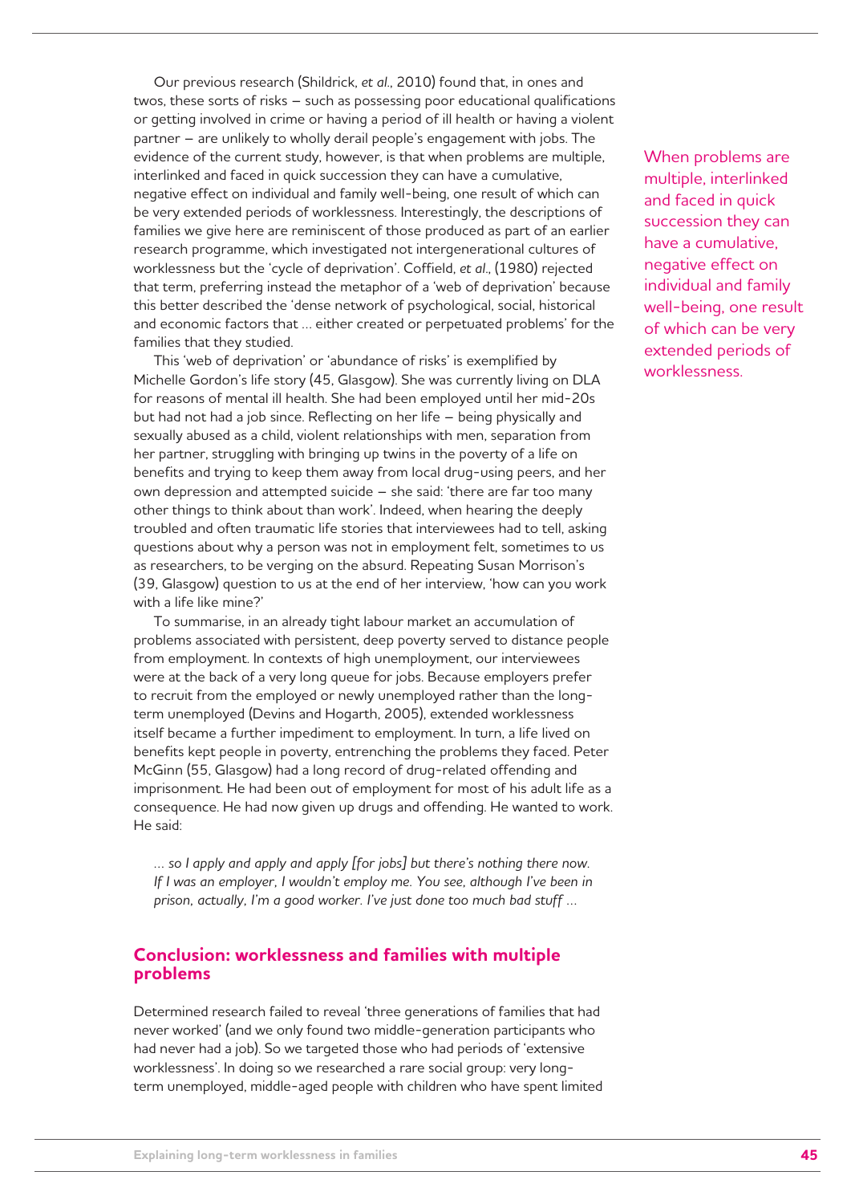Our previous research (Shildrick, *et al.*, 2010) found that, in ones and twos, these sorts of risks – such as possessing poor educational qualifications or getting involved in crime or having a period of ill health or having a violent partner – are unlikely to wholly derail people's engagement with jobs. The evidence of the current study, however, is that when problems are multiple, interlinked and faced in quick succession they can have a cumulative, negative effect on individual and family well-being, one result of which can be very extended periods of worklessness. Interestingly, the descriptions of families we give here are reminiscent of those produced as part of an earlier research programme, which investigated not intergenerational cultures of worklessness but the 'cycle of deprivation'. Coffield, *et al.*, (1980) rejected that term, preferring instead the metaphor of a 'web of deprivation' because this better described the 'dense network of psychological, social, historical and economic factors that … either created or perpetuated problems' for the families that they studied.

When problems are multiple, interlinked and faced in quick succession they can have a cumulative, negative effect on individual and family well-being, one result of which can be very extended periods of worklessness.

This 'web of deprivation' or 'abundance of risks' is exemplified by Michelle Gordon's life story (45, Glasgow). She was currently living on DLA for reasons of mental ill health. She had been employed until her mid-20s but had not had a job since. Reflecting on her life – being physically and sexually abused as a child, violent relationships with men, separation from her partner, struggling with bringing up twins in the poverty of a life on benefits and trying to keep them away from local drug-using peers, and her own depression and attempted suicide – she said: 'there are far too many other things to think about than work'. Indeed, when hearing the deeply troubled and often traumatic life stories that interviewees had to tell, asking questions about why a person was not in employment felt, sometimes to us as researchers, to be verging on the absurd. Repeating Susan Morrison's (39, Glasgow) question to us at the end of her interview, 'how can you work with a life like mine?'

To summarise, in an already tight labour market an accumulation of problems associated with persistent, deep poverty served to distance people from employment. In contexts of high unemployment, our interviewees were at the back of a very long queue for jobs. Because employers prefer to recruit from the employed or newly unemployed rather than the long-term unemployed (Devins and Hogarth, 2005), extended worklessness itself became a further impediment to employment. In turn, a life lived on benefits kept people in poverty, entrenching the problems they faced. Peter McGinn (55, Glasgow) had a long record of drug-related offending and imprisonment. He had been out of employment for most of his adult life as a consequence. He had now given up drugs and offending. He wanted to work. He said:

> *… so I apply and apply and apply [for jobs] but there's nothing there now. If I was an employer, I wouldn't employ me. You see, although I've been in prison, actually, I'm a good worker. I've just done too much bad stuff …*

## Conclusion: worklessness and families with multiple problems

Determined research failed to reveal 'three generations of families that had never worked' (and we only found two middle-generation participants who had never had a job). So we targeted those who had periods of 'extensive worklessness'. In doing so we researched a rare social group: very long-term unemployed, middle-aged people with children who have spent limited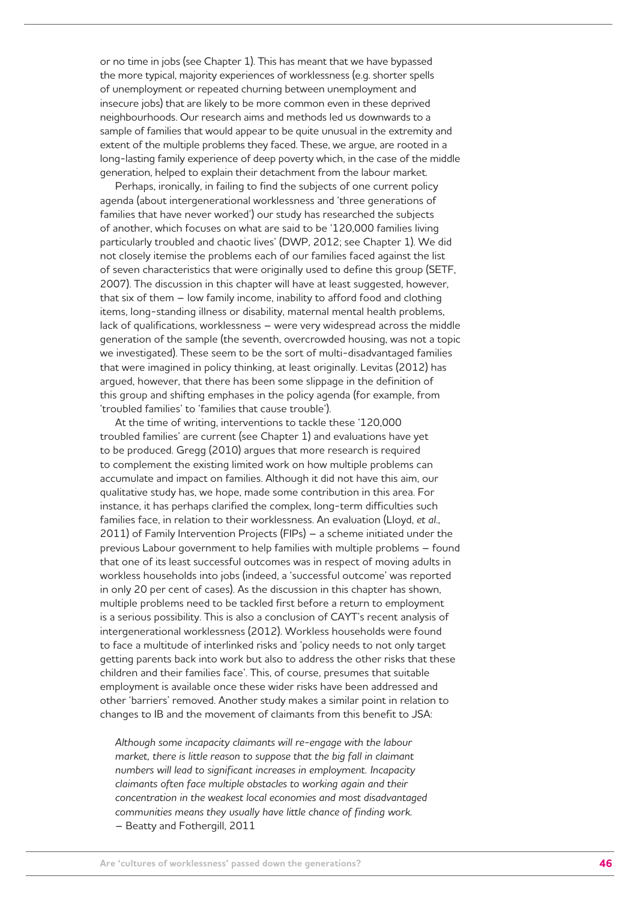or no time in jobs (see Chapter 1). This has meant that we have bypassed the more typical, majority experiences of worklessness (e.g. shorter spells of unemployment or repeated churning between unemployment and insecure jobs) that are likely to be more common even in these deprived neighbourhoods. Our research aims and methods led us downwards to a sample of families that would appear to be quite unusual in the extremity and extent of the multiple problems they faced. These, we argue, are rooted in a long-lasting family experience of deep poverty which, in the case of the middle generation, helped to explain their detachment from the labour market.

Perhaps, ironically, in failing to find the subjects of one current policy agenda (about intergenerational worklessness and 'three generations of families that have never worked') our study has researched the subjects of another, which focuses on what are said to be '120,000 families living particularly troubled and chaotic lives' (DWP, 2012; see Chapter 1). We did not closely itemise the problems each of our families faced against the list of seven characteristics that were originally used to define this group (SETF, 2007). The discussion in this chapter will have at least suggested, however, that six of them – low family income, inability to afford food and clothing items, long-standing illness or disability, maternal mental health problems, lack of qualifications, worklessness – were very widespread across the middle generation of the sample (the seventh, overcrowded housing, was not a topic we investigated). These seem to be the sort of multi-disadvantaged families that were imagined in policy thinking, at least originally. Levitas (2012) has argued, however, that there has been some slippage in the definition of this group and shifting emphases in the policy agenda (for example, from 'troubled families' to 'families that cause trouble').

At the time of writing, interventions to tackle these '120,000 troubled families' are current (see Chapter 1) and evaluations have yet to be produced. Gregg (2010) argues that more research is required to complement the existing limited work on how multiple problems can accumulate and impact on families. Although it did not have this aim, our qualitative study has, we hope, made some contribution in this area. For instance, it has perhaps clarified the complex, long-term difficulties such families face, in relation to their worklessness. An evaluation (Lloyd, *et al*., 2011) of Family Intervention Projects (FIPs) – a scheme initiated under the previous Labour government to help families with multiple problems – found that one of its least successful outcomes was in respect of moving adults in workless households into jobs (indeed, a 'successful outcome' was reported in only 20 per cent of cases). As the discussion in this chapter has shown, multiple problems need to be tackled first before a return to employment is a serious possibility. This is also a conclusion of CAYT's recent analysis of intergenerational worklessness (2012). Workless households were found to face a multitude of interlinked risks and 'policy needs to not only target getting parents back into work but also to address the other risks that these children and their families face'. This, of course, presumes that suitable employment is available once these wider risks have been addressed and other 'barriers' removed. Another study makes a similar point in relation to changes to IB and the movement of claimants from this benefit to JSA:

> *Although some incapacity claimants will re-engage with the labour market, there is little reason to suppose that the big fall in claimant numbers will lead to significant increases in employment. Incapacity claimants often face multiple obstacles to working again and their concentration in the weakest local economies and most disadvantaged communities means they usually have little chance of finding work.*
> – Beatty and Fothergill, 2011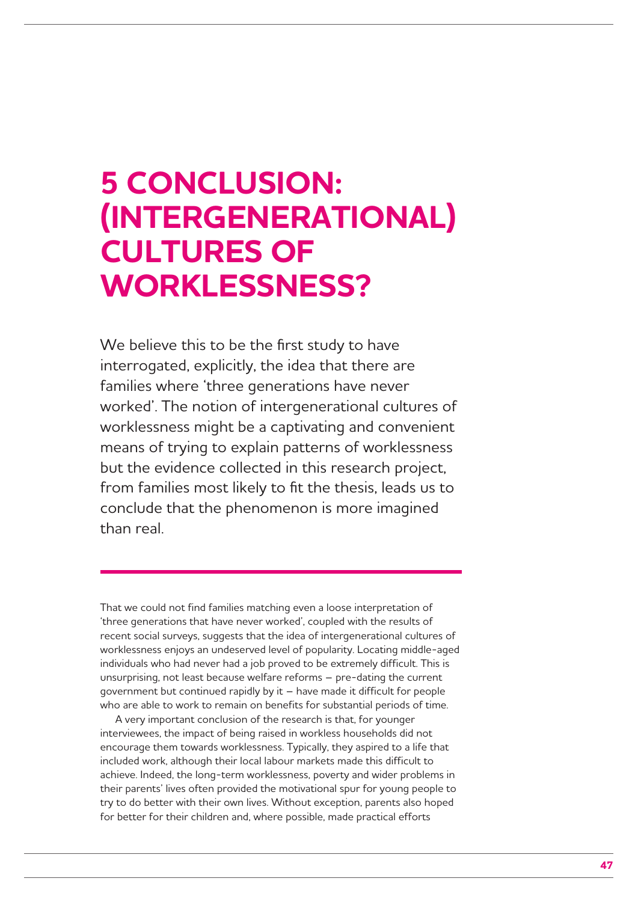# 5 CONCLUSION: (INTERGENERATIONAL) CULTURES OF WORKLESSNESS?

We believe this to be the first study to have interrogated, explicitly, the idea that there are families where 'three generations have never worked'. The notion of intergenerational cultures of worklessness might be a captivating and convenient means of trying to explain patterns of worklessness but the evidence collected in this research project, from families most likely to fit the thesis, leads us to conclude that the phenomenon is more imagined than real.

That we could not find families matching even a loose interpretation of 'three generations that have never worked', coupled with the results of recent social surveys, suggests that the idea of intergenerational cultures of worklessness enjoys an undeserved level of popularity. Locating middle-aged individuals who had never had a job proved to be extremely difficult. This is unsurprising, not least because welfare reforms – pre-dating the current government but continued rapidly by it – have made it difficult for people who are able to work to remain on benefits for substantial periods of time.

A very important conclusion of the research is that, for younger interviewees, the impact of being raised in workless households did not encourage them towards worklessness. Typically, they aspired to a life that included work, although their local labour markets made this difficult to achieve. Indeed, the long-term worklessness, poverty and wider problems in their parents' lives often provided the motivational spur for young people to try to do better with their own lives. Without exception, parents also hoped for better for their children and, where possible, made practical efforts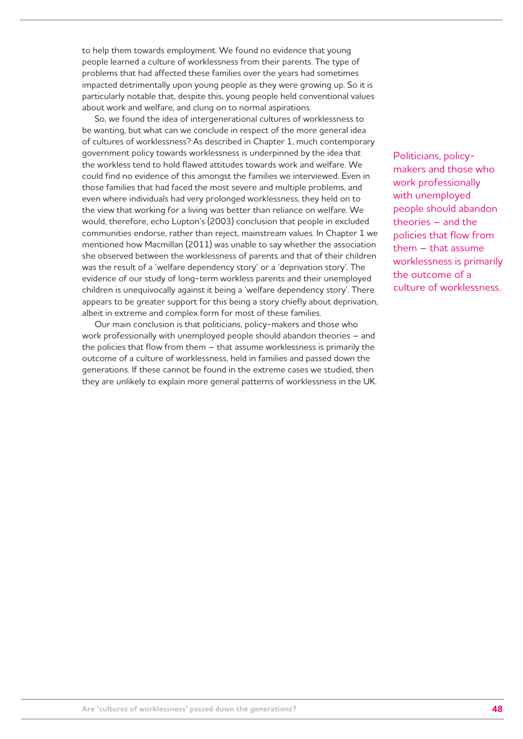to help them towards employment. We found no evidence that young people learned a culture of worklessness from their parents. The type of problems that had affected these families over the years had sometimes impacted detrimentally upon young people as they were growing up. So it is particularly notable that, despite this, young people held conventional values about work and welfare, and clung on to normal aspirations.

So, we found the idea of intergenerational cultures of worklessness to be wanting, but what can we conclude in respect of the more general idea of cultures of worklessness? As described in Chapter 1, much contemporary government policy towards worklessness is underpinned by the idea that the workless tend to hold flawed attitudes towards work and welfare. We could find no evidence of this amongst the families we interviewed. Even in those families that had faced the most severe and multiple problems, and even where individuals had very prolonged worklessness, they held on to the view that working for a living was better than reliance on welfare. We would, therefore, echo Lupton's (2003) conclusion that people in excluded communities endorse, rather than reject, mainstream values. In Chapter 1 we mentioned how Macmillan (2011) was unable to say whether the association she observed between the worklessness of parents and that of their children was the result of a 'welfare dependency story' or a 'deprivation story'. The evidence of our study of long-term workless parents and their unemployed children is unequivocally against it being a 'welfare dependency story'. There appears to be greater support for this being a story chiefly about deprivation, albeit in extreme and complex form for most of these families.

Our main conclusion is that politicians, policy-makers and those who work professionally with unemployed people should abandon theories – and the policies that flow from them – that assume worklessness is primarily the outcome of a culture of worklessness, held in families and passed down the generations. If these cannot be found in the extreme cases we studied, then they are unlikely to explain more general patterns of worklessness in the UK.

Politicians, policy-makers and those who work professionally with unemployed people should abandon theories – and the policies that flow from them – that assume worklessness is primarily the outcome of a culture of worklessness.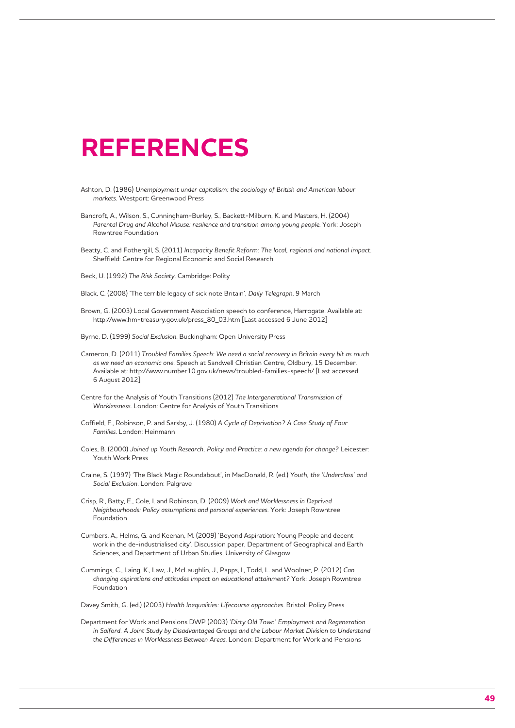# REFERENCES

Ashton, D. (1986) *Unemployment under capitalism: the sociology of British and American labour markets.* Westport: Greenwood Press

Bancroft, A., Wilson, S., Cunningham-Burley, S., Backett-Milburn, K. and Masters, H. (2004) *Parental Drug and Alcohol Misuse: resilience and transition among young people.* York: Joseph Rowntree Foundation

Beatty, C. and Fothergill, S. (2011) *Incapacity Benefit Reform: The local, regional and national impact.* Sheffield: Centre for Regional Economic and Social Research

Beck, U. (1992) *The Risk Society.* Cambridge: Polity

Black, C. (2008) 'The terrible legacy of sick note Britain', *Daily Telegraph*, 9 March

Brown, G. (2003) Local Government Association speech to conference, Harrogate. Available at: http://www.hm-treasury.gov.uk/press_80_03.htm [Last accessed 6 June 2012]

Byrne, D. (1999) *Social Exclusion.* Buckingham: Open University Press

Cameron, D. (2011) *Troubled Families Speech: We need a social recovery in Britain every bit as much as we need an economic one.* Speech at Sandwell Christian Centre, Oldbury, 15 December. Available at: http://www.number10.gov.uk/news/troubled-families-speech/ [Last accessed 6 August 2012]

Centre for the Analysis of Youth Transitions (2012) *The Intergenerational Transmission of Worklessness.* London: Centre for Analysis of Youth Transitions

Coffield, F., Robinson, P. and Sarsby, J. (1980) *A Cycle of Deprivation? A Case Study of Four Families.* London: Heinmann

Coles, B. (2000) *Joined up Youth Research, Policy and Practice: a new agenda for change?* Leicester: Youth Work Press

Craine, S. (1997) 'The Black Magic Roundabout', in MacDonald, R. (ed.) *Youth, the 'Underclass' and Social Exclusion.* London: Palgrave

Crisp, R., Batty, E., Cole, I. and Robinson, D. (2009) *Work and Worklessness in Deprived Neighbourhoods: Policy assumptions and personal experiences.* York: Joseph Rowntree Foundation

Cumbers, A., Helms, G. and Keenan, M. (2009) 'Beyond Aspiration: Young People and decent work in the de-industrialised city'. Discussion paper, Department of Geographical and Earth Sciences, and Department of Urban Studies, University of Glasgow

Cummings, C., Laing, K., Law, J., McLaughlin, J., Papps, I., Todd, L. and Woolner, P. (2012) *Can changing aspirations and attitudes impact on educational attainment?* York: Joseph Rowntree Foundation

Davey Smith, G. (ed.) (2003) *Health Inequalities: Lifecourse approaches.* Bristol: Policy Press

Department for Work and Pensions DWP (2003) *'Dirty Old Town' Employment and Regeneration in Salford. A Joint Study by Disadvantaged Groups and the Labour Market Division to Understand the Differences in Worklessness Between Areas.* London: Department for Work and Pensions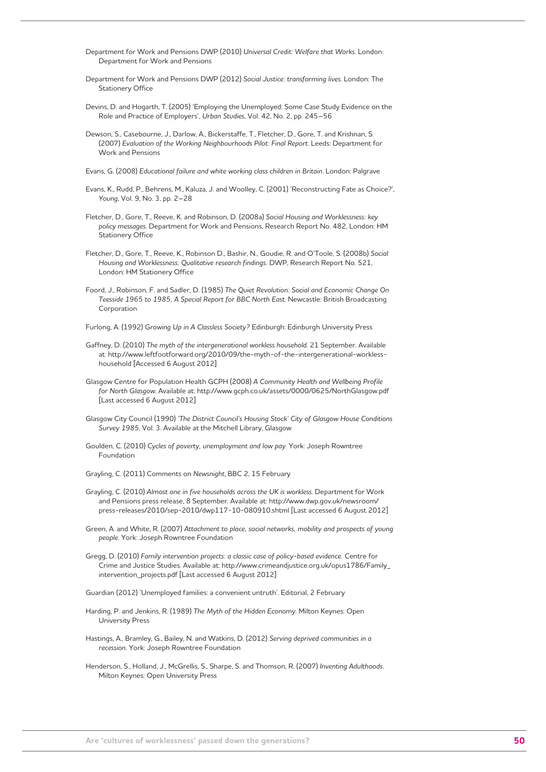Department for Work and Pensions DWP (2010) *Universal Credit: Welfare that Works*. London: Department for Work and Pensions

Department for Work and Pensions DWP (2012) *Social Justice: transforming lives*. London: The Stationery Office

Devins, D. and Hogarth, T. (2005) 'Employing the Unemployed: Some Case Study Evidence on the Role and Practice of Employers', *Urban Studies*, Vol. 42, No. 2, pp. 245–56

Dewson, S., Casebourne, J., Darlow, A., Bickerstaffe, T., Fletcher, D., Gore, T. and Krishnan, S. (2007) *Evaluation of the Working Neighbourhoods Pilot: Final Report*. Leeds: Department for Work and Pensions

Evans, G. (2008) *Educational failure and white working class children in Britain*. London: Palgrave

Evans, K., Rudd, P., Behrens, M., Kaluza, J. and Woolley, C. (2001) 'Reconstructing Fate as Choice?', *Young*, Vol. 9, No. 3, pp. 2–28

Fletcher, D., Gore, T., Reeve, K. and Robinson, D. (2008a) *Social Housing and Worklessness: key policy messages*. Department for Work and Pensions, Research Report No. 482, London: HM Stationery Office

Fletcher, D., Gore, T., Reeve, K., Robinson D., Bashir, N., Goudie, R. and O'Toole, S. (2008b) *Social Housing and Worklessness: Qualitative research findings*. DWP, Research Report No. 521, London: HM Stationery Office

Foord, J., Robinson, F. and Sadler, D. (1985) *The Quiet Revolution: Social and Economic Change On Teesside 1965 to 1985, A Special Report for BBC North East*. Newcastle: British Broadcasting Corporation

Furlong, A. (1992) *Growing Up in A Classless Society?* Edinburgh: Edinburgh University Press

Gaffney, D. (2010) *The myth of the intergenerational workless household*. 21 September. Available at: http://www.leftfootforward.org/2010/09/the-myth-of-the-intergenerational-workless-household [Accessed 6 August 2012]

Glasgow Centre for Population Health GCPH (2008) *A Community Health and Wellbeing Profile for North Glasgow*. Available at: http://www.gcph.co.uk/assets/0000/0625/NorthGlasgow.pdf [Last accessed 6 August 2012]

Glasgow City Council (1990) *'The District Council's Housing Stock' City of Glasgow House Conditions Survey 1985*, Vol. 3. Available at the Mitchell Library, Glasgow

Goulden, C. (2010) *Cycles of poverty, unemployment and low pay*. York: Joseph Rowntree Foundation

Grayling, C. (2011) Comments on *Newsnight*, BBC 2, 15 February

Grayling, C. (2010) *Almost one in five households across the UK is workless*. Department for Work and Pensions press release, 8 September. Available at: http://www.dwp.gov.uk/newsroom/press-releases/2010/sep-2010/dwp117-10-080910.shtml [Last accessed 6 August 2012]

Green, A. and White, R. (2007) *Attachment to place, social networks, mobility and prospects of young people*. York: Joseph Rowntree Foundation

Gregg, D. (2010) *Family intervention projects: a classic case of policy-based evidence*. Centre for Crime and Justice Studies. Available at: http://www.crimeandjustice.org.uk/opus1786/Family_intervention_projects.pdf [Last accessed 6 August 2012]

Guardian (2012) 'Unemployed families: a convenient untruth'. Editorial, 2 February

Harding, P. and Jenkins, R. (1989) *The Myth of the Hidden Economy*. Milton Keynes: Open University Press

Hastings, A., Bramley, G., Bailey, N. and Watkins, D. (2012) *Serving deprived communities in a recession*. York: Joseph Rowntree Foundation

Henderson, S., Holland, J., McGrellis, S., Sharpe, S. and Thomson, R. (2007) *Inventing Adulthoods*. Milton Keynes: Open University Press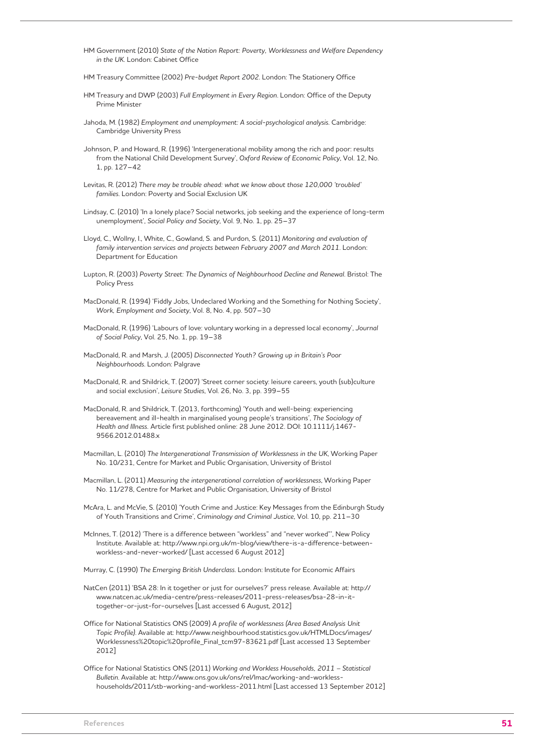HM Government (2010) *State of the Nation Report: Poverty, Worklessness and Welfare Dependency in the UK*. London: Cabinet Office

HM Treasury Committee (2002) *Pre-budget Report 2002*. London: The Stationery Office

HM Treasury and DWP (2003) *Full Employment in Every Region*. London: Office of the Deputy Prime Minister

Jahoda, M. (1982) *Employment and unemployment: A social-psychological analysis*. Cambridge: Cambridge University Press

Johnson, P. and Howard, R. (1996) 'Intergenerational mobility among the rich and poor: results from the National Child Development Survey', *Oxford Review of Economic Policy*, Vol. 12, No. 1, pp. 127–42

Levitas, R. (2012) *There may be trouble ahead: what we know about those 120,000 'troubled' families*. London: Poverty and Social Exclusion UK

Lindsay, C. (2010) 'In a lonely place? Social networks, job seeking and the experience of long-term unemployment', *Social Policy and Society*, Vol. 9, No. 1, pp. 25–37

Lloyd, C., Wollny, I., White, C., Gowland, S. and Purdon, S. (2011) *Monitoring and evaluation of family intervention services and projects between February 2007 and March 2011*. London: Department for Education

Lupton, R. (2003) *Poverty Street: The Dynamics of Neighbourhood Decline and Renewal*. Bristol: The Policy Press

MacDonald, R. (1994) 'Fiddly Jobs, Undeclared Working and the Something for Nothing Society', *Work, Employment and Society*, Vol. 8, No. 4, pp. 507–30

MacDonald, R. (1996) 'Labours of love: voluntary working in a depressed local economy', *Journal of Social Policy*, Vol. 25, No. 1, pp. 19–38

MacDonald, R. and Marsh, J. (2005) *Disconnected Youth? Growing up in Britain's Poor Neighbourhoods*. London: Palgrave

MacDonald, R. and Shildrick, T. (2007) 'Street corner society: leisure careers, youth (sub)culture and social exclusion', *Leisure Studies*, Vol. 26, No. 3, pp. 399–55

MacDonald, R. and Shildrick, T. (2013, forthcoming) 'Youth and well-being: experiencing bereavement and ill-health in marginalised young people's transitions', *The Sociology of Health and Illness*. Article first published online: 28 June 2012. DOI: 10.1111/j.1467-9566.2012.01488.x

Macmillan, L. (2010) *The Intergenerational Transmission of Worklessness in the UK*, Working Paper No. 10/231, Centre for Market and Public Organisation, University of Bristol

Macmillan, L. (2011) *Measuring the intergenerational correlation of worklessness*, Working Paper No. 11/278, Centre for Market and Public Organisation, University of Bristol

McAra, L. and McVie, S. (2010) 'Youth Crime and Justice: Key Messages from the Edinburgh Study of Youth Transitions and Crime', *Criminology and Criminal Justice*, Vol. 10, pp. 211–30

McInnes, T. (2012) 'There is a difference between "workless" and "never worked"', New Policy Institute. Available at: http://www.npi.org.uk/m-blog/view/there-is-a-difference-between-workless-and-never-worked/ [Last accessed 6 August 2012]

Murray, C. (1990) *The Emerging British Underclass*. London: Institute for Economic Affairs

NatCen (2011) 'BSA 28: In it together or just for ourselves?' press release. Available at: http://www.natcen.ac.uk/media-centre/press-releases/2011-press-releases/bsa-28-in-it-together-or-just-for-ourselves [Last accessed 6 August, 2012]

Office for National Statistics ONS (2009) *A profile of worklessness (Area Based Analysis Unit Topic Profile)*. Available at: http://www.neighbourhood.statistics.gov.uk/HTMLDocs/images/Worklessness%20topic%20profile_Final_tcm97-83621.pdf [Last accessed 13 September 2012]

Office for National Statistics ONS (2011) *Working and Workless Households, 2011 – Statistical Bulletin*. Available at: http://www.ons.gov.uk/ons/rel/lmac/working-and-workless-households/2011/stb-working-and-workless-2011.html [Last accessed 13 September 2012]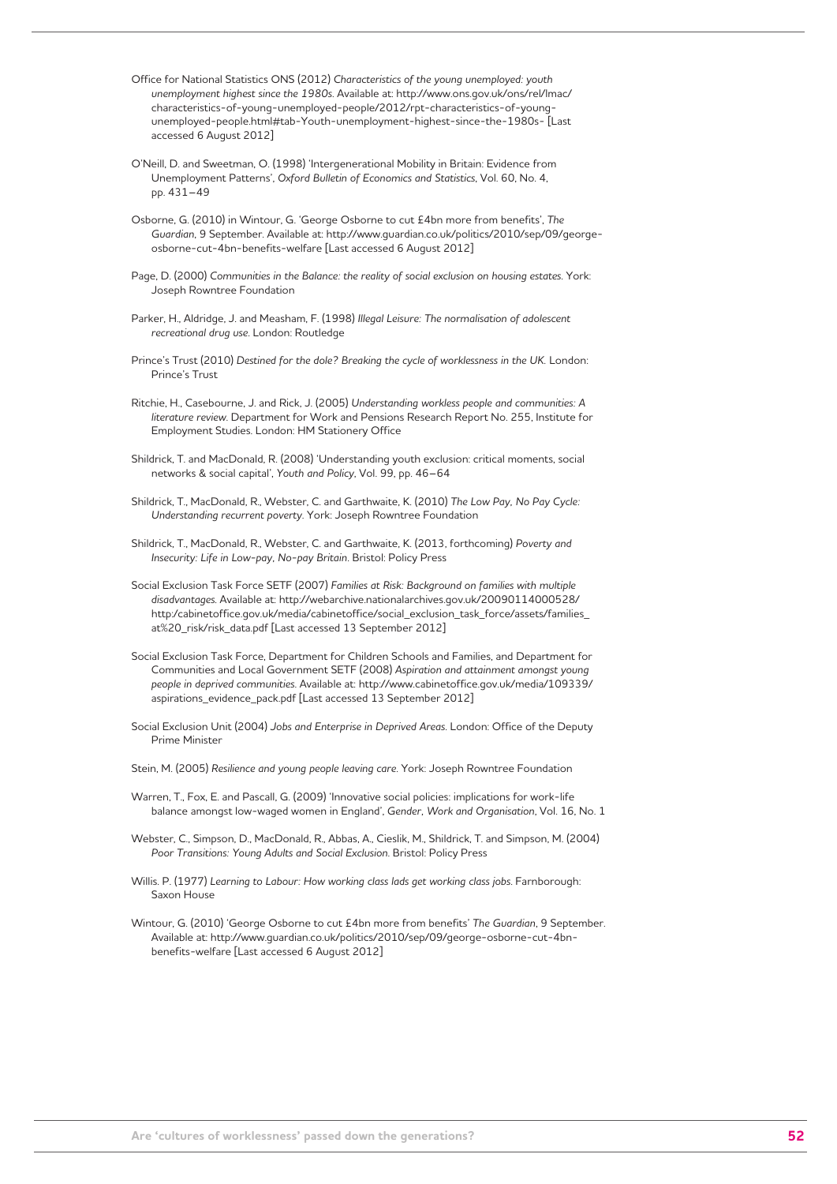Office for National Statistics ONS (2012) *Characteristics of the young unemployed: youth unemployment highest since the 1980s*. Available at: http://www.ons.gov.uk/ons/rel/lmac/characteristics-of-young-unemployed-people/2012/rpt-characteristics-of-young-unemployed-people.html#tab-Youth-unemployment-highest-since-the-1980s- [Last accessed 6 August 2012]

O'Neill, D. and Sweetman, O. (1998) 'Intergenerational Mobility in Britain: Evidence from Unemployment Patterns', *Oxford Bulletin of Economics and Statistics*, Vol. 60, No. 4, pp. 431–49

Osborne, G. (2010) in Wintour, G. 'George Osborne to cut £4bn more from benefits', *The Guardian*, 9 September. Available at: http://www.guardian.co.uk/politics/2010/sep/09/george-osborne-cut-4bn-benefits-welfare [Last accessed 6 August 2012]

Page, D. (2000) *Communities in the Balance: the reality of social exclusion on housing estates*. York: Joseph Rowntree Foundation

Parker, H., Aldridge, J. and Measham, F. (1998) *Illegal Leisure: The normalisation of adolescent recreational drug use*. London: Routledge

Prince's Trust (2010) *Destined for the dole? Breaking the cycle of worklessness in the UK.* London: Prince's Trust

Ritchie, H., Casebourne, J. and Rick, J. (2005) *Understanding workless people and communities: A literature review*. Department for Work and Pensions Research Report No. 255, Institute for Employment Studies. London: HM Stationery Office

Shildrick, T. and MacDonald, R. (2008) 'Understanding youth exclusion: critical moments, social networks & social capital', *Youth and Policy*, Vol. 99, pp. 46–64

Shildrick, T., MacDonald, R., Webster, C. and Garthwaite, K. (2010) *The Low Pay, No Pay Cycle: Understanding recurrent poverty*. York: Joseph Rowntree Foundation

Shildrick, T., MacDonald, R., Webster, C. and Garthwaite, K. (2013, forthcoming) *Poverty and Insecurity: Life in Low-pay, No-pay Britain*. Bristol: Policy Press

Social Exclusion Task Force SETF (2007) *Families at Risk: Background on families with multiple disadvantages*. Available at: http://webarchive.nationalarchives.gov.uk/20090114000528/http:/cabinetoffice.gov.uk/media/cabinetoffice/social_exclusion_task_force/assets/families_at%20_risk/risk_data.pdf [Last accessed 13 September 2012]

Social Exclusion Task Force, Department for Children Schools and Families, and Department for Communities and Local Government SETF (2008) *Aspiration and attainment amongst young people in deprived communities*. Available at: http://www.cabinetoffice.gov.uk/media/109339/aspirations_evidence_pack.pdf [Last accessed 13 September 2012]

Social Exclusion Unit (2004) *Jobs and Enterprise in Deprived Areas*. London: Office of the Deputy Prime Minister

Stein, M. (2005) *Resilience and young people leaving care*. York: Joseph Rowntree Foundation

Warren, T., Fox, E. and Pascall, G. (2009) 'Innovative social policies: implications for work-life balance amongst low-waged women in England', *Gender, Work and Organisation*, Vol. 16, No. 1

Webster, C., Simpson, D., MacDonald, R., Abbas, A., Cieslik, M., Shildrick, T. and Simpson, M. (2004) *Poor Transitions: Young Adults and Social Exclusion*. Bristol: Policy Press

Willis. P. (1977) *Learning to Labour: How working class lads get working class jobs*. Farnborough: Saxon House

Wintour, G. (2010) 'George Osborne to cut £4bn more from benefits' *The Guardian*, 9 September. Available at: http://www.guardian.co.uk/politics/2010/sep/09/george-osborne-cut-4bn-benefits-welfare [Last accessed 6 August 2012]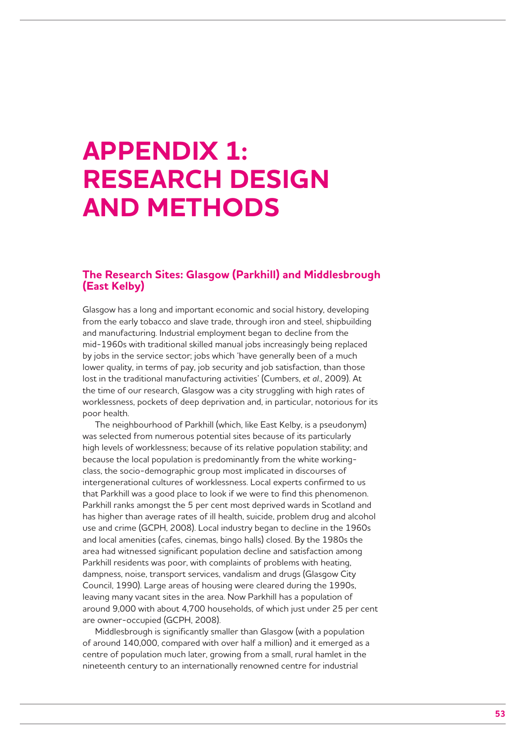# APPENDIX 1: RESEARCH DESIGN AND METHODS

### The Research Sites: Glasgow (Parkhill) and Middlesbrough (East Kelby)

Glasgow has a long and important economic and social history, developing from the early tobacco and slave trade, through iron and steel, shipbuilding and manufacturing. Industrial employment began to decline from the mid-1960s with traditional skilled manual jobs increasingly being replaced by jobs in the service sector; jobs which 'have generally been of a much lower quality, in terms of pay, job security and job satisfaction, than those lost in the traditional manufacturing activities' (Cumbers, *et al*., 2009). At the time of our research, Glasgow was a city struggling with high rates of worklessness, pockets of deep deprivation and, in particular, notorious for its poor health.

The neighbourhood of Parkhill (which, like East Kelby, is a pseudonym) was selected from numerous potential sites because of its particularly high levels of worklessness; because of its relative population stability; and because the local population is predominantly from the white working-class, the socio-demographic group most implicated in discourses of intergenerational cultures of worklessness. Local experts confirmed to us that Parkhill was a good place to look if we were to find this phenomenon. Parkhill ranks amongst the 5 per cent most deprived wards in Scotland and has higher than average rates of ill health, suicide, problem drug and alcohol use and crime (GCPH, 2008). Local industry began to decline in the 1960s and local amenities (cafes, cinemas, bingo halls) closed. By the 1980s the area had witnessed significant population decline and satisfaction among Parkhill residents was poor, with complaints of problems with heating, dampness, noise, transport services, vandalism and drugs (Glasgow City Council, 1990). Large areas of housing were cleared during the 1990s, leaving many vacant sites in the area. Now Parkhill has a population of around 9,000 with about 4,700 households, of which just under 25 per cent are owner-occupied (GCPH, 2008).

Middlesbrough is significantly smaller than Glasgow (with a population of around 140,000, compared with over half a million) and it emerged as a centre of population much later, growing from a small, rural hamlet in the nineteenth century to an internationally renowned centre for industrial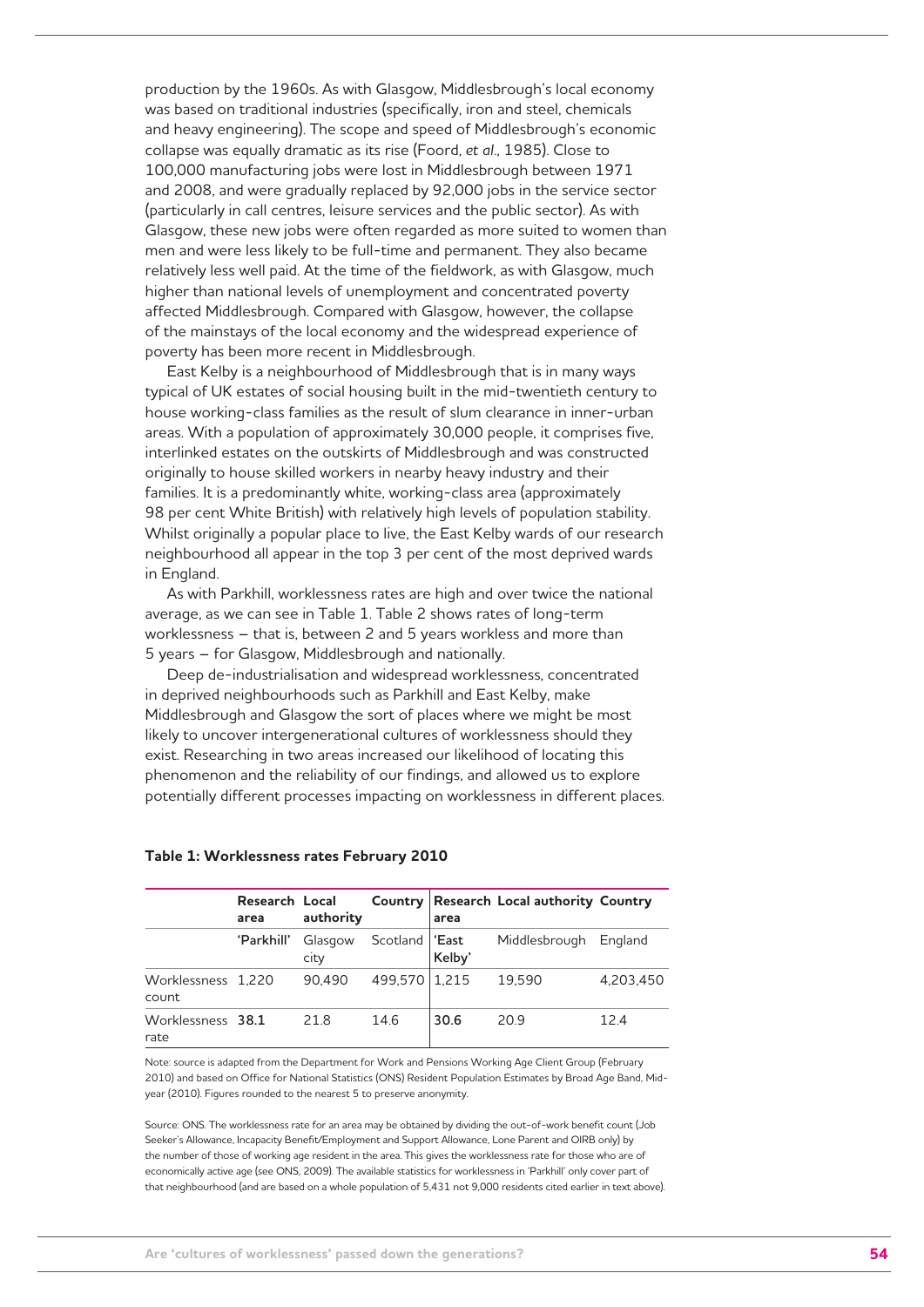production by the 1960s. As with Glasgow, Middlesbrough's local economy was based on traditional industries (specifically, iron and steel, chemicals and heavy engineering). The scope and speed of Middlesbrough's economic collapse was equally dramatic as its rise (Foord, *et al.*, 1985). Close to 100,000 manufacturing jobs were lost in Middlesbrough between 1971 and 2008, and were gradually replaced by 92,000 jobs in the service sector (particularly in call centres, leisure services and the public sector). As with Glasgow, these new jobs were often regarded as more suited to women than men and were less likely to be full-time and permanent. They also became relatively less well paid. At the time of the fieldwork, as with Glasgow, much higher than national levels of unemployment and concentrated poverty affected Middlesbrough. Compared with Glasgow, however, the collapse of the mainstays of the local economy and the widespread experience of poverty has been more recent in Middlesbrough.

East Kelby is a neighbourhood of Middlesbrough that is in many ways typical of UK estates of social housing built in the mid-twentieth century to house working-class families as the result of slum clearance in inner-urban areas. With a population of approximately 30,000 people, it comprises five, interlinked estates on the outskirts of Middlesbrough and was constructed originally to house skilled workers in nearby heavy industry and their families. It is a predominantly white, working-class area (approximately 98 per cent White British) with relatively high levels of population stability. Whilst originally a popular place to live, the East Kelby wards of our research neighbourhood all appear in the top 3 per cent of the most deprived wards in England.

As with Parkhill, worklessness rates are high and over twice the national average, as we can see in Table 1. Table 2 shows rates of long-term worklessness – that is, between 2 and 5 years workless and more than 5 years – for Glasgow, Middlesbrough and nationally.

Deep de-industrialisation and widespread worklessness, concentrated in deprived neighbourhoods such as Parkhill and East Kelby, make Middlesbrough and Glasgow the sort of places where we might be most likely to uncover intergenerational cultures of worklessness should they exist. Researching in two areas increased our likelihood of locating this phenomenon and the reliability of our findings, and allowed us to explore potentially different processes impacting on worklessness in different places.

**Table 1: Worklessness rates February 2010**

| | **Research area** | **Local authority** | **Country** | **Research area** | **Local authority** | **Country** |
|---|---|---|---|---|---|---|
| | 'Parkhill' | Glasgow city | Scotland | 'East Kelby' | Middlesbrough | England |
| Worklessness count | 1,220 | 90,490 | 499,570 | 1,215 | 19,590 | 4,203,450 |
| Worklessness rate | **38.1** | 21.8 | 14.6 | **30.6** | 20.9 | 12.4 |

Note: source is adapted from the Department for Work and Pensions Working Age Client Group (February 2010) and based on Office for National Statistics (ONS) Resident Population Estimates by Broad Age Band, Mid-year (2010). Figures rounded to the nearest 5 to preserve anonymity.

Source: ONS. The worklessness rate for an area may be obtained by dividing the out-of-work benefit count (Job Seeker's Allowance, Incapacity Benefit/Employment and Support Allowance, Lone Parent and OIRB only) by the number of those of working age resident in the area. This gives the worklessness rate for those who are of economically active age (see ONS, 2009). The available statistics for worklessness in 'Parkhill' only cover part of that neighbourhood (and are based on a whole population of 5,431 not 9,000 residents cited earlier in text above).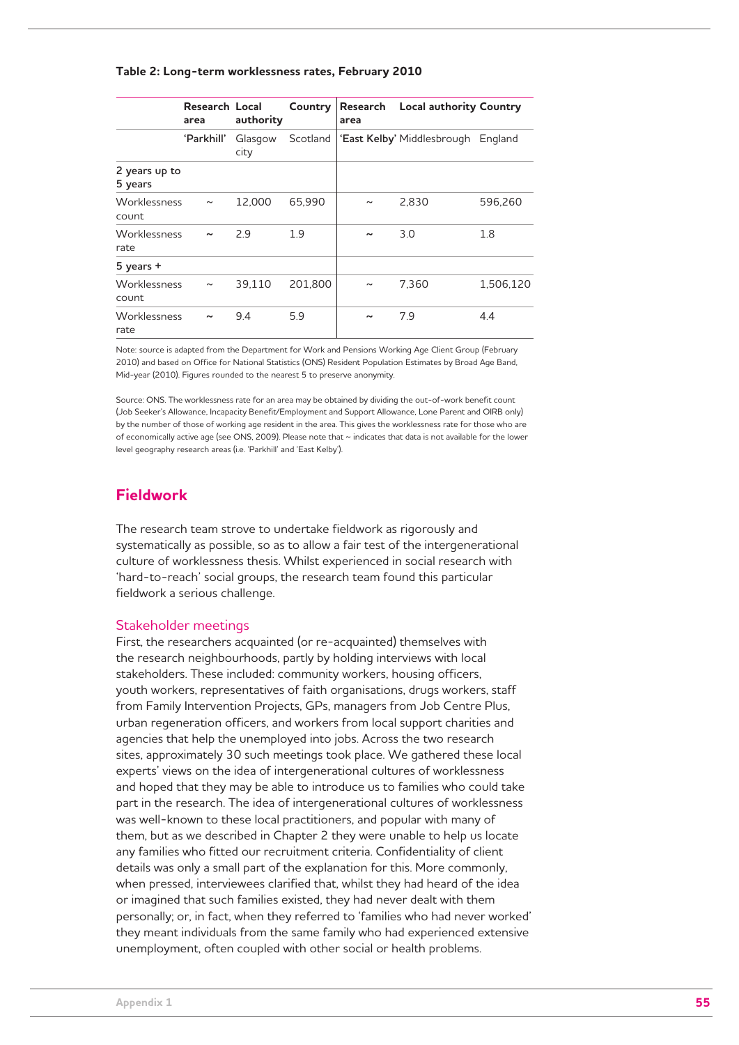**Table 2: Long-term worklessness rates, February 2010**

| | Research area | Local authority | Country | Research area | Local authority | Country |
|---|---|---|---|---|---|---|
| | 'Parkhill' | Glasgow city | Scotland | 'East Kelby' | Middlesbrough | England |
| **2 years up to 5 years** | | | | | | |
| Worklessness count | ~ | 12,000 | 65,990 | ~ | 2,830 | 596,260 |
| Worklessness rate | ~ | 2.9 | 1.9 | ~ | 3.0 | 1.8 |
| **5 years +** | | | | | | |
| Worklessness count | ~ | 39,110 | 201,800 | ~ | 7,360 | 1,506,120 |
| Worklessness rate | ~ | 9.4 | 5.9 | ~ | 7.9 | 4.4 |

Note: source is adapted from the Department for Work and Pensions Working Age Client Group (February 2010) and based on Office for National Statistics (ONS) Resident Population Estimates by Broad Age Band, Mid-year (2010). Figures rounded to the nearest 5 to preserve anonymity.

Source: ONS. The worklessness rate for an area may be obtained by dividing the out-of-work benefit count (Job Seeker's Allowance, Incapacity Benefit/Employment and Support Allowance, Lone Parent and OIRB only) by the number of those of working age resident in the area. This gives the worklessness rate for those who are of economically active age (see ONS, 2009). Please note that ~ indicates that data is not available for the lower level geography research areas (i.e. 'Parkhill' and 'East Kelby').

## Fieldwork

The research team strove to undertake fieldwork as rigorously and systematically as possible, so as to allow a fair test of the intergenerational culture of worklessness thesis. Whilst experienced in social research with 'hard-to-reach' social groups, the research team found this particular fieldwork a serious challenge.

### Stakeholder meetings

First, the researchers acquainted (or re-acquainted) themselves with the research neighbourhoods, partly by holding interviews with local stakeholders. These included: community workers, housing officers, youth workers, representatives of faith organisations, drugs workers, staff from Family Intervention Projects, GPs, managers from Job Centre Plus, urban regeneration officers, and workers from local support charities and agencies that help the unemployed into jobs. Across the two research sites, approximately 30 such meetings took place. We gathered these local experts' views on the idea of intergenerational cultures of worklessness and hoped that they may be able to introduce us to families who could take part in the research. The idea of intergenerational cultures of worklessness was well-known to these local practitioners, and popular with many of them, but as we described in Chapter 2 they were unable to help us locate any families who fitted our recruitment criteria. Confidentiality of client details was only a small part of the explanation for this. More commonly, when pressed, interviewees clarified that, whilst they had heard of the idea or imagined that such families existed, they had never dealt with them personally; or, in fact, when they referred to 'families who had never worked' they meant individuals from the same family who had experienced extensive unemployment, often coupled with other social or health problems.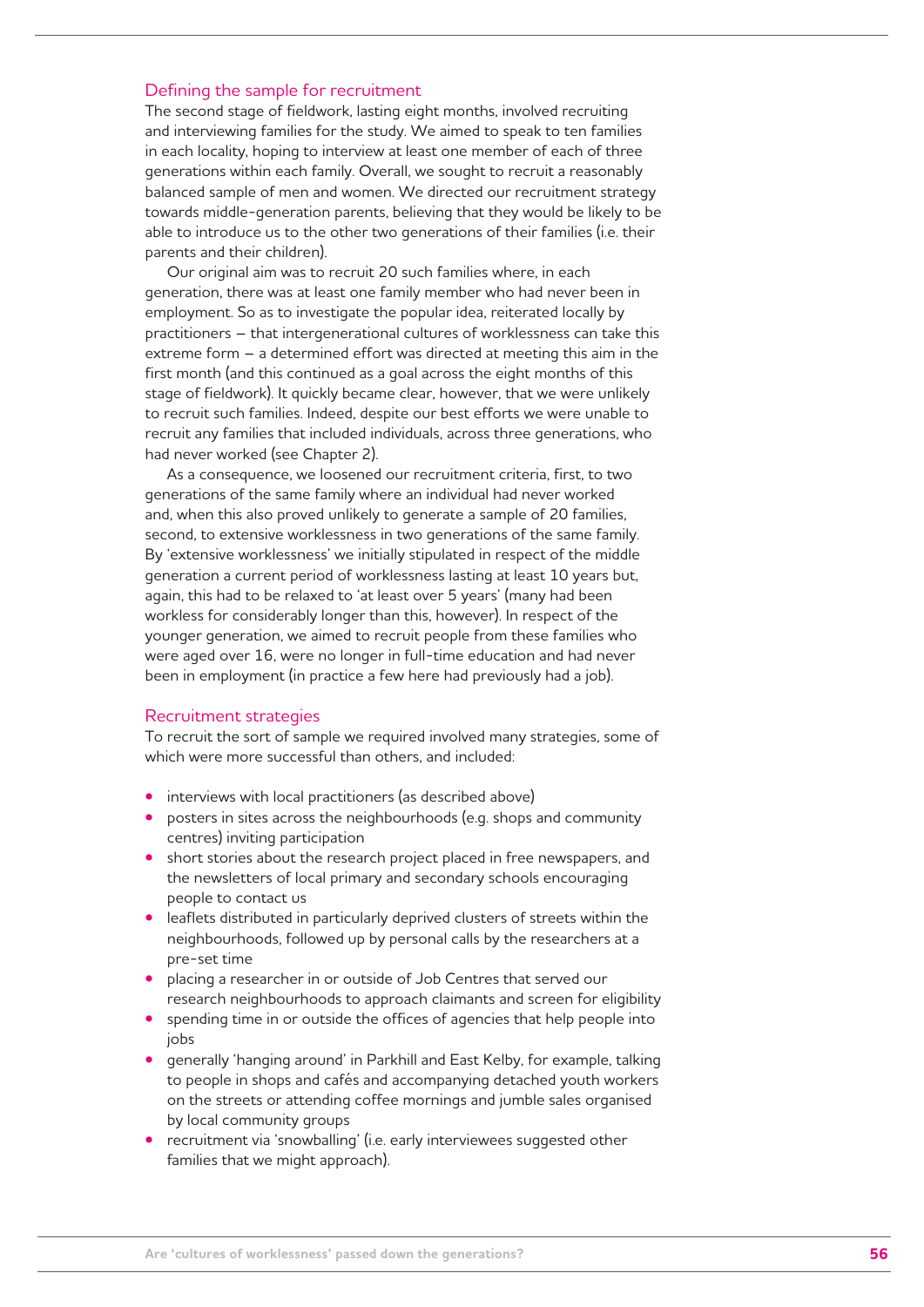### Defining the sample for recruitment

The second stage of fieldwork, lasting eight months, involved recruiting and interviewing families for the study. We aimed to speak to ten families in each locality, hoping to interview at least one member of each of three generations within each family. Overall, we sought to recruit a reasonably balanced sample of men and women. We directed our recruitment strategy towards middle-generation parents, believing that they would be likely to be able to introduce us to the other two generations of their families (i.e. their parents and their children).

Our original aim was to recruit 20 such families where, in each generation, there was at least one family member who had never been in employment. So as to investigate the popular idea, reiterated locally by practitioners – that intergenerational cultures of worklessness can take this extreme form – a determined effort was directed at meeting this aim in the first month (and this continued as a goal across the eight months of this stage of fieldwork). It quickly became clear, however, that we were unlikely to recruit such families. Indeed, despite our best efforts we were unable to recruit any families that included individuals, across three generations, who had never worked (see Chapter 2).

As a consequence, we loosened our recruitment criteria, first, to two generations of the same family where an individual had never worked and, when this also proved unlikely to generate a sample of 20 families, second, to extensive worklessness in two generations of the same family. By 'extensive worklessness' we initially stipulated in respect of the middle generation a current period of worklessness lasting at least 10 years but, again, this had to be relaxed to 'at least over 5 years' (many had been workless for considerably longer than this, however). In respect of the younger generation, we aimed to recruit people from these families who were aged over 16, were no longer in full-time education and had never been in employment (in practice a few here had previously had a job).

### Recruitment strategies

To recruit the sort of sample we required involved many strategies, some of which were more successful than others, and included:

- interviews with local practitioners (as described above)
- posters in sites across the neighbourhoods (e.g. shops and community centres) inviting participation
- short stories about the research project placed in free newspapers, and the newsletters of local primary and secondary schools encouraging people to contact us
- leaflets distributed in particularly deprived clusters of streets within the neighbourhoods, followed up by personal calls by the researchers at a pre-set time
- placing a researcher in or outside of Job Centres that served our research neighbourhoods to approach claimants and screen for eligibility
- spending time in or outside the offices of agencies that help people into jobs
- generally 'hanging around' in Parkhill and East Kelby, for example, talking to people in shops and cafés and accompanying detached youth workers on the streets or attending coffee mornings and jumble sales organised by local community groups
- recruitment via 'snowballing' (i.e. early interviewees suggested other families that we might approach).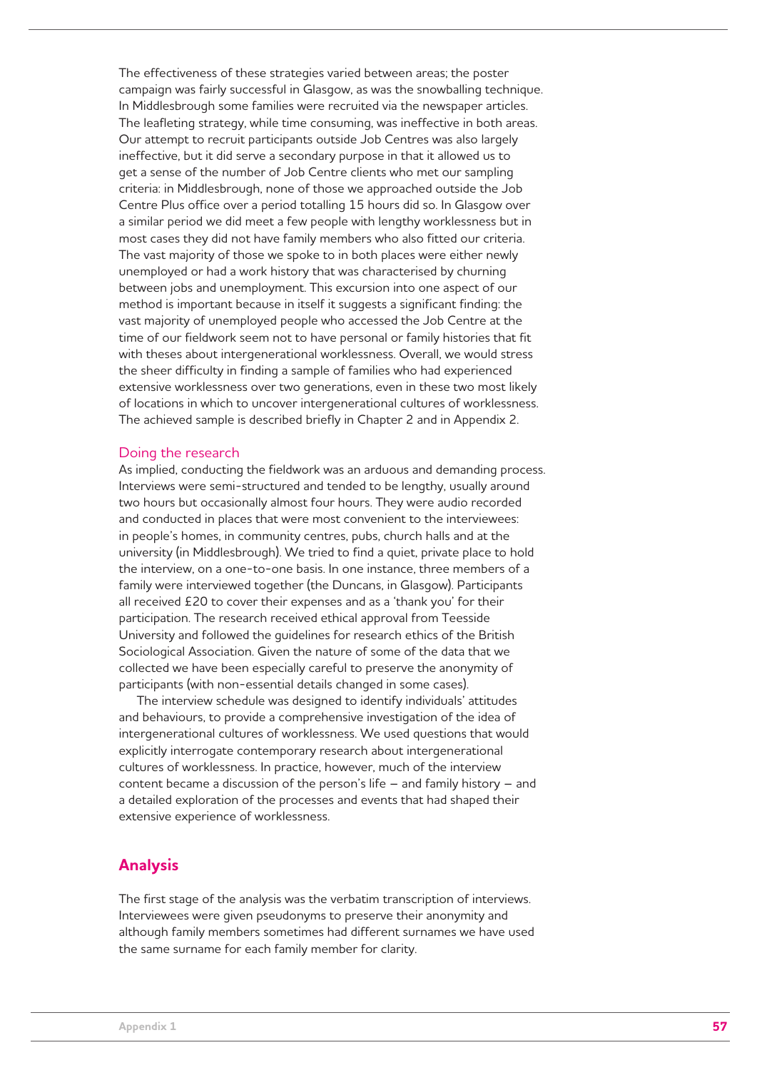The effectiveness of these strategies varied between areas; the poster campaign was fairly successful in Glasgow, as was the snowballing technique. In Middlesbrough some families were recruited via the newspaper articles. The leafleting strategy, while time consuming, was ineffective in both areas. Our attempt to recruit participants outside Job Centres was also largely ineffective, but it did serve a secondary purpose in that it allowed us to get a sense of the number of Job Centre clients who met our sampling criteria: in Middlesbrough, none of those we approached outside the Job Centre Plus office over a period totalling 15 hours did so. In Glasgow over a similar period we did meet a few people with lengthy worklessness but in most cases they did not have family members who also fitted our criteria. The vast majority of those we spoke to in both places were either newly unemployed or had a work history that was characterised by churning between jobs and unemployment. This excursion into one aspect of our method is important because in itself it suggests a significant finding: the vast majority of unemployed people who accessed the Job Centre at the time of our fieldwork seem not to have personal or family histories that fit with theses about intergenerational worklessness. Overall, we would stress the sheer difficulty in finding a sample of families who had experienced extensive worklessness over two generations, even in these two most likely of locations in which to uncover intergenerational cultures of worklessness. The achieved sample is described briefly in Chapter 2 and in Appendix 2.

### Doing the research

As implied, conducting the fieldwork was an arduous and demanding process. Interviews were semi-structured and tended to be lengthy, usually around two hours but occasionally almost four hours. They were audio recorded and conducted in places that were most convenient to the interviewees: in people's homes, in community centres, pubs, church halls and at the university (in Middlesbrough). We tried to find a quiet, private place to hold the interview, on a one-to-one basis. In one instance, three members of a family were interviewed together (the Duncans, in Glasgow). Participants all received £20 to cover their expenses and as a 'thank you' for their participation. The research received ethical approval from Teesside University and followed the guidelines for research ethics of the British Sociological Association. Given the nature of some of the data that we collected we have been especially careful to preserve the anonymity of participants (with non-essential details changed in some cases).

The interview schedule was designed to identify individuals' attitudes and behaviours, to provide a comprehensive investigation of the idea of intergenerational cultures of worklessness. We used questions that would explicitly interrogate contemporary research about intergenerational cultures of worklessness. In practice, however, much of the interview content became a discussion of the person's life – and family history – and a detailed exploration of the processes and events that had shaped their extensive experience of worklessness.

## Analysis

The first stage of the analysis was the verbatim transcription of interviews. Interviewees were given pseudonyms to preserve their anonymity and although family members sometimes had different surnames we have used the same surname for each family member for clarity.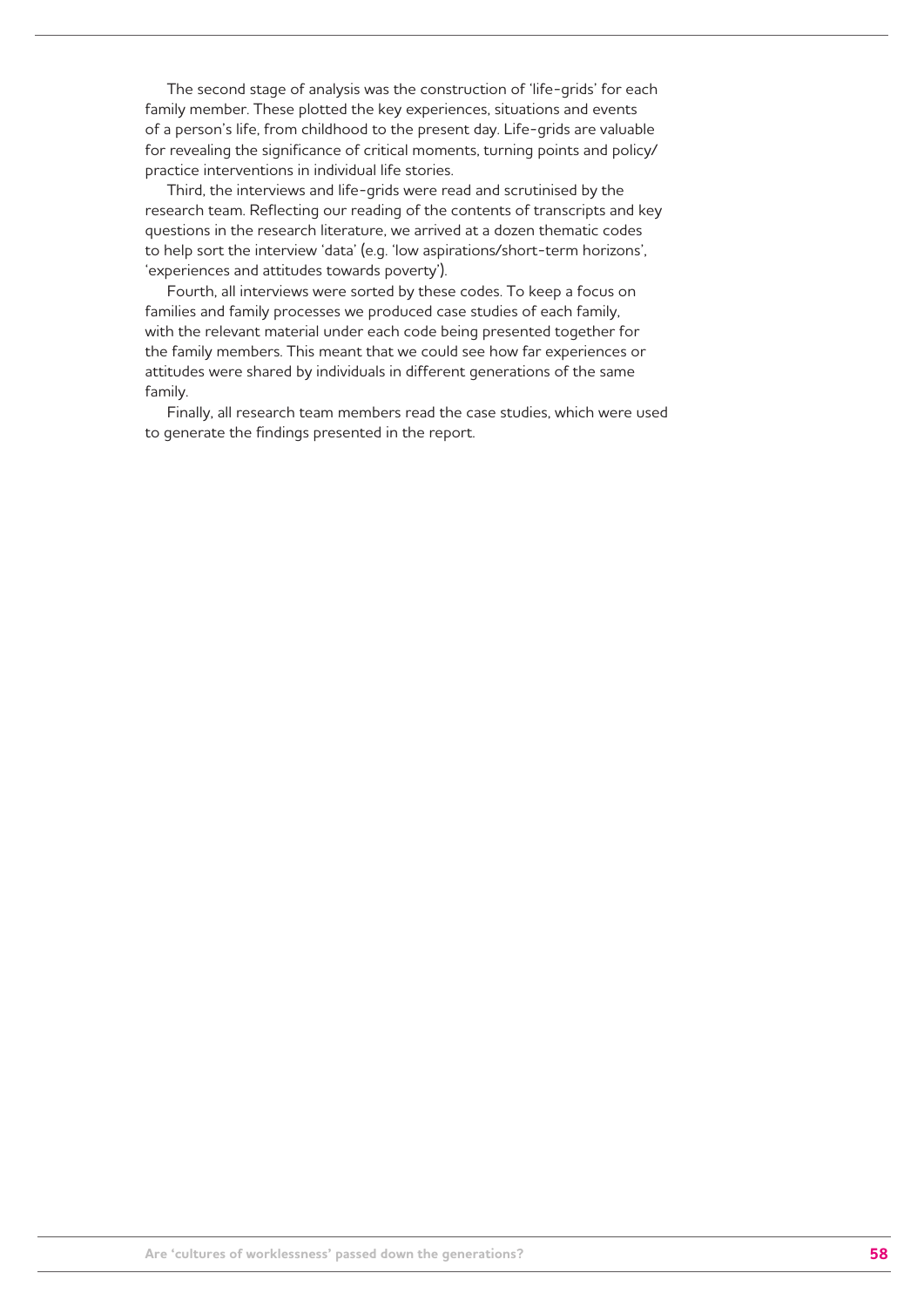The second stage of analysis was the construction of 'life-grids' for each family member. These plotted the key experiences, situations and events of a person's life, from childhood to the present day. Life-grids are valuable for revealing the significance of critical moments, turning points and policy/practice interventions in individual life stories.

Third, the interviews and life-grids were read and scrutinised by the research team. Reflecting our reading of the contents of transcripts and key questions in the research literature, we arrived at a dozen thematic codes to help sort the interview 'data' (e.g. 'low aspirations/short-term horizons', 'experiences and attitudes towards poverty').

Fourth, all interviews were sorted by these codes. To keep a focus on families and family processes we produced case studies of each family, with the relevant material under each code being presented together for the family members. This meant that we could see how far experiences or attitudes were shared by individuals in different generations of the same family.

Finally, all research team members read the case studies, which were used to generate the findings presented in the report.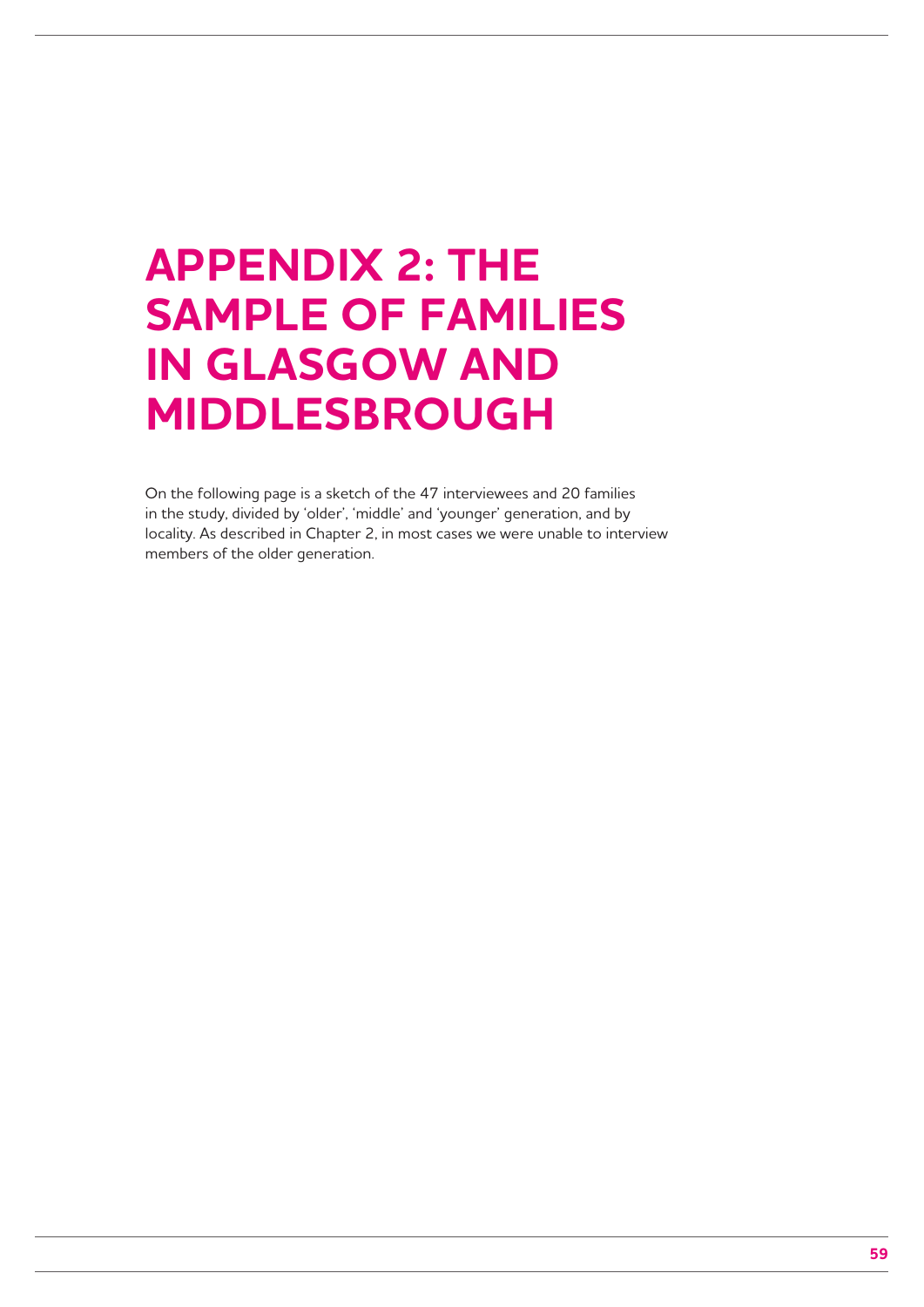# APPENDIX 2: THE SAMPLE OF FAMILIES IN GLASGOW AND MIDDLESBROUGH

On the following page is a sketch of the 47 interviewees and 20 families in the study, divided by 'older', 'middle' and 'younger' generation, and by locality. As described in Chapter 2, in most cases we were unable to interview members of the older generation.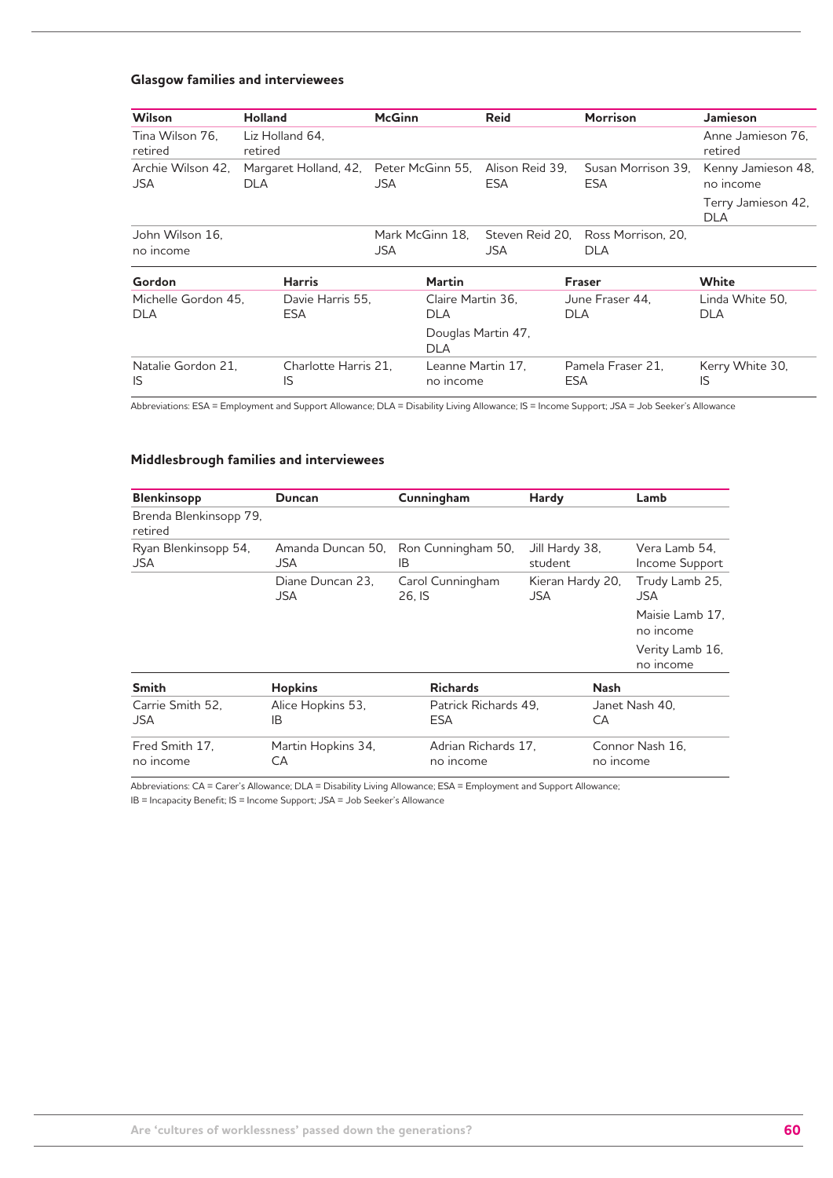### Glasgow families and interviewees

| Wilson | Holland | McGinn | Reid | Morrison | Jamieson |
|---|---|---|---|---|---|
| Tina Wilson 76, retired | Liz Holland 64, retired | | | | Anne Jamieson 76, retired |
| Archie Wilson 42, JSA | Margaret Holland, 42, DLA | Peter McGinn 55, JSA | Alison Reid 39, ESA | Susan Morrison 39, ESA | Kenny Jamieson 48, no income |
| | | | | | Terry Jamieson 42, DLA |
| John Wilson 16, no income | | Mark McGinn 18, JSA | Steven Reid 20, JSA | Ross Morrison, 20, DLA | |

| Gordon | Harris | Martin | Fraser | White |
|---|---|---|---|---|
| Michelle Gordon 45, DLA | Davie Harris 55, ESA | Claire Martin 36, DLA | June Fraser 44, DLA | Linda White 50, DLA |
| | | Douglas Martin 47, DLA | | |
| Natalie Gordon 21, IS | Charlotte Harris 21, IS | Leanne Martin 17, no income | Pamela Fraser 21, ESA | Kerry White 30, IS |

Abbreviations: ESA = Employment and Support Allowance; DLA = Disability Living Allowance; IS = Income Support; JSA = Job Seeker's Allowance

### Middlesbrough families and interviewees

| Blenkinsopp | Duncan | Cunningham | Hardy | Lamb |
|---|---|---|---|---|
| Brenda Blenkinsopp 79, retired | | | | |
| Ryan Blenkinsopp 54, JSA | Amanda Duncan 50, JSA | Ron Cunningham 50, IB | Jill Hardy 38, student | Vera Lamb 54, Income Support |
| | Diane Duncan 23, JSA | Carol Cunningham 26, IS | Kieran Hardy 20, JSA | Trudy Lamb 25, JSA |
| | | | | Maisie Lamb 17, no income |
| | | | | Verity Lamb 16, no income |

| Smith | Hopkins | Richards | Nash |
|---|---|---|---|
| Carrie Smith 52, JSA | Alice Hopkins 53, IB | Patrick Richards 49, ESA | Janet Nash 40, CA |
| Fred Smith 17, no income | Martin Hopkins 34, CA | Adrian Richards 17, no income | Connor Nash 16, no income |

Abbreviations: CA = Carer's Allowance; DLA = Disability Living Allowance; ESA = Employment and Support Allowance; IB = Incapacity Benefit; IS = Income Support; JSA = Job Seeker's Allowance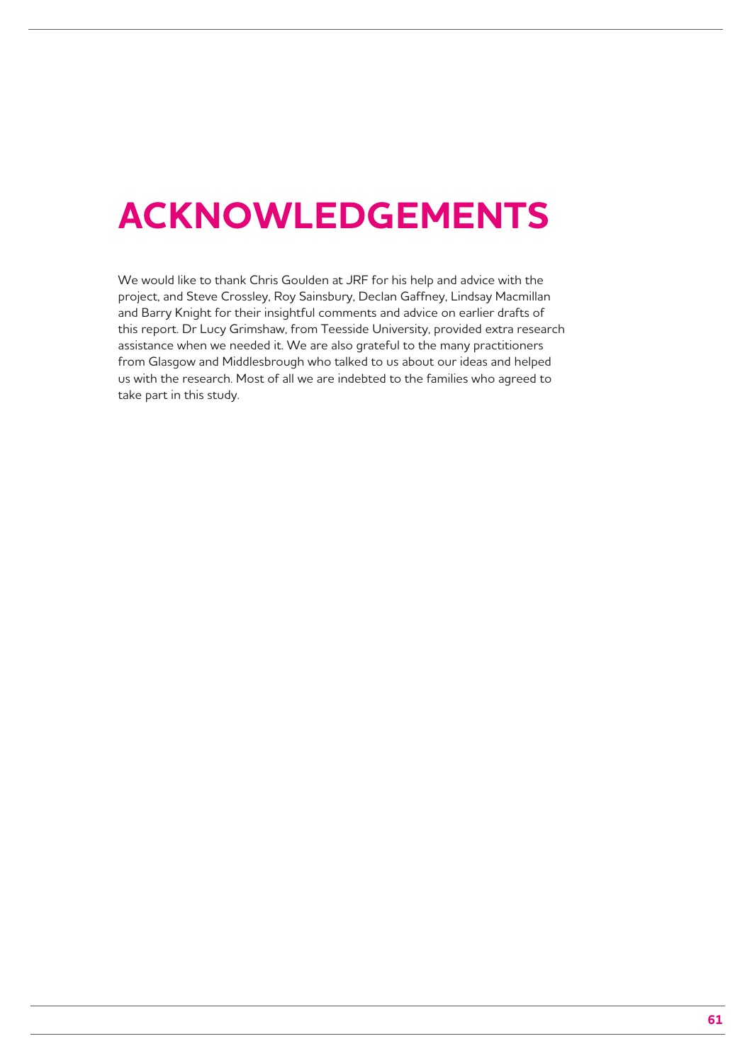# ACKNOWLEDGEMENTS

We would like to thank Chris Goulden at JRF for his help and advice with the project, and Steve Crossley, Roy Sainsbury, Declan Gaffney, Lindsay Macmillan and Barry Knight for their insightful comments and advice on earlier drafts of this report. Dr Lucy Grimshaw, from Teesside University, provided extra research assistance when we needed it. We are also grateful to the many practitioners from Glasgow and Middlesbrough who talked to us about our ideas and helped us with the research. Most of all we are indebted to the families who agreed to take part in this study.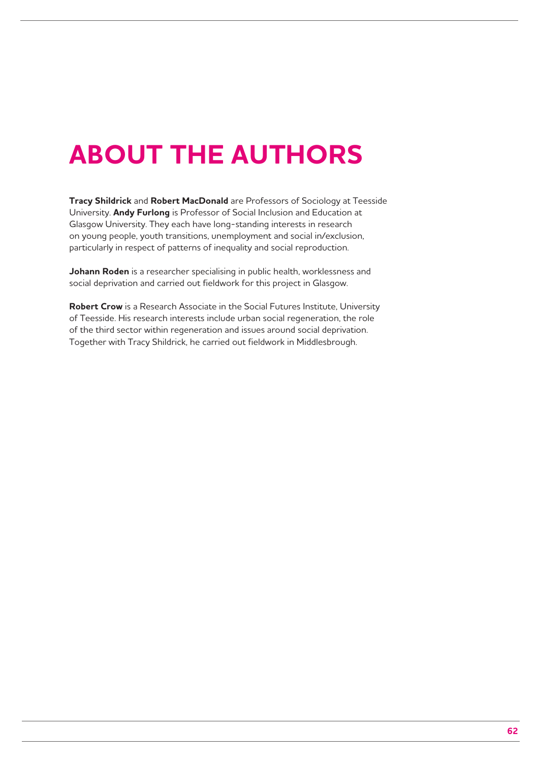# ABOUT THE AUTHORS

**Tracy Shildrick** and **Robert MacDonald** are Professors of Sociology at Teesside University. **Andy Furlong** is Professor of Social Inclusion and Education at Glasgow University. They each have long-standing interests in research on young people, youth transitions, unemployment and social in/exclusion, particularly in respect of patterns of inequality and social reproduction.

**Johann Roden** is a researcher specialising in public health, worklessness and social deprivation and carried out fieldwork for this project in Glasgow.

**Robert Crow** is a Research Associate in the Social Futures Institute, University of Teesside. His research interests include urban social regeneration, the role of the third sector within regeneration and issues around social deprivation. Together with Tracy Shildrick, he carried out fieldwork in Middlesbrough.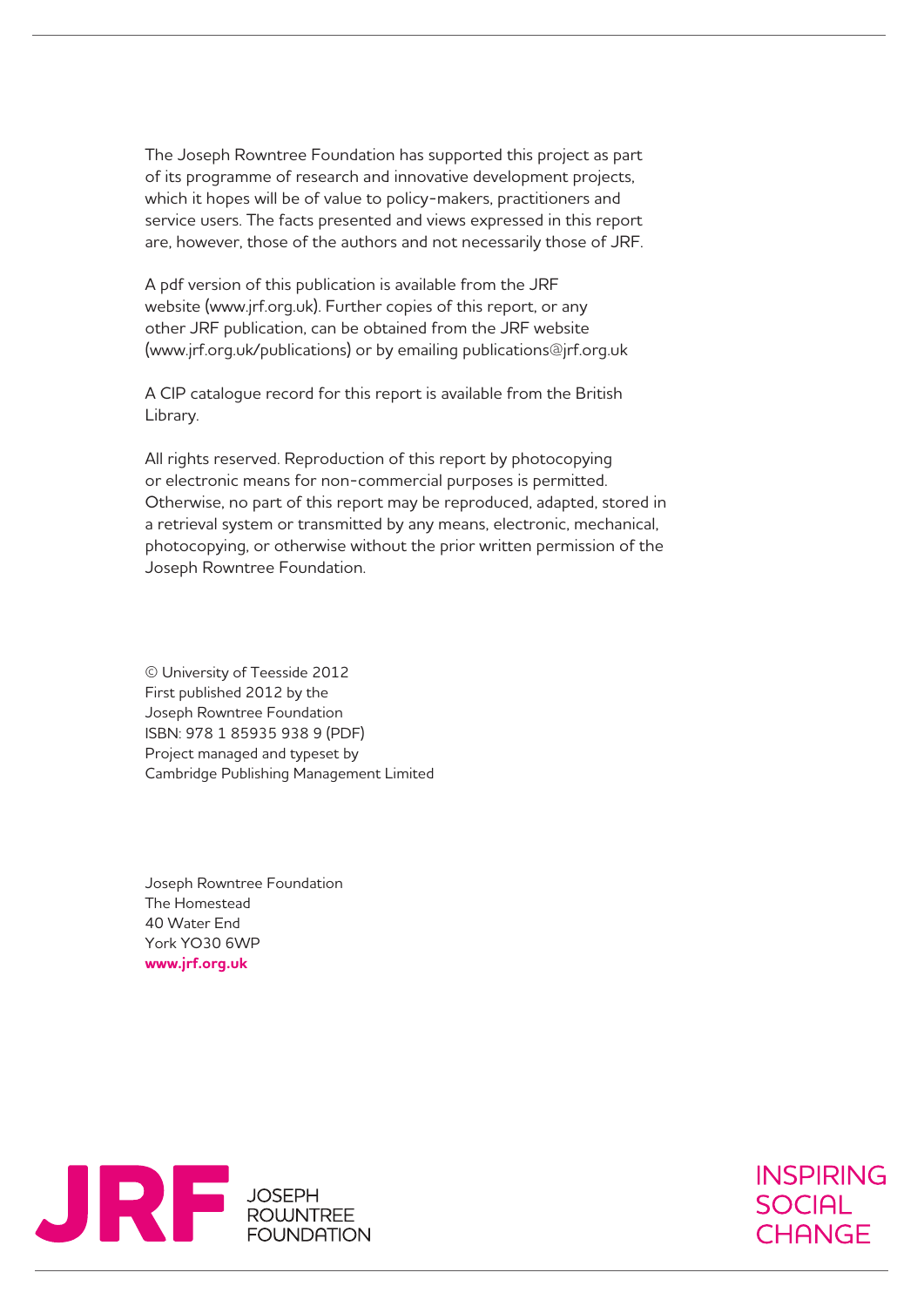The Joseph Rowntree Foundation has supported this project as part of its programme of research and innovative development projects, which it hopes will be of value to policy-makers, practitioners and service users. The facts presented and views expressed in this report are, however, those of the authors and not necessarily those of JRF.

A pdf version of this publication is available from the JRF website (www.jrf.org.uk). Further copies of this report, or any other JRF publication, can be obtained from the JRF website (www.jrf.org.uk/publications) or by emailing publications@jrf.org.uk

A CIP catalogue record for this report is available from the British Library.

All rights reserved. Reproduction of this report by photocopying or electronic means for non-commercial purposes is permitted. Otherwise, no part of this report may be reproduced, adapted, stored in a retrieval system or transmitted by any means, electronic, mechanical, photocopying, or otherwise without the prior written permission of the Joseph Rowntree Foundation.

© University of Teesside 2012
First published 2012 by the
Joseph Rowntree Foundation
ISBN: 978 1 85935 938 9 (PDF)
Project managed and typeset by
Cambridge Publishing Management Limited

Joseph Rowntree Foundation
The Homestead
40 Water End
York YO30 6WP
**www.jrf.org.uk**

JRF JOSEPH ROWNTREE FOUNDATION

INSPIRING SOCIAL CHANGE